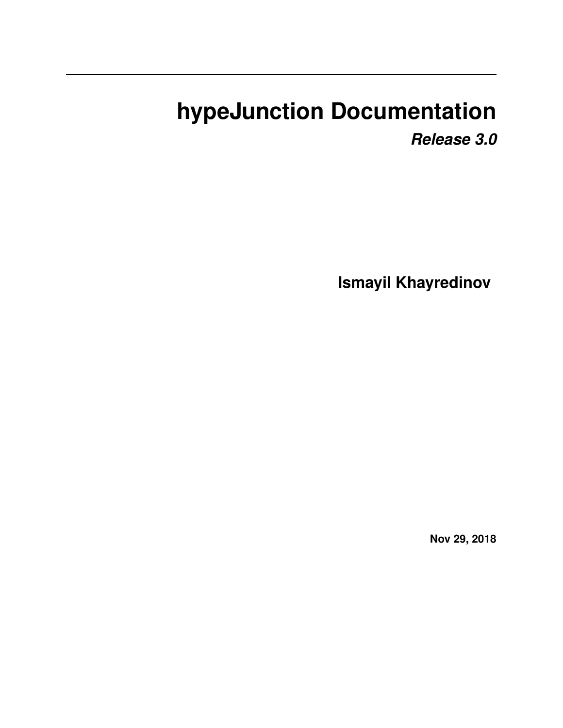# hypeJunction Documentation

***Release 3.0***

**Ismayil Khayredinov**

**Nov 29, 2018**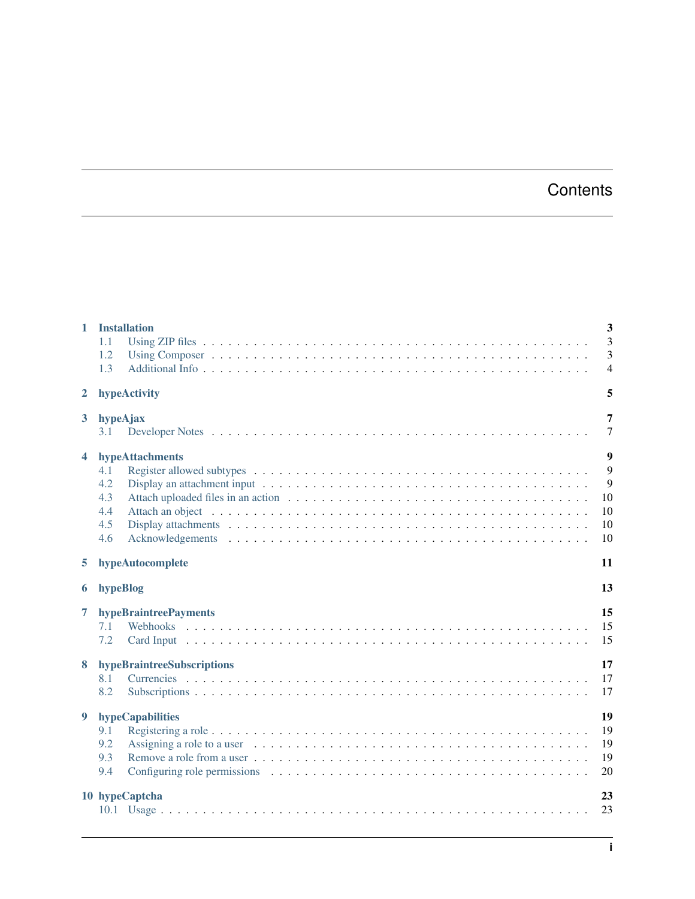# Contents

- **1 Installation** — 3
  - 1.1 Using ZIP files — 3
  - 1.2 Using Composer — 3
  - 1.3 Additional Info — 4
- **2 hypeActivity** — 5
- **3 hypeAjax** — 7
  - 3.1 Developer Notes — 7
- **4 hypeAttachments** — 9
  - 4.1 Register allowed subtypes — 9
  - 4.2 Display an attachment input — 9
  - 4.3 Attach uploaded files in an action — 10
  - 4.4 Attach an object — 10
  - 4.5 Display attachments — 10
  - 4.6 Acknowledgements — 10
- **5 hypeAutocomplete** — 11
- **6 hypeBlog** — 13
- **7 hypeBraintreePayments** — 15
  - 7.1 Webhooks — 15
  - 7.2 Card Input — 15
- **8 hypeBraintreeSubscriptions** — 17
  - 8.1 Currencies — 17
  - 8.2 Subscriptions — 17
- **9 hypeCapabilities** — 19
  - 9.1 Registering a role — 19
  - 9.2 Assigning a role to a user — 19
  - 9.3 Remove a role from a user — 19
  - 9.4 Configuring role permissions — 20
- **10 hypeCaptcha** — 23
  - 10.1 Usage — 23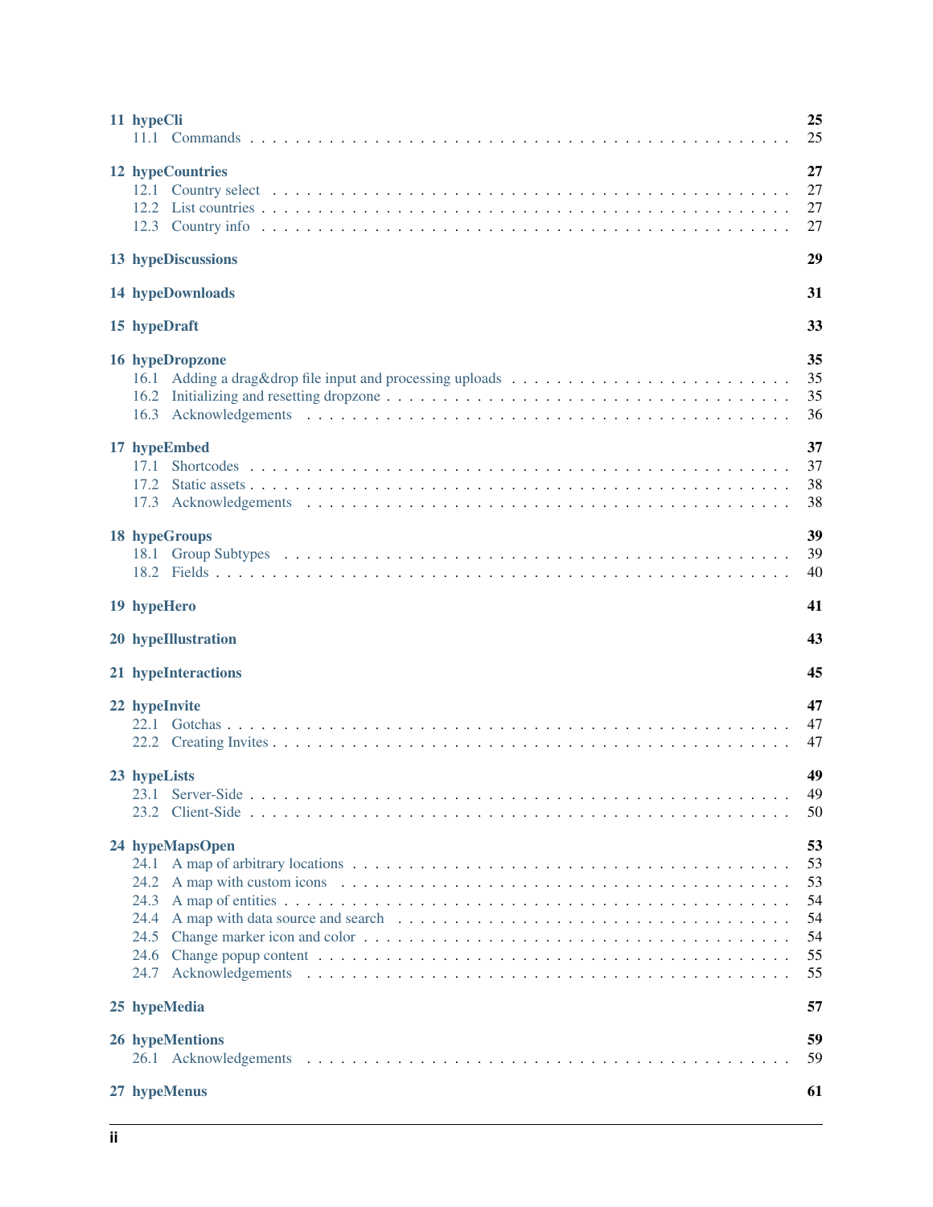- 11 hypeCli — 25
  - 11.1 Commands — 25
- 12 hypeCountries — 27
  - 12.1 Country select — 27
  - 12.2 List countries — 27
  - 12.3 Country info — 27
- 13 hypeDiscussions — 29
- 14 hypeDownloads — 31
- 15 hypeDraft — 33
- 16 hypeDropzone — 35
  - 16.1 Adding a drag&drop file input and processing uploads — 35
  - 16.2 Initializing and resetting dropzone — 35
  - 16.3 Acknowledgements — 36
- 17 hypeEmbed — 37
  - 17.1 Shortcodes — 37
  - 17.2 Static assets — 38
  - 17.3 Acknowledgements — 38
- 18 hypeGroups — 39
  - 18.1 Group Subtypes — 39
  - 18.2 Fields — 40
- 19 hypeHero — 41
- 20 hypeIllustration — 43
- 21 hypeInteractions — 45
- 22 hypeInvite — 47
  - 22.1 Gotchas — 47
  - 22.2 Creating Invites — 47
- 23 hypeLists — 49
  - 23.1 Server-Side — 49
  - 23.2 Client-Side — 50
- 24 hypeMapsOpen — 53
  - 24.1 A map of arbitrary locations — 53
  - 24.2 A map with custom icons — 53
  - 24.3 A map of entities — 54
  - 24.4 A map with data source and search — 54
  - 24.5 Change marker icon and color — 54
  - 24.6 Change popup content — 55
  - 24.7 Acknowledgements — 55
- 25 hypeMedia — 57
- 26 hypeMentions — 59
  - 26.1 Acknowledgements — 59
- 27 hypeMenus — 61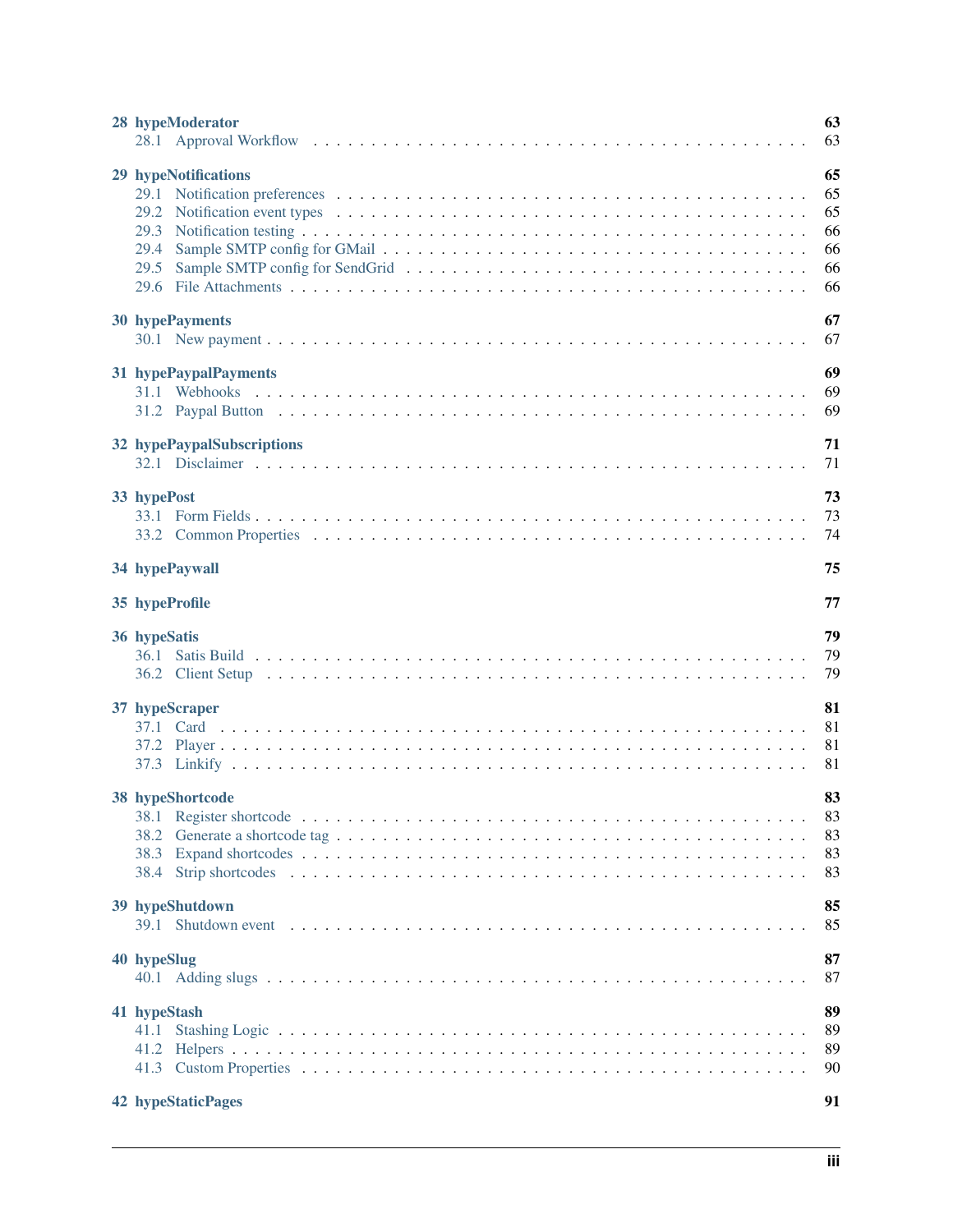28 hypeModerator 63
- 28.1 Approval Workflow 63

29 hypeNotifications 65
- 29.1 Notification preferences 65
- 29.2 Notification event types 65
- 29.3 Notification testing 66
- 29.4 Sample SMTP config for GMail 66
- 29.5 Sample SMTP config for SendGrid 66
- 29.6 File Attachments 66

30 hypePayments 67
- 30.1 New payment 67

31 hypePaypalPayments 69
- 31.1 Webhooks 69
- 31.2 Paypal Button 69

32 hypePaypalSubscriptions 71
- 32.1 Disclaimer 71

33 hypePost 73
- 33.1 Form Fields 73
- 33.2 Common Properties 74

34 hypePaywall 75

35 hypeProfile 77

36 hypeSatis 79
- 36.1 Satis Build 79
- 36.2 Client Setup 79

37 hypeScraper 81
- 37.1 Card 81
- 37.2 Player 81
- 37.3 Linkify 81

38 hypeShortcode 83
- 38.1 Register shortcode 83
- 38.2 Generate a shortcode tag 83
- 38.3 Expand shortcodes 83
- 38.4 Strip shortcodes 83

39 hypeShutdown 85
- 39.1 Shutdown event 85

40 hypeSlug 87
- 40.1 Adding slugs 87

41 hypeStash 89
- 41.1 Stashing Logic 89
- 41.2 Helpers 89
- 41.3 Custom Properties 90

42 hypeStaticPages 91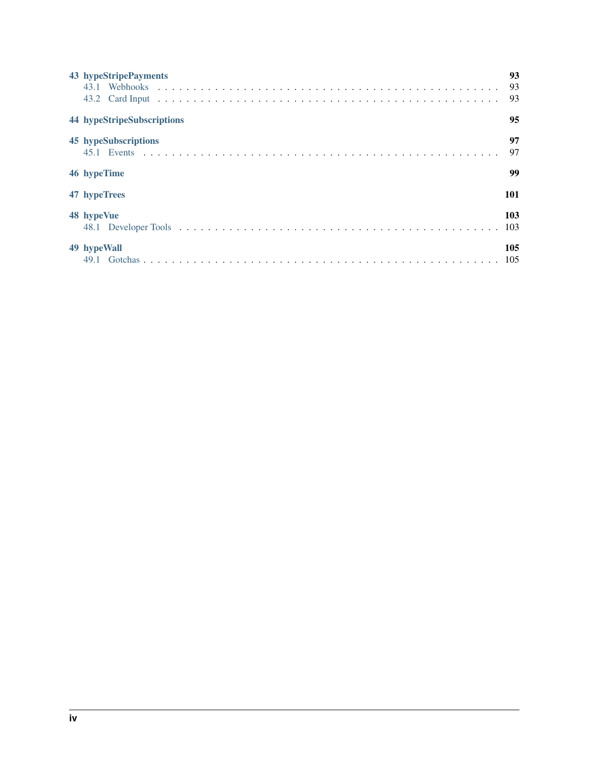**43 hypeStripePayments** 93
- 43.1 Webhooks . . . . . 93
- 43.2 Card Input . . . . . 93

**44 hypeStripeSubscriptions** 95

**45 hypeSubscriptions** 97
- 45.1 Events . . . . . 97

**46 hypeTime** 99

**47 hypeTrees** 101

**48 hypeVue** 103
- 48.1 Developer Tools . . . . . 103

**49 hypeWall** 105
- 49.1 Gotchas . . . . . 105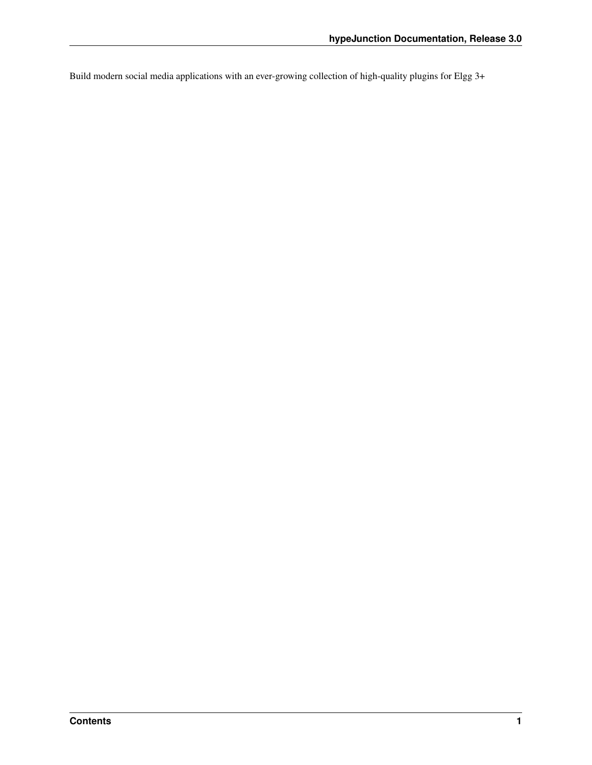Build modern social media applications with an ever-growing collection of high-quality plugins for Elgg 3+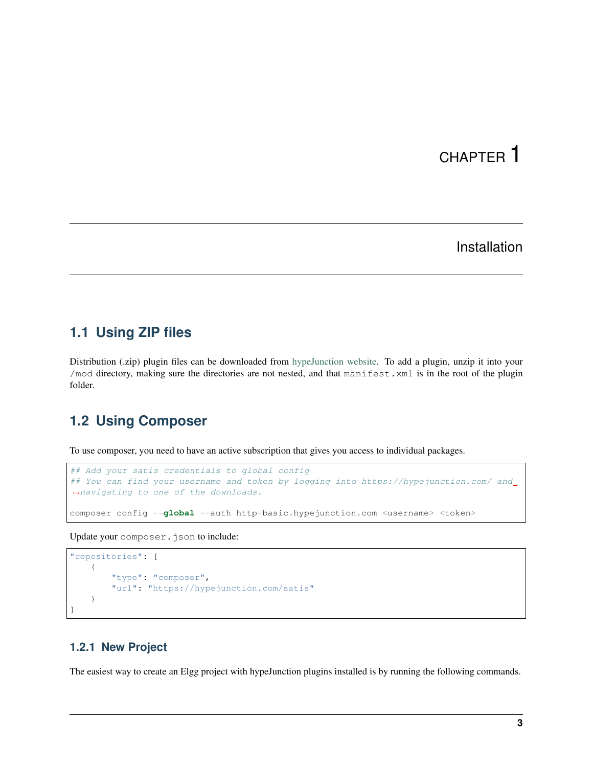# CHAPTER 1

## Installation

### 1.1 Using ZIP files

Distribution (.zip) plugin files can be downloaded from hypeJunction website. To add a plugin, unzip it into your /mod directory, making sure the directories are not nested, and that manifest.xml is in the root of the plugin folder.

### 1.2 Using Composer

To use composer, you need to have an active subscription that gives you access to individual packages.

```
## Add your satis credentials to global config
## You can find your username and token by logging into https://hypejunction.com/ and navigating to one of the downloads.

composer config --global --auth http-basic.hypejunction.com <username> <token>
```

Update your composer.json to include:

```
"repositories": [
    {
        "type": "composer",
        "url": "https://hypejunction.com/satis"
    }
]
```

#### 1.2.1 New Project

The easiest way to create an Elgg project with hypeJunction plugins installed is by running the following commands.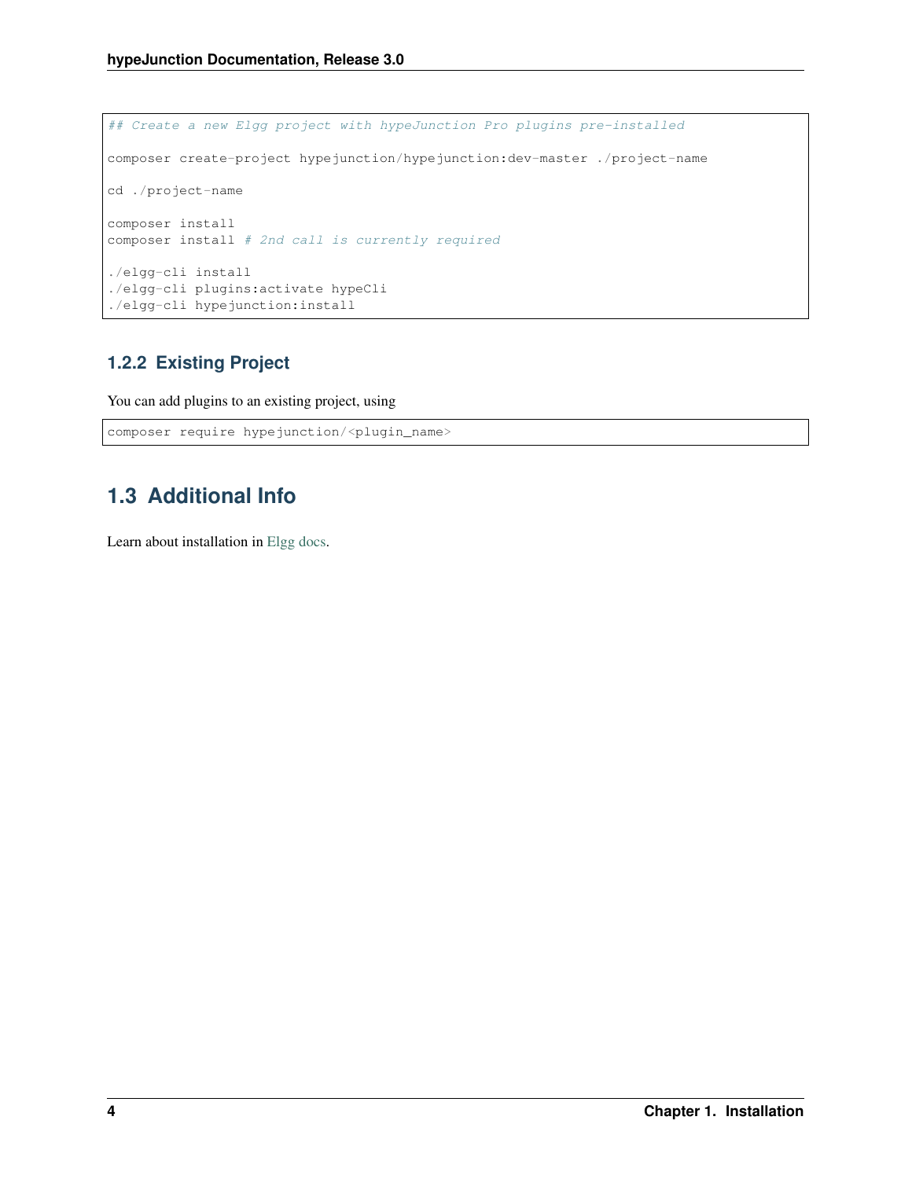```
## Create a new Elgg project with hypeJunction Pro plugins pre-installed

composer create-project hypejunction/hypejunction:dev-master ./project-name

cd ./project-name

composer install
composer install # 2nd call is currently required

./elgg-cli install
./elgg-cli plugins:activate hypeCli
./elgg-cli hypejunction:install
```

### 1.2.2 Existing Project

You can add plugins to an existing project, using

```
composer require hypejunction/<plugin_name>
```

## 1.3 Additional Info

Learn about installation in Elgg docs.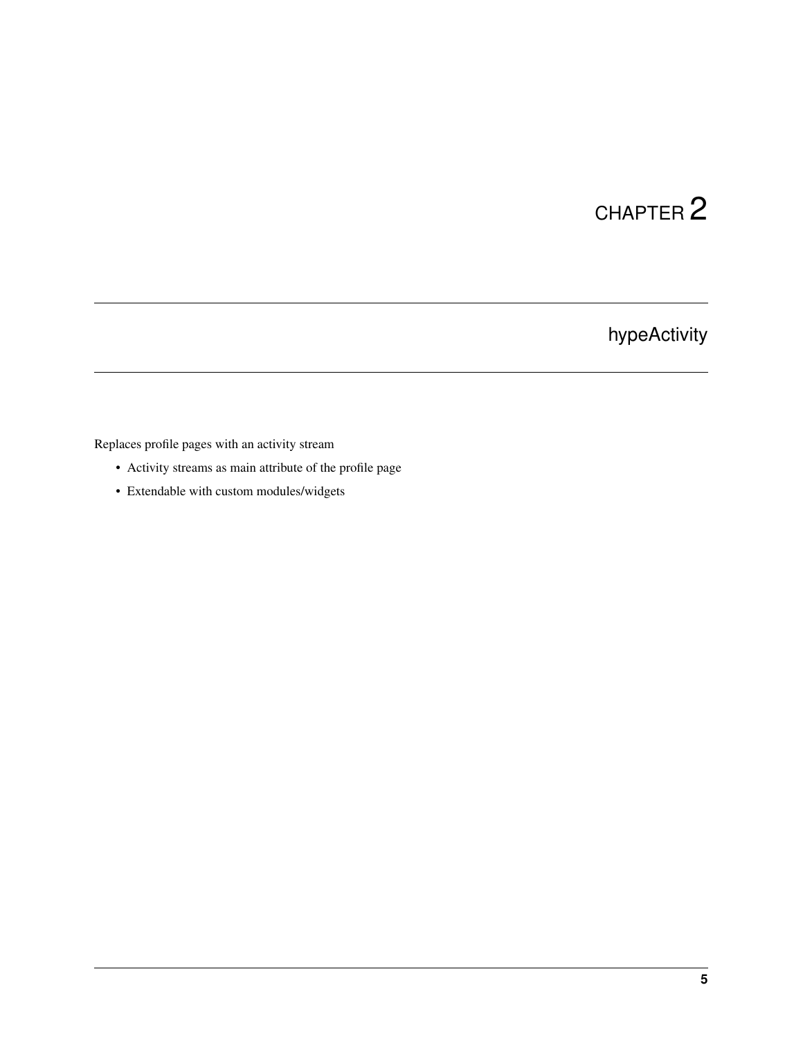# CHAPTER 2

## hypeActivity

Replaces profile pages with an activity stream

- Activity streams as main attribute of the profile page
- Extendable with custom modules/widgets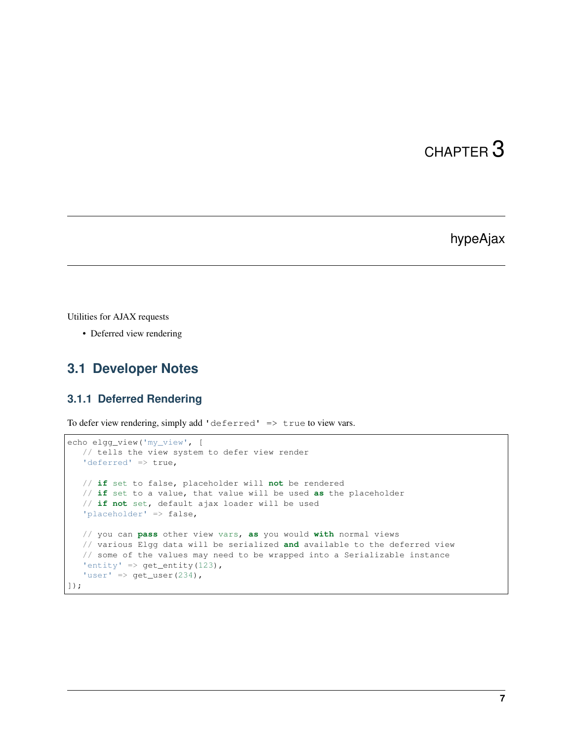# CHAPTER 3

# hypeAjax

Utilities for AJAX requests

- Deferred view rendering

## 3.1 Developer Notes

### 3.1.1 Deferred Rendering

To defer view rendering, simply add `'deferred' => true` to view vars.

```
echo elgg_view('my_view', [
   // tells the view system to defer view render
   'deferred' => true,

   // if set to false, placeholder will not be rendered
   // if set to a value, that value will be used as the placeholder
   // if not set, default ajax loader will be used
   'placeholder' => false,

   // you can pass other view vars, as you would with normal views
   // various Elgg data will be serialized and available to the deferred view
   // some of the values may need to be wrapped into a Serializable instance
   'entity' => get_entity(123),
   'user' => get_user(234),
]);
```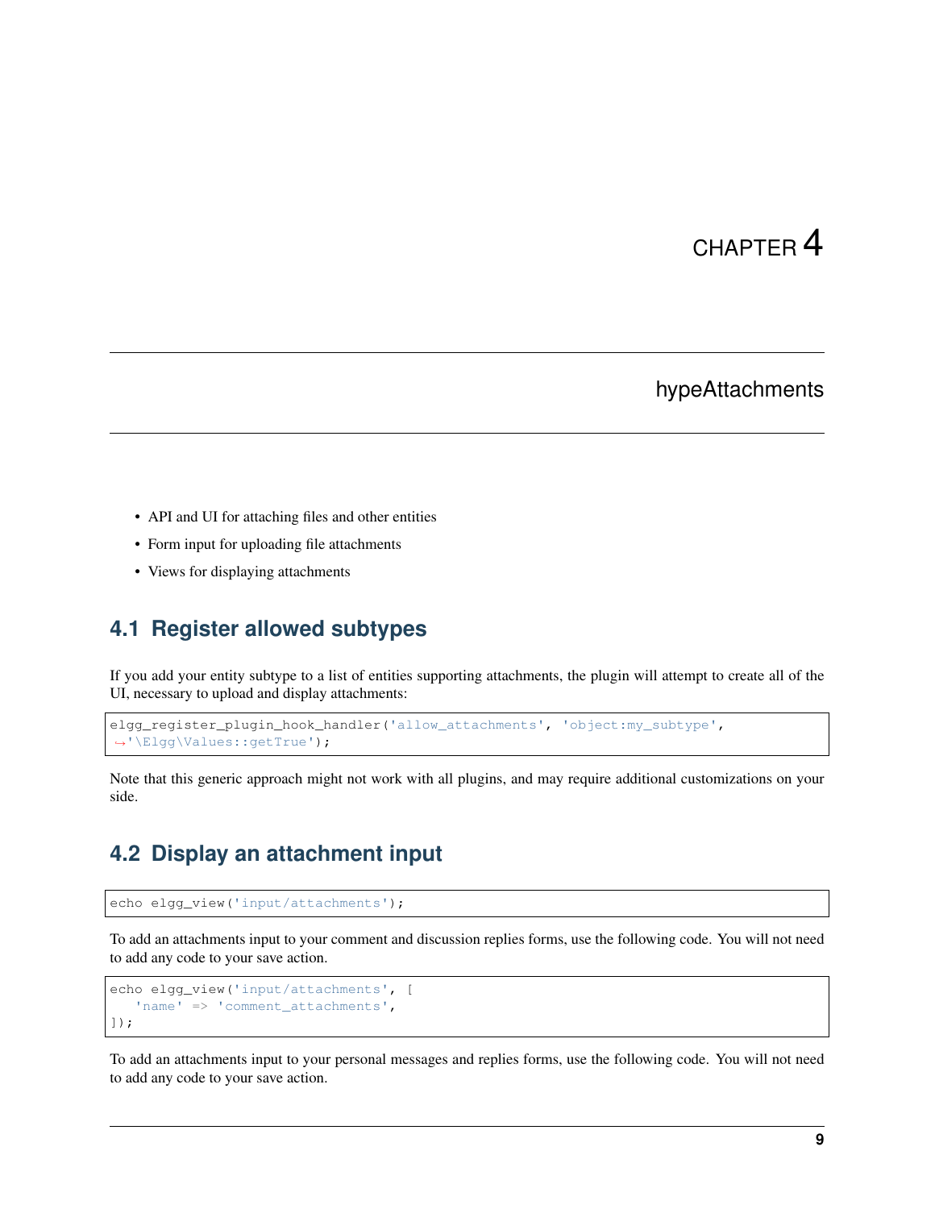# CHAPTER 4

# hypeAttachments

- API and UI for attaching files and other entities
- Form input for uploading file attachments
- Views for displaying attachments

## 4.1 Register allowed subtypes

If you add your entity subtype to a list of entities supporting attachments, the plugin will attempt to create all of the UI, necessary to upload and display attachments:

```
elgg_register_plugin_hook_handler('allow_attachments', 'object:my_subtype',
'\Elgg\Values::getTrue');
```

Note that this generic approach might not work with all plugins, and may require additional customizations on your side.

## 4.2 Display an attachment input

```
echo elgg_view('input/attachments');
```

To add an attachments input to your comment and discussion replies forms, use the following code. You will not need to add any code to your save action.

```
echo elgg_view('input/attachments', [
    'name' => 'comment_attachments',
]);
```

To add an attachments input to your personal messages and replies forms, use the following code. You will not need to add any code to your save action.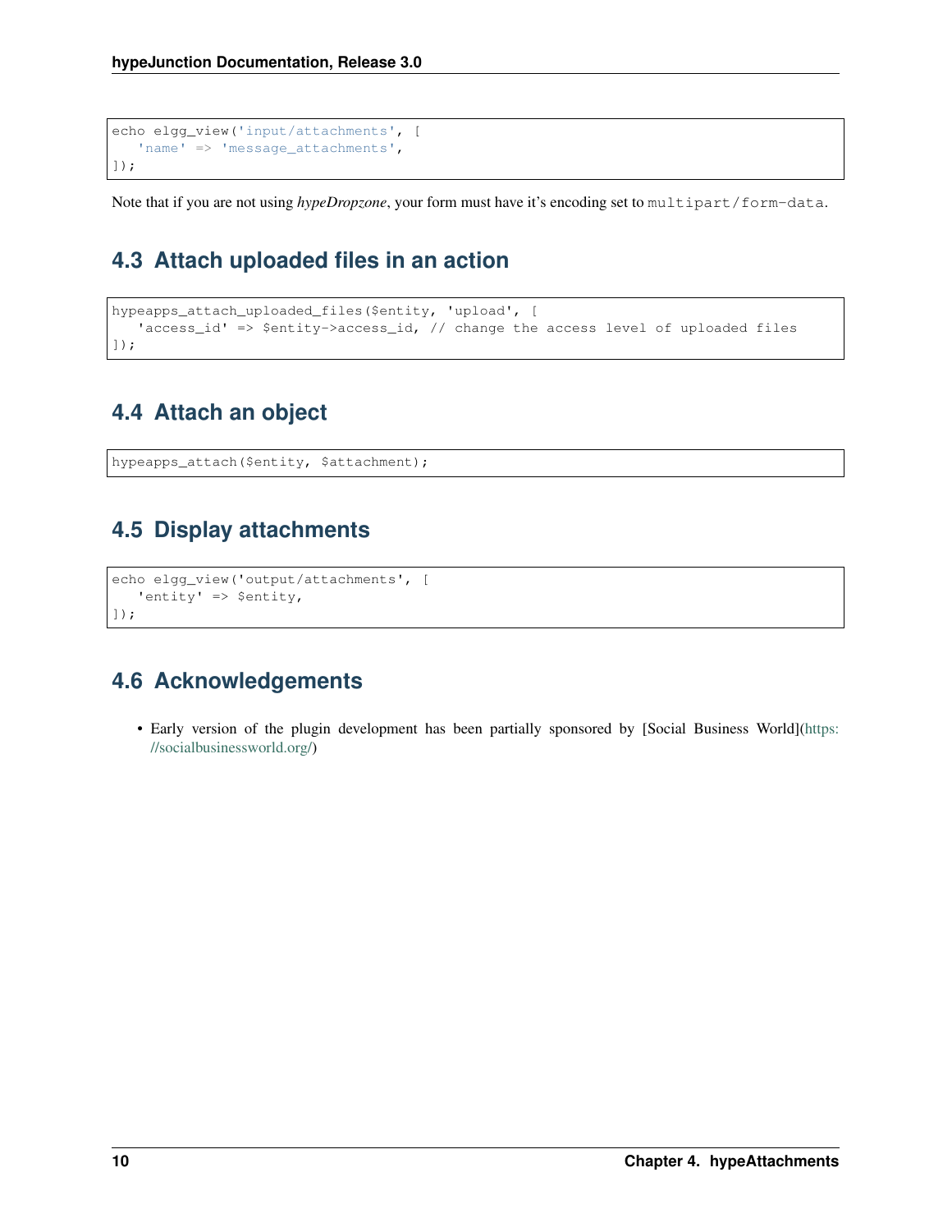```php
echo elgg_view('input/attachments', [
   'name' => 'message_attachments',
]);
```

Note that if you are not using *hypeDropzone*, your form must have it's encoding set to `multipart/form-data`.

## 4.3 Attach uploaded files in an action

```php
hypeapps_attach_uploaded_files($entity, 'upload', [
   'access_id' => $entity->access_id, // change the access level of uploaded files
]);
```

## 4.4 Attach an object

```php
hypeapps_attach($entity, $attachment);
```

## 4.5 Display attachments

```php
echo elgg_view('output/attachments', [
   'entity' => $entity,
]);
```

## 4.6 Acknowledgements

- Early version of the plugin development has been partially sponsored by [Social Business World](https://socialbusinessworld.org/)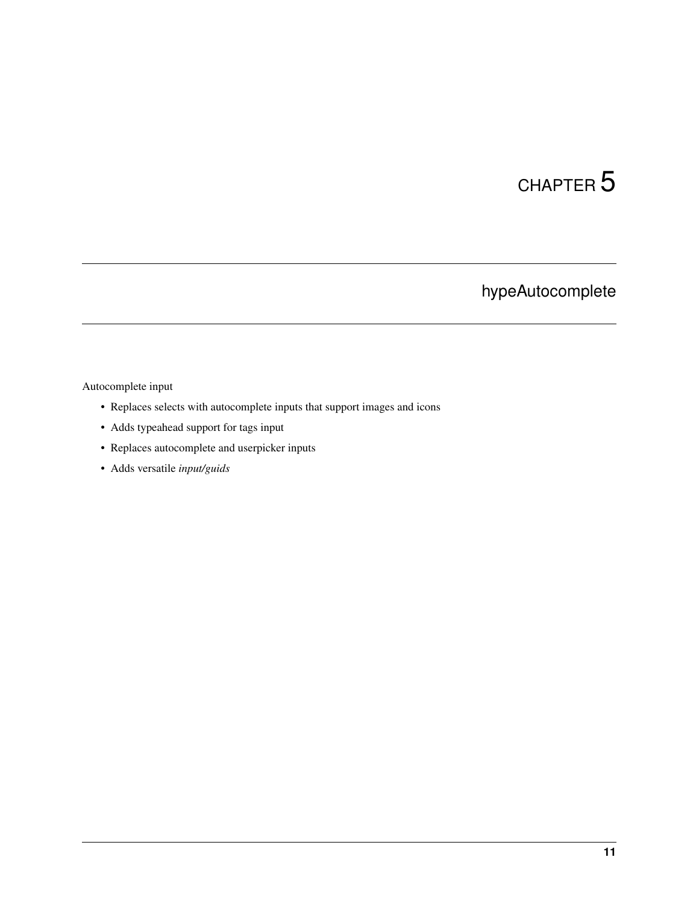# CHAPTER 5

## hypeAutocomplete

Autocomplete input

- Replaces selects with autocomplete inputs that support images and icons
- Adds typeahead support for tags input
- Replaces autocomplete and userpicker inputs
- Adds versatile *input/guids*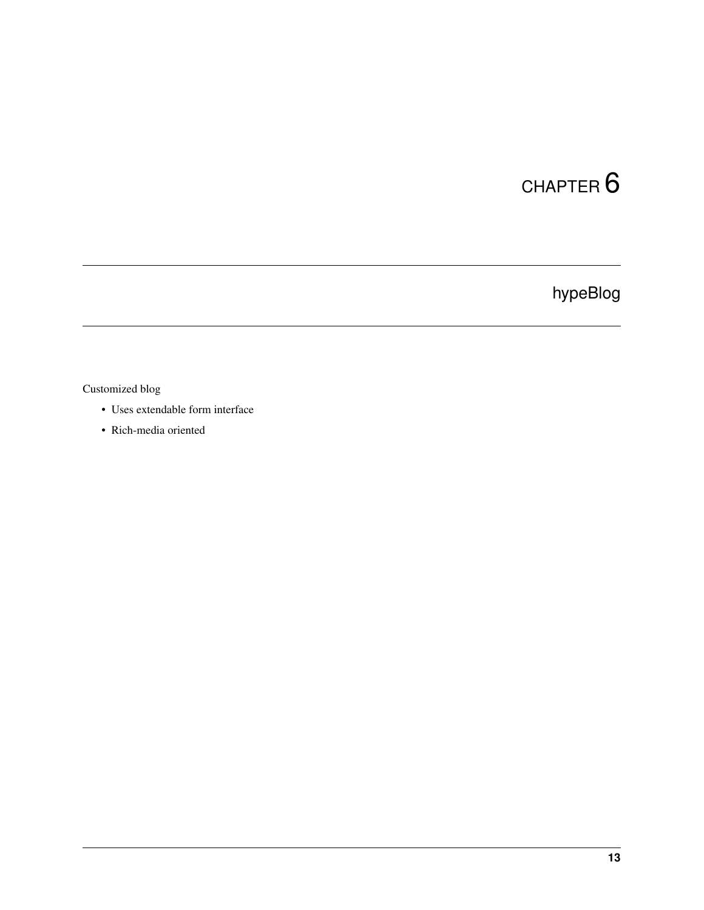# CHAPTER 6

## hypeBlog

Customized blog

- Uses extendable form interface
- Rich-media oriented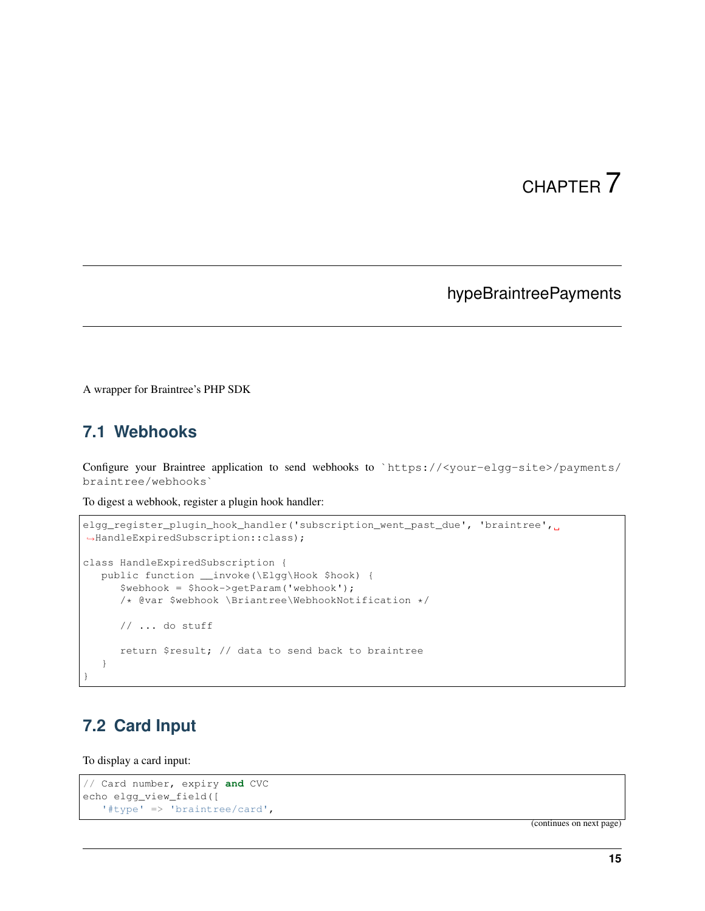# CHAPTER 7

## hypeBraintreePayments

A wrapper for Braintree's PHP SDK

### 7.1 Webhooks

Configure your Braintree application to send webhooks to `https://<your-elgg-site>/payments/braintree/webhooks`

To digest a webhook, register a plugin hook handler:

```
elgg_register_plugin_hook_handler('subscription_went_past_due', 'braintree', HandleExpiredSubscription::class);

class HandleExpiredSubscription {
   public function __invoke(\Elgg\Hook $hook) {
      $webhook = $hook->getParam('webhook');
      /* @var $webhook \Briantree\WebhookNotification */

      // ... do stuff

      return $result; // data to send back to braintree
   }
}
```

### 7.2 Card Input

To display a card input:

```
// Card number, expiry and CVC
echo elgg_view_field([
   '#type' => 'braintree/card',
```

(continues on next page)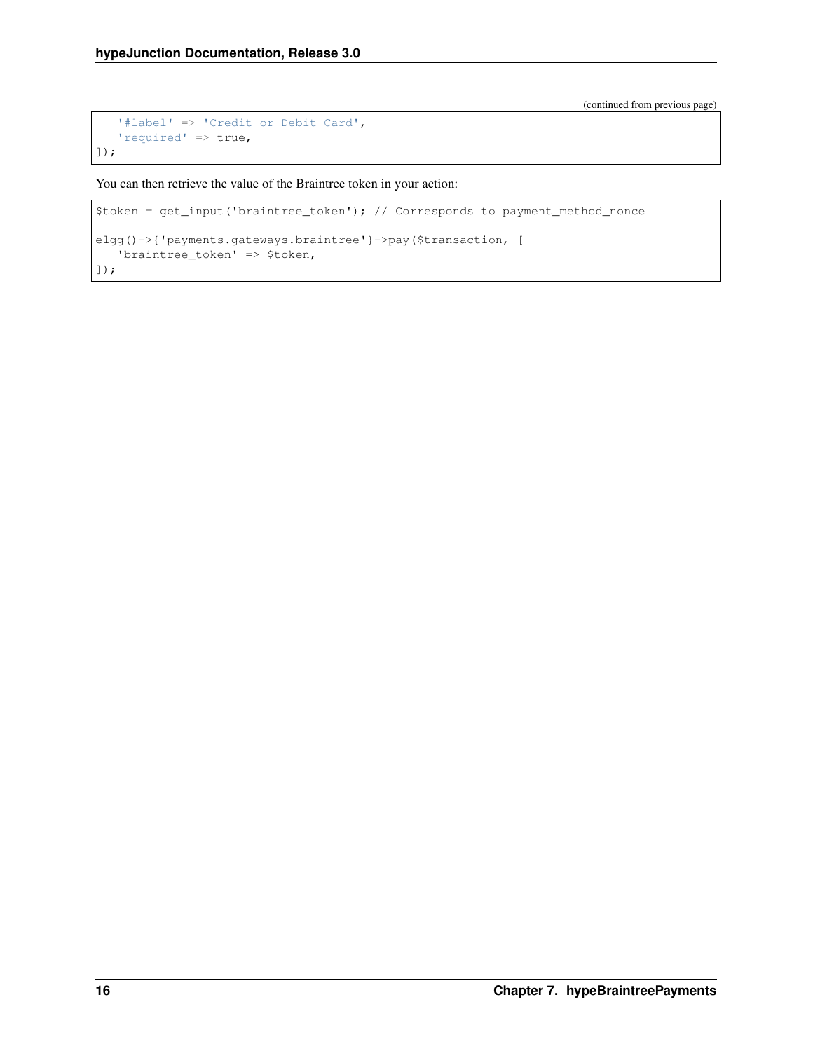(continued from previous page)

```
    '#label' => 'Credit or Debit Card',
    'required' => true,
]);
```

You can then retrieve the value of the Braintree token in your action:

```
$token = get_input('braintree_token'); // Corresponds to payment_method_nonce

elgg()->{'payments.gateways.braintree'}->pay($transaction, [
    'braintree_token' => $token,
]);
```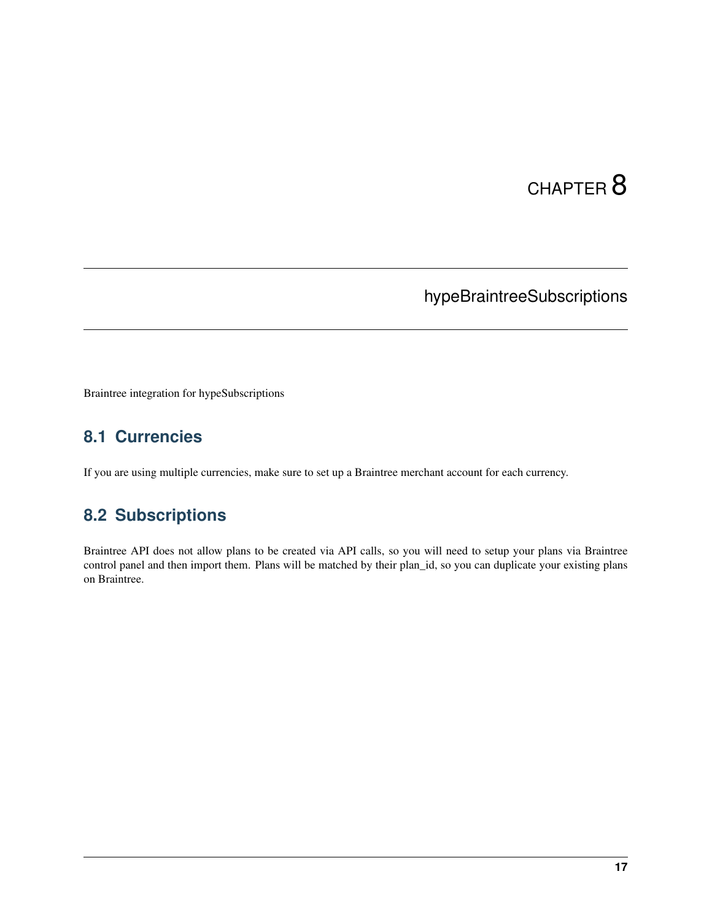# CHAPTER 8

# hypeBraintreeSubscriptions

Braintree integration for hypeSubscriptions

## 8.1 Currencies

If you are using multiple currencies, make sure to set up a Braintree merchant account for each currency.

## 8.2 Subscriptions

Braintree API does not allow plans to be created via API calls, so you will need to setup your plans via Braintree control panel and then import them. Plans will be matched by their plan_id, so you can duplicate your existing plans on Braintree.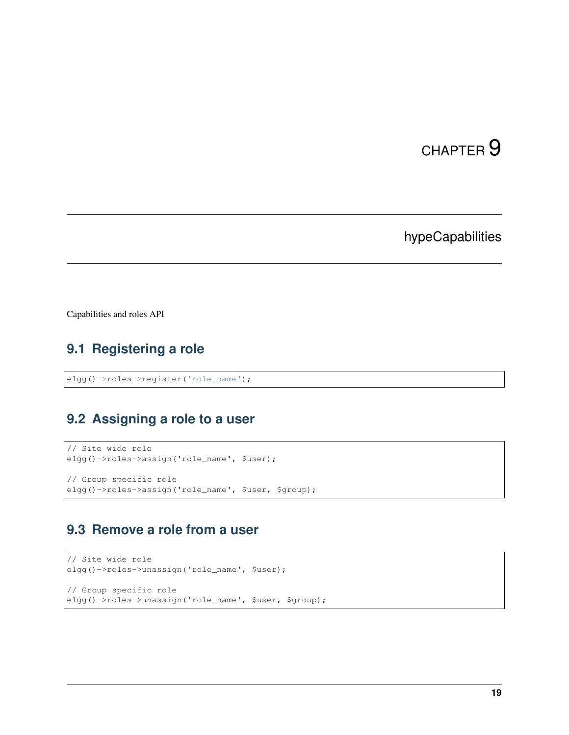# CHAPTER 9

# hypeCapabilities

Capabilities and roles API

## 9.1 Registering a role

```
elgg()->roles->register('role_name');
```

## 9.2 Assigning a role to a user

```
// Site wide role
elgg()->roles->assign('role_name', $user);

// Group specific role
elgg()->roles->assign('role_name', $user, $group);
```

## 9.3 Remove a role from a user

```
// Site wide role
elgg()->roles->unassign('role_name', $user);

// Group specific role
elgg()->roles->unassign('role_name', $user, $group);
```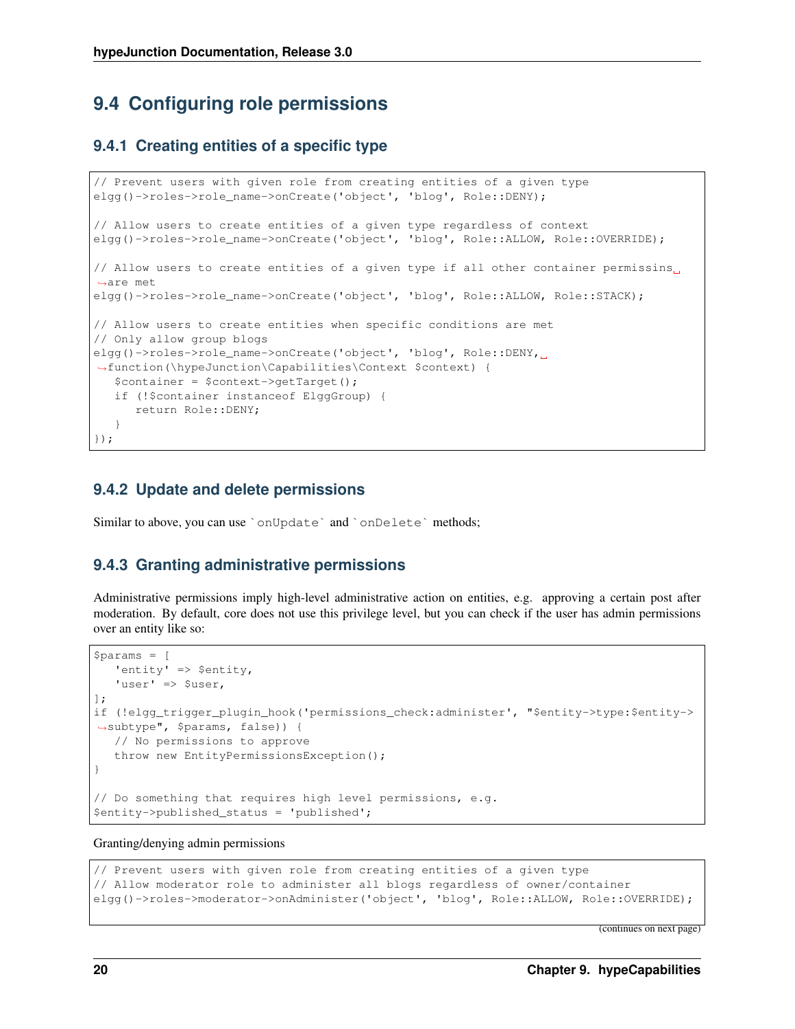## 9.4 Configuring role permissions

### 9.4.1 Creating entities of a specific type

```
// Prevent users with given role from creating entities of a given type
elgg()->roles->role_name->onCreate('object', 'blog', Role::DENY);

// Allow users to create entities of a given type regardless of context
elgg()->roles->role_name->onCreate('object', 'blog', Role::ALLOW, Role::OVERRIDE);

// Allow users to create entities of a given type if all other container permissins are met
elgg()->roles->role_name->onCreate('object', 'blog', Role::ALLOW, Role::STACK);

// Allow users to create entities when specific conditions are met
// Only allow group blogs
elgg()->roles->role_name->onCreate('object', 'blog', Role::DENY, function(\hypeJunction\Capabilities\Context $context) {
   $container = $context->getTarget();
   if (!$container instanceof ElggGroup) {
      return Role::DENY;
   }
});
```

### 9.4.2 Update and delete permissions

Similar to above, you can use `onUpdate` and `onDelete` methods;

### 9.4.3 Granting administrative permissions

Administrative permissions imply high-level administrative action on entities, e.g. approving a certain post after moderation. By default, core does not use this privilege level, but you can check if the user has admin permissions over an entity like so:

```
$params = [
   'entity' => $entity,
   'user' => $user,
];
if (!elgg_trigger_plugin_hook('permissions_check:administer', "$entity->type:$entity->subtype", $params, false)) {
   // No permissions to approve
   throw new EntityPermissionsException();
}

// Do something that requires high level permissions, e.g.
$entity->published_status = 'published';
```

Granting/denying admin permissions

```
// Prevent users with given role from creating entities of a given type
// Allow moderator role to administer all blogs regardless of owner/container
elgg()->roles->moderator->onAdminister('object', 'blog', Role::ALLOW, Role::OVERRIDE);
```

(continues on next page)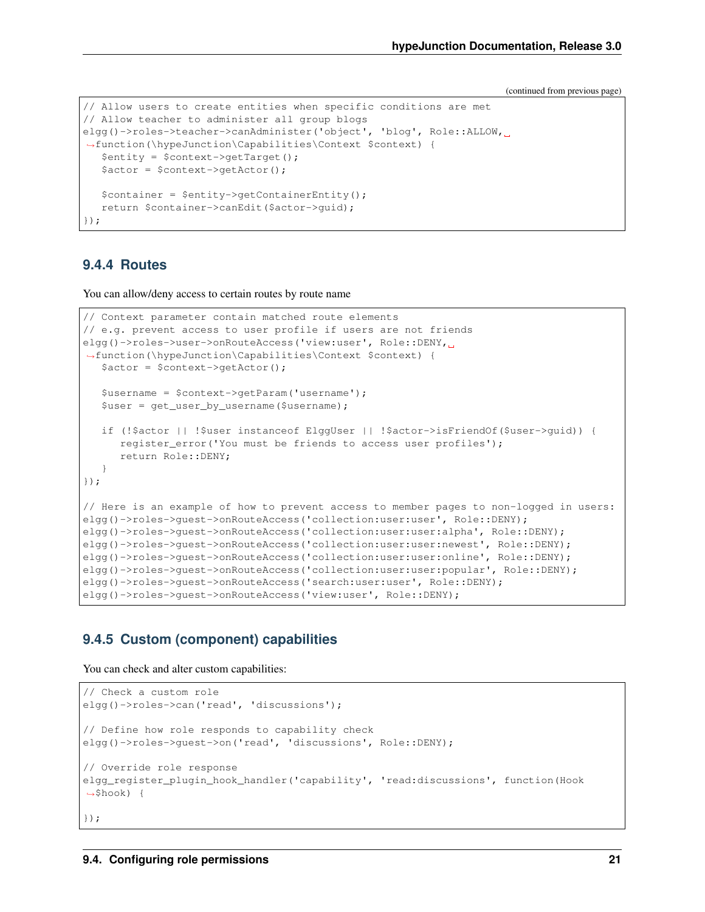(continued from previous page)

```
// Allow users to create entities when specific conditions are met
// Allow teacher to administer all group blogs
elgg()->roles->teacher->canAdminister('object', 'blog', Role::ALLOW, function(\hypeJunction\Capabilities\Context $context) {
   $entity = $context->getTarget();
   $actor = $context->getActor();

   $container = $entity->getContainerEntity();
   return $container->canEdit($actor->guid);
});
```

### 9.4.4 Routes

You can allow/deny access to certain routes by route name

```
// Context parameter contain matched route elements
// e.g. prevent access to user profile if users are not friends
elgg()->roles->user->onRouteAccess('view:user', Role::DENY, function(\hypeJunction\Capabilities\Context $context) {
   $actor = $context->getActor();

   $username = $context->getParam('username');
   $user = get_user_by_username($username);

   if (!$actor || !$user instanceof ElggUser || !$actor->isFriendOf($user->guid)) {
      register_error('You must be friends to access user profiles');
      return Role::DENY;
   }
});

// Here is an example of how to prevent access to member pages to non-logged in users:
elgg()->roles->guest->onRouteAccess('collection:user:user', Role::DENY);
elgg()->roles->guest->onRouteAccess('collection:user:user:alpha', Role::DENY);
elgg()->roles->guest->onRouteAccess('collection:user:user:newest', Role::DENY);
elgg()->roles->guest->onRouteAccess('collection:user:user:online', Role::DENY);
elgg()->roles->guest->onRouteAccess('collection:user:user:popular', Role::DENY);
elgg()->roles->guest->onRouteAccess('search:user:user', Role::DENY);
elgg()->roles->guest->onRouteAccess('view:user', Role::DENY);
```

### 9.4.5 Custom (component) capabilities

You can check and alter custom capabilities:

```
// Check a custom role
elgg()->roles->can('read', 'discussions');

// Define how role responds to capability check
elgg()->roles->guest->on('read', 'discussions', Role::DENY);

// Override role response
elgg_register_plugin_hook_handler('capability', 'read:discussions', function(Hook $hook) {

});
```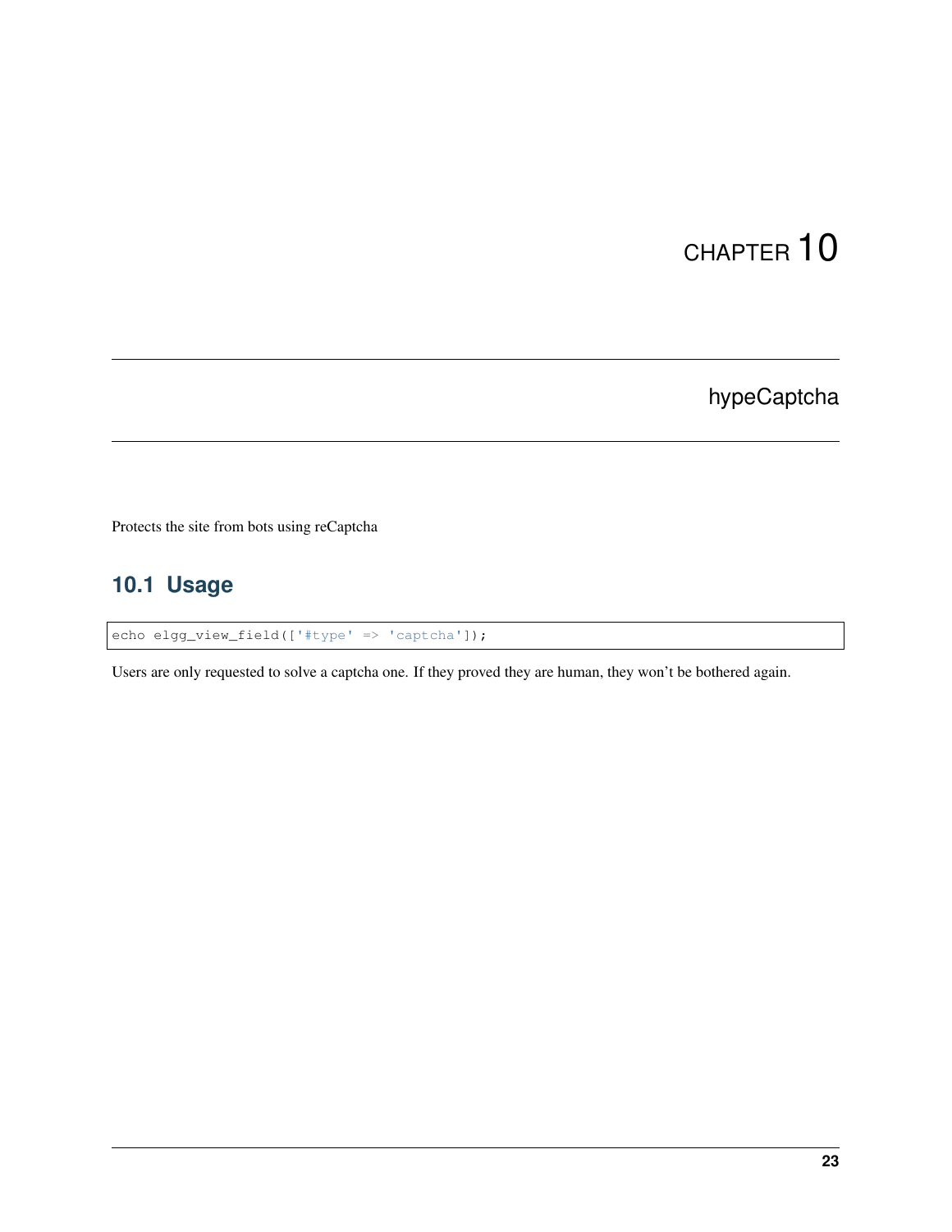# CHAPTER 10

# hypeCaptcha

Protects the site from bots using reCaptcha

## 10.1 Usage

```
echo elgg_view_field(['#type' => 'captcha']);
```

Users are only requested to solve a captcha one. If they proved they are human, they won't be bothered again.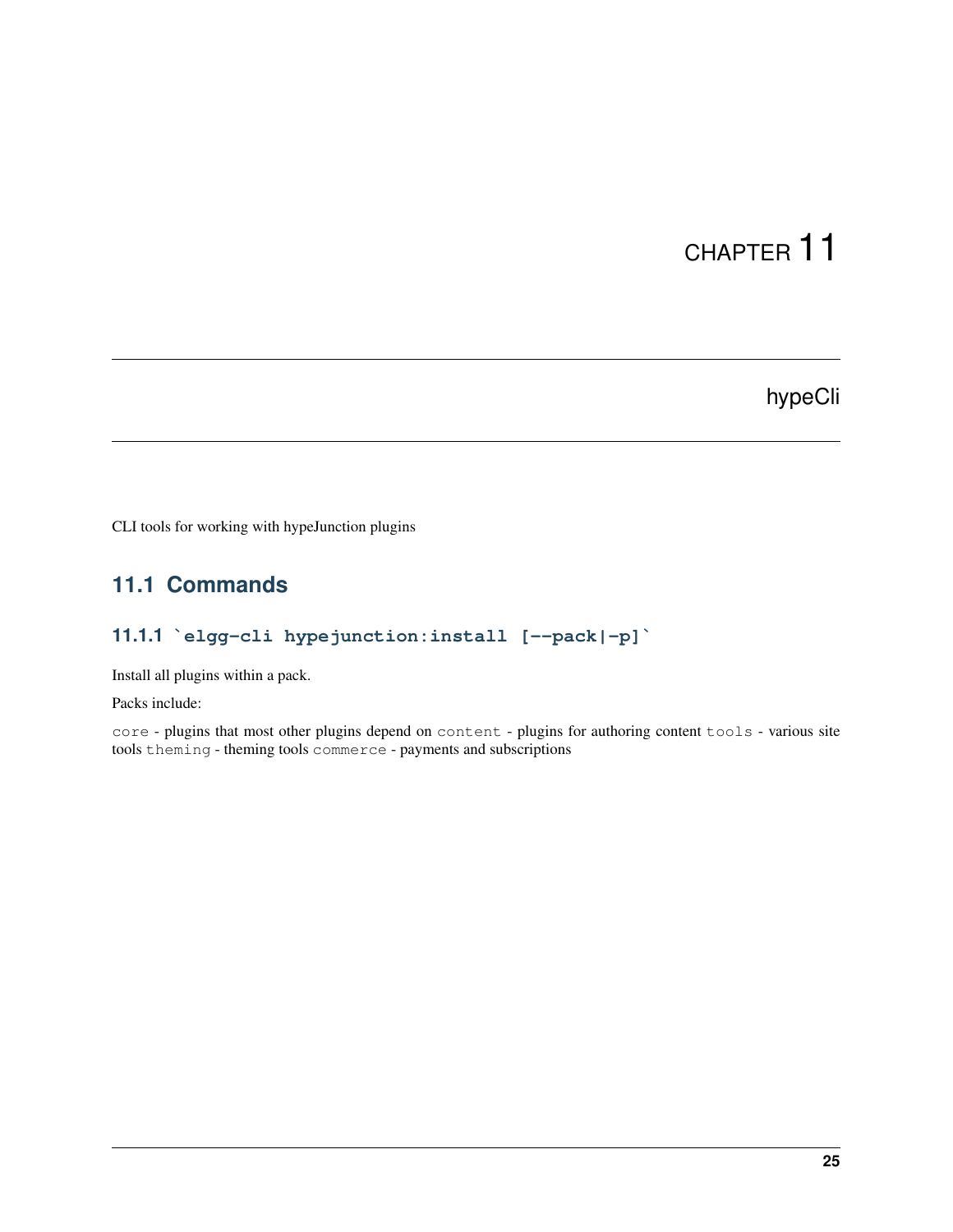# CHAPTER 11

## hypeCli

CLI tools for working with hypeJunction plugins

### 11.1 Commands

#### 11.1.1 `elgg-cli hypejunction:install [--pack|-p]`

Install all plugins within a pack.

Packs include:

`core` - plugins that most other plugins depend on `content` - plugins for authoring content `tools` - various site tools `theming` - theming tools `commerce` - payments and subscriptions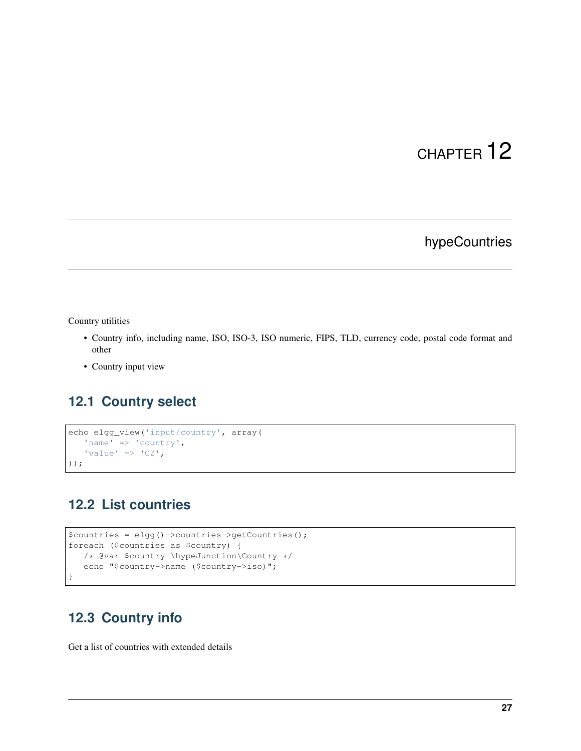# CHAPTER 12

# hypeCountries

Country utilities

- Country info, including name, ISO, ISO-3, ISO numeric, FIPS, TLD, currency code, postal code format and other
- Country input view

## 12.1 Country select

```
echo elgg_view('input/country', array(
   'name' => 'country',
   'value' => 'CZ',
));
```

## 12.2 List countries

```
$countries = elgg()->countries->getCountries();
foreach ($countries as $country) {
   /* @var $country \hypeJunction\Country */
   echo "$country->name ($country->iso)";
}
```

## 12.3 Country info

Get a list of countries with extended details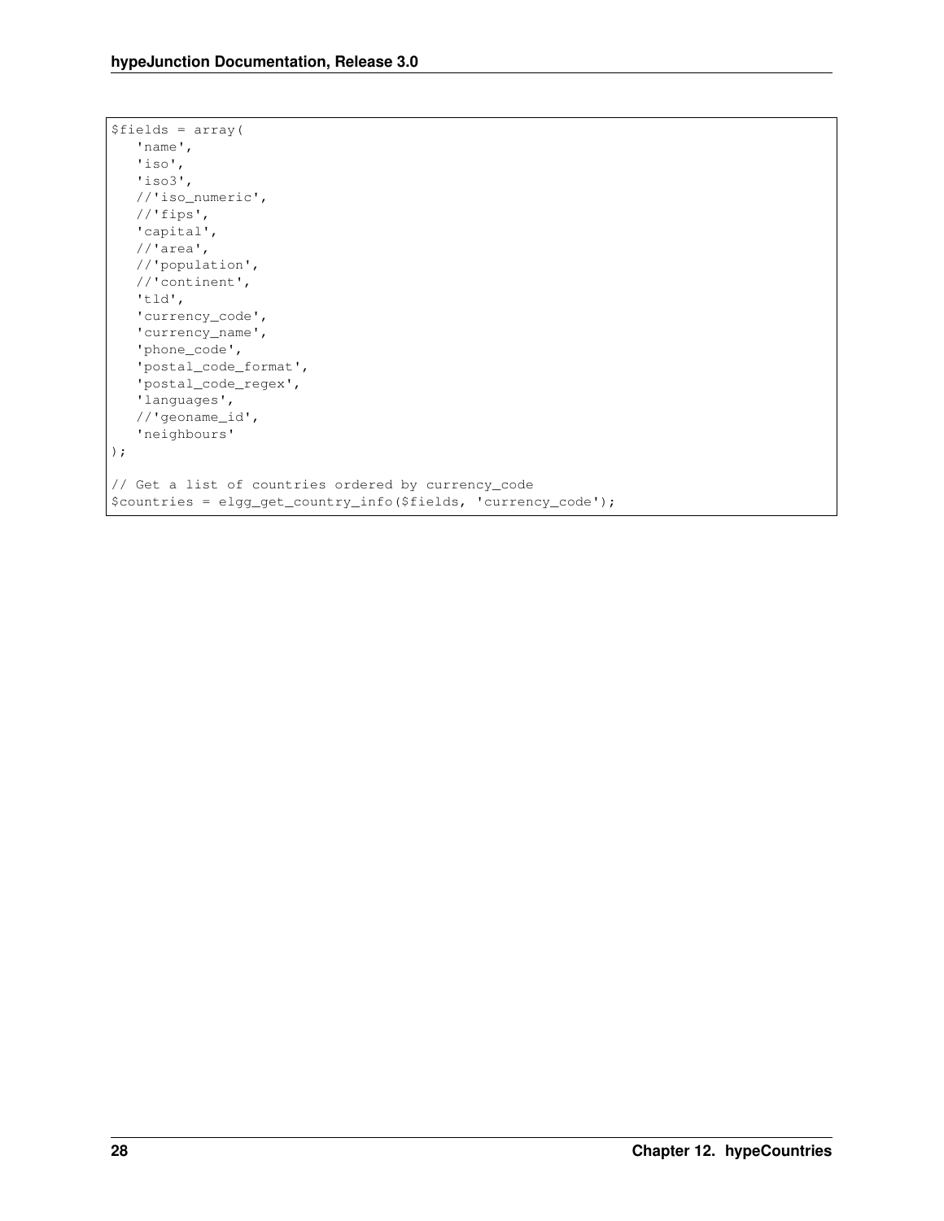```php
$fields = array(
    'name',
    'iso',
    'iso3',
    //'iso_numeric',
    //'fips',
    'capital',
    //'area',
    //'population',
    //'continent',
    'tld',
    'currency_code',
    'currency_name',
    'phone_code',
    'postal_code_format',
    'postal_code_regex',
    'languages',
    //'geoname_id',
    'neighbours'
);

// Get a list of countries ordered by currency_code
$countries = elgg_get_country_info($fields, 'currency_code');
```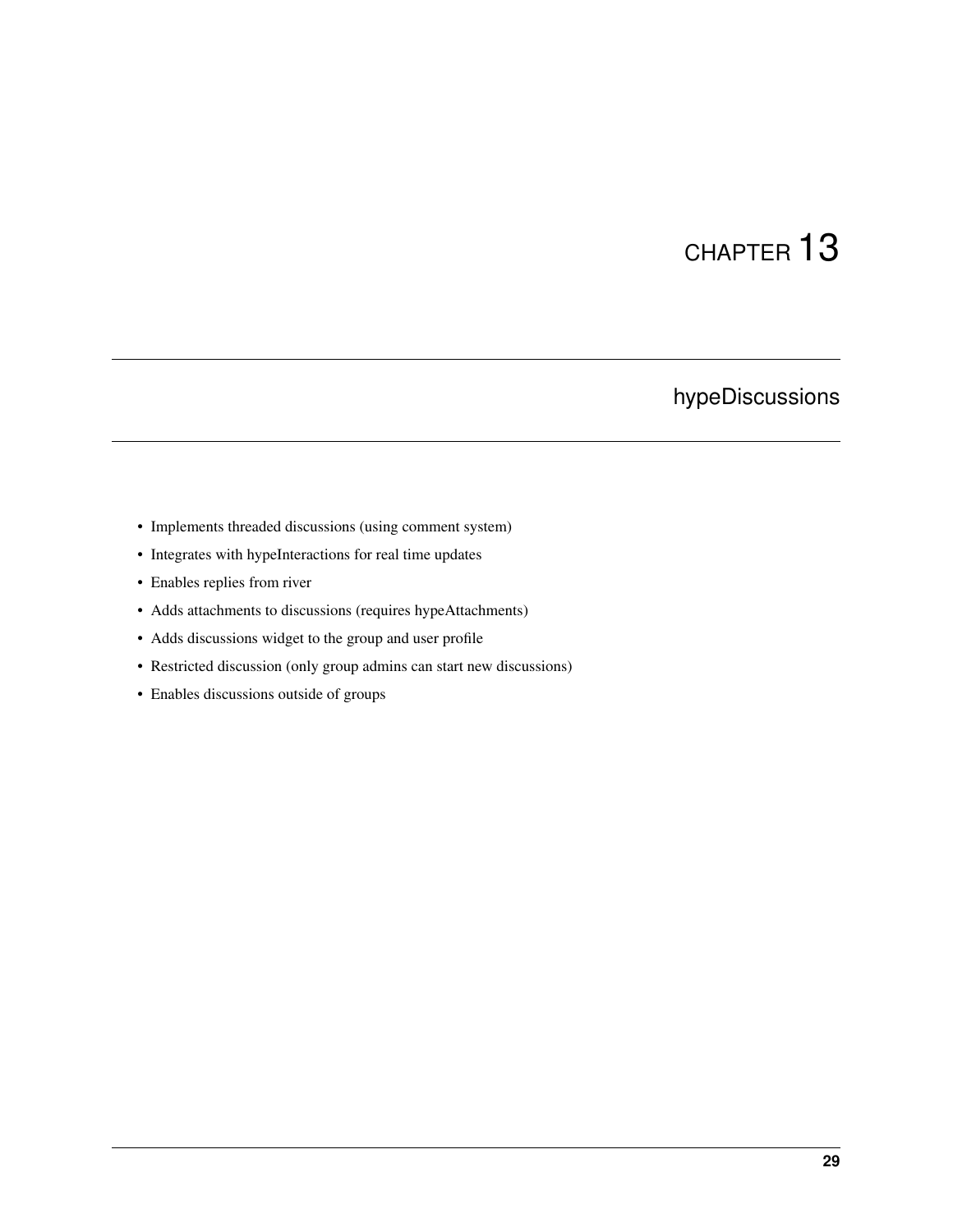# CHAPTER 13

## hypeDiscussions

- Implements threaded discussions (using comment system)
- Integrates with hypeInteractions for real time updates
- Enables replies from river
- Adds attachments to discussions (requires hypeAttachments)
- Adds discussions widget to the group and user profile
- Restricted discussion (only group admins can start new discussions)
- Enables discussions outside of groups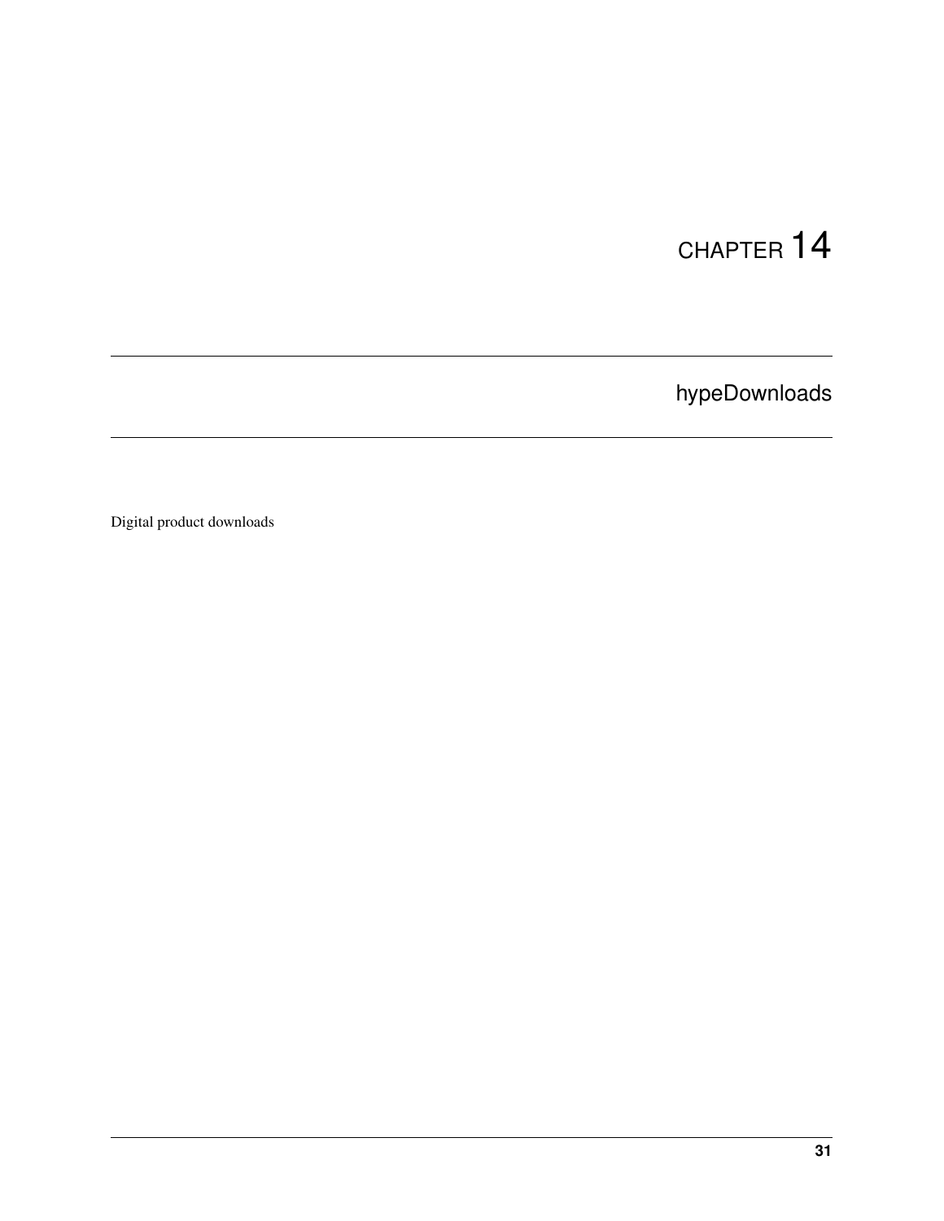# CHAPTER 14

## hypeDownloads

Digital product downloads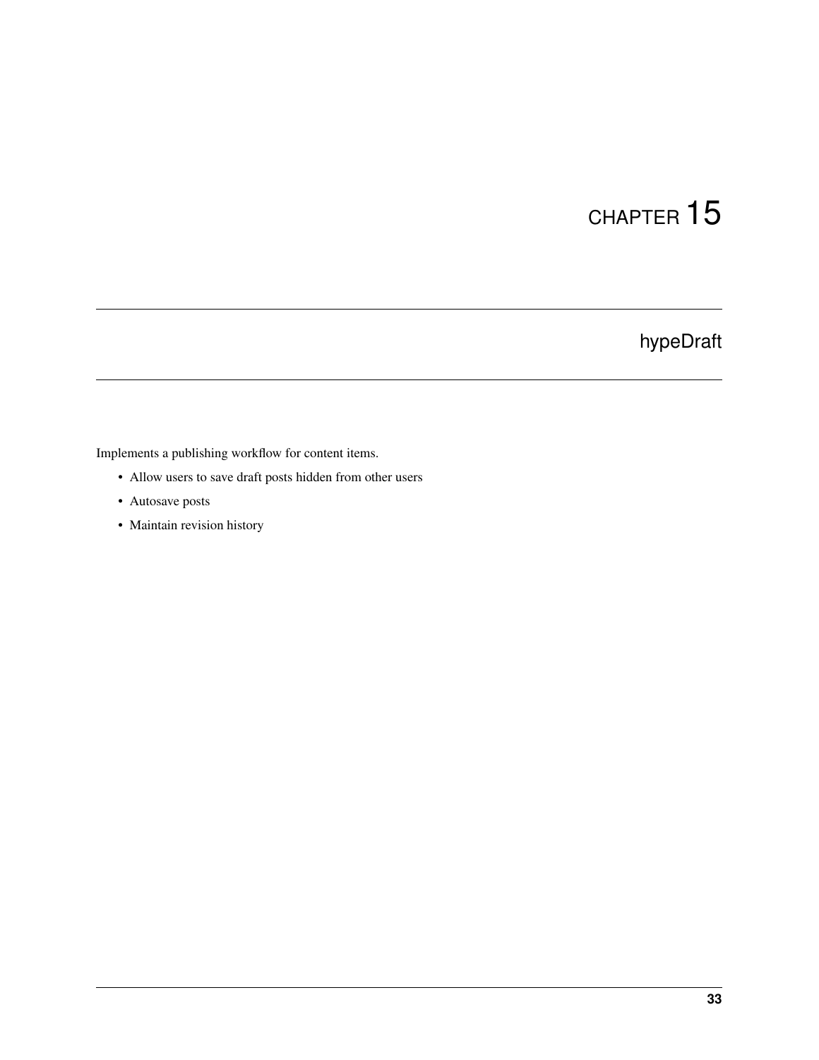# CHAPTER 15

## hypeDraft

Implements a publishing workflow for content items.

- Allow users to save draft posts hidden from other users
- Autosave posts
- Maintain revision history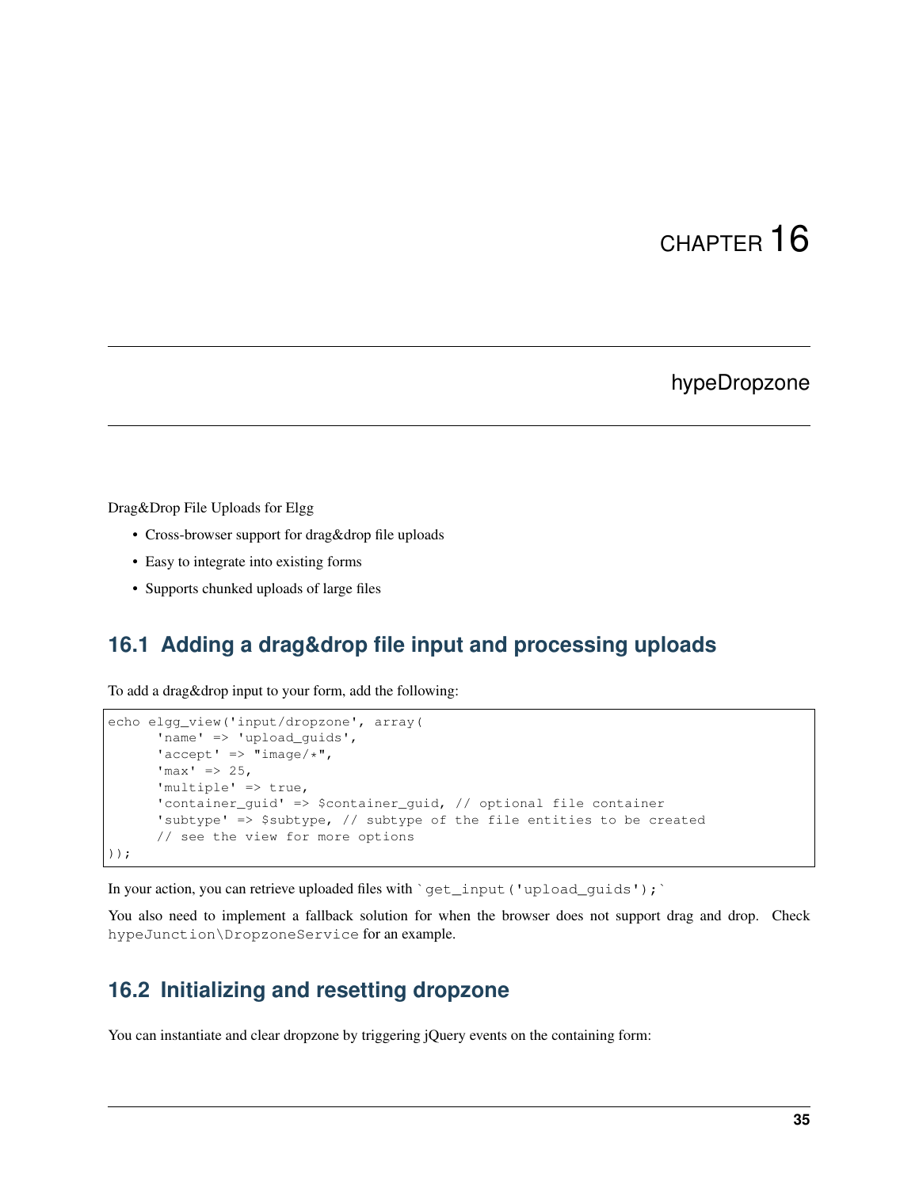# CHAPTER 16

## hypeDropzone

Drag&Drop File Uploads for Elgg

- Cross-browser support for drag&drop file uploads
- Easy to integrate into existing forms
- Supports chunked uploads of large files

## 16.1 Adding a drag&drop file input and processing uploads

To add a drag&drop input to your form, add the following:

```
echo elgg_view('input/dropzone', array(
      'name' => 'upload_guids',
      'accept' => "image/*",
      'max' => 25,
      'multiple' => true,
      'container_guid' => $container_guid, // optional file container
      'subtype' => $subtype, // subtype of the file entities to be created
      // see the view for more options
));
```

In your action, you can retrieve uploaded files with `` `get_input('upload_guids');` ``

You also need to implement a fallback solution for when the browser does not support drag and drop. Check `hypeJunction\DropzoneService` for an example.

## 16.2 Initializing and resetting dropzone

You can instantiate and clear dropzone by triggering jQuery events on the containing form: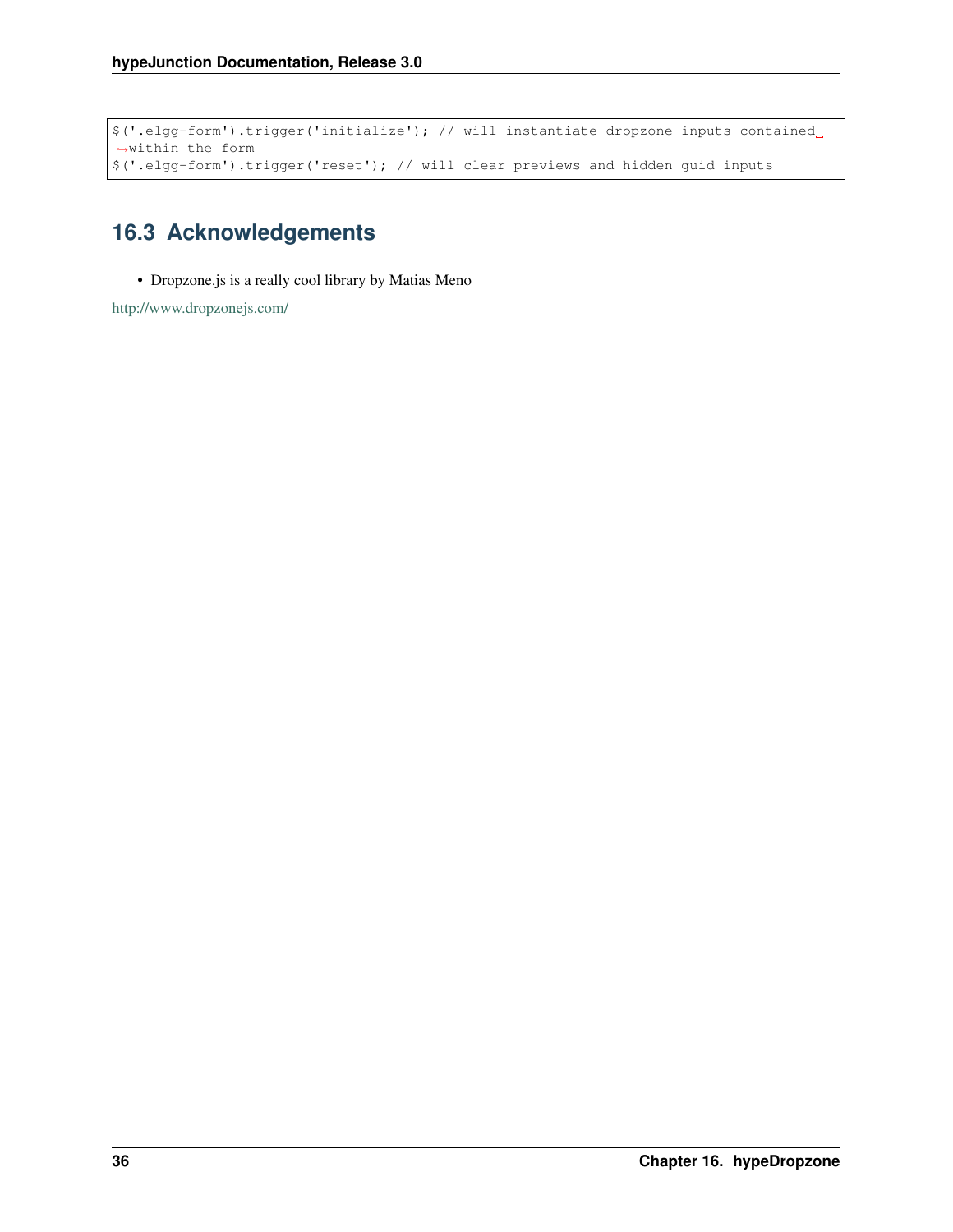```
$('.elgg-form').trigger('initialize'); // will instantiate dropzone inputs contained within the form
$('.elgg-form').trigger('reset'); // will clear previews and hidden guid inputs
```

## 16.3 Acknowledgements

- Dropzone.js is a really cool library by Matias Meno

http://www.dropzonejs.com/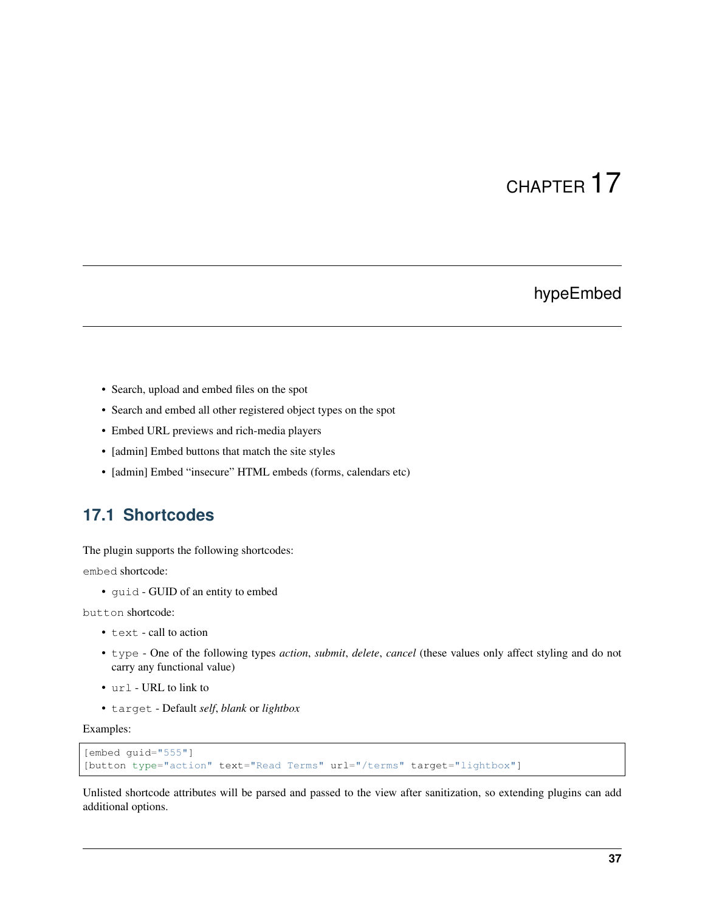# CHAPTER 17

## hypeEmbed

- Search, upload and embed files on the spot
- Search and embed all other registered object types on the spot
- Embed URL previews and rich-media players
- [admin] Embed buttons that match the site styles
- [admin] Embed "insecure" HTML embeds (forms, calendars etc)

## 17.1 Shortcodes

The plugin supports the following shortcodes:

`embed` shortcode:

- `guid` - GUID of an entity to embed

`button` shortcode:

- `text` - call to action
- `type` - One of the following types *action*, *submit*, *delete*, *cancel* (these values only affect styling and do not carry any functional value)
- `url` - URL to link to
- `target` - Default *self*, *blank* or *lightbox*

Examples:

```
[embed guid="555"]
[button type="action" text="Read Terms" url="/terms" target="lightbox"]
```

Unlisted shortcode attributes will be parsed and passed to the view after sanitization, so extending plugins can add additional options.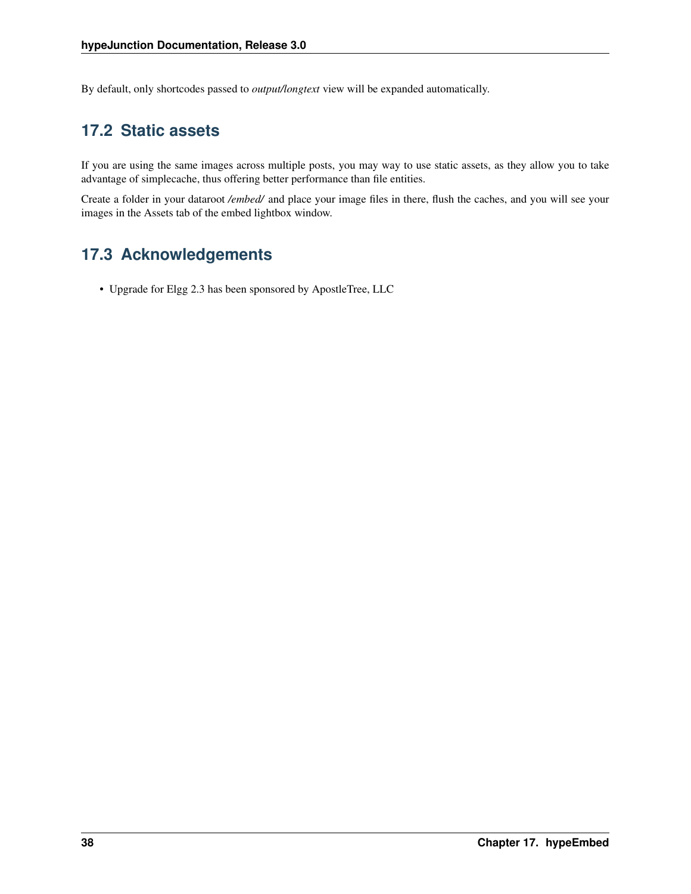By default, only shortcodes passed to *output/longtext* view will be expanded automatically.

## 17.2 Static assets

If you are using the same images across multiple posts, you may way to use static assets, as they allow you to take advantage of simplecache, thus offering better performance than file entities.

Create a folder in your dataroot */embed/* and place your image files in there, flush the caches, and you will see your images in the Assets tab of the embed lightbox window.

## 17.3 Acknowledgements

- Upgrade for Elgg 2.3 has been sponsored by ApostleTree, LLC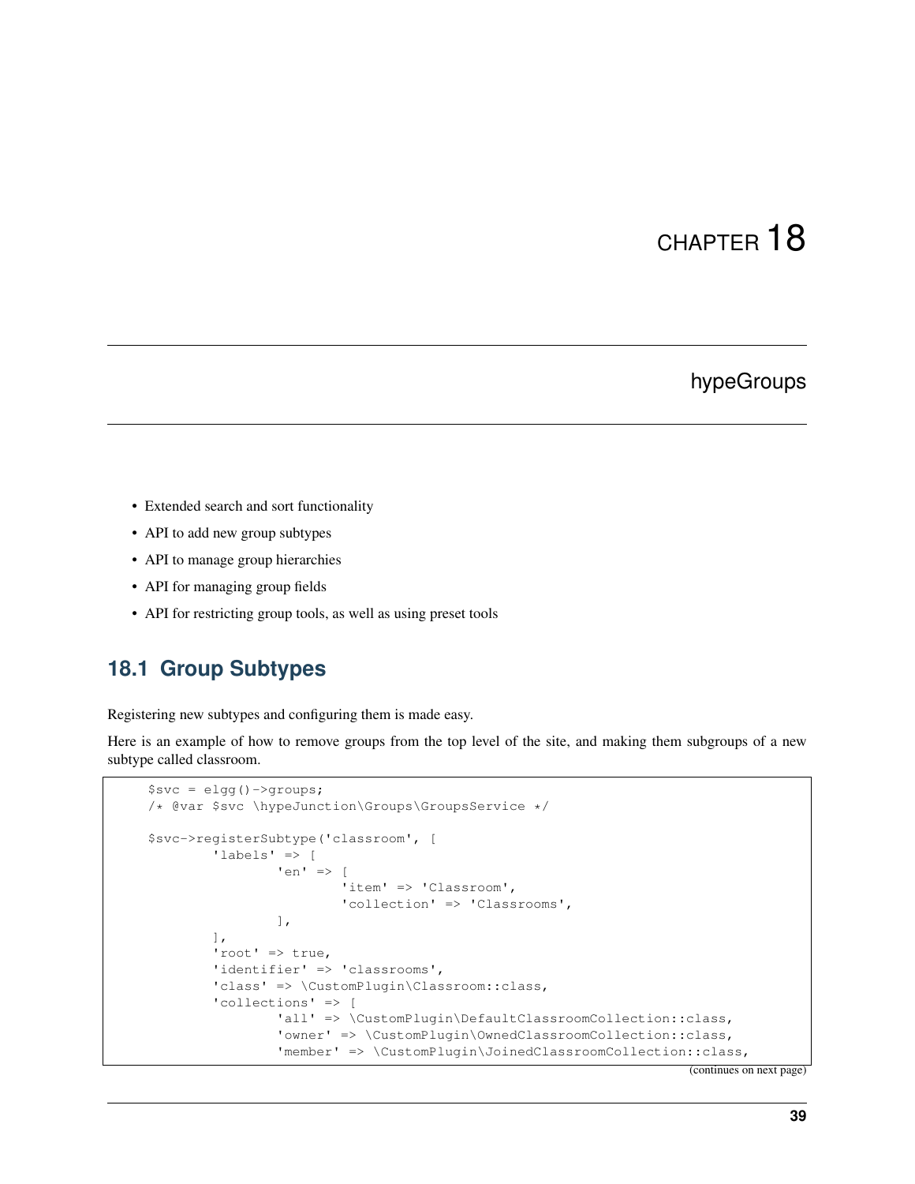# CHAPTER 18

# hypeGroups

- Extended search and sort functionality
- API to add new group subtypes
- API to manage group hierarchies
- API for managing group fields
- API for restricting group tools, as well as using preset tools

## 18.1 Group Subtypes

Registering new subtypes and configuring them is made easy.

Here is an example of how to remove groups from the top level of the site, and making them subgroups of a new subtype called classroom.

```
$svc = elgg()->groups;
/* @var $svc \hypeJunction\Groups\GroupsService */

$svc->registerSubtype('classroom', [
        'labels' => [
                'en' => [
                        'item' => 'Classroom',
                        'collection' => 'Classrooms',
                ],
        ],
        'root' => true,
        'identifier' => 'classrooms',
        'class' => \CustomPlugin\Classroom::class,
        'collections' => [
                'all' => \CustomPlugin\DefaultClassroomCollection::class,
                'owner' => \CustomPlugin\OwnedClassroomCollection::class,
                'member' => \CustomPlugin\JoinedClassroomCollection::class,
```

(continues on next page)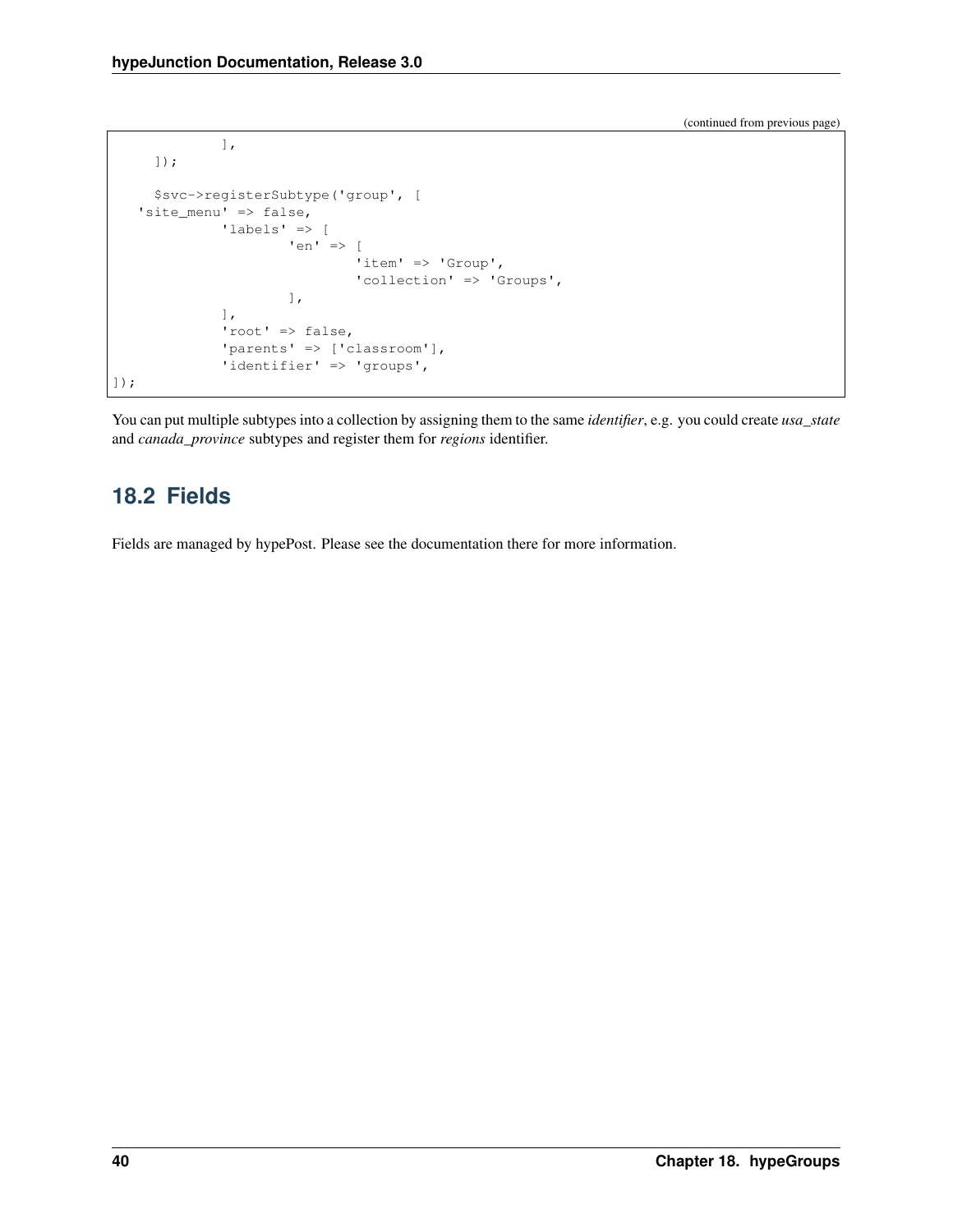(continued from previous page)

```
            ],
    ]);

    $svc->registerSubtype('group', [
  'site_menu' => false,
            'labels' => [
                    'en' => [
                            'item' => 'Group',
                            'collection' => 'Groups',
                    ],
            ],
            'root' => false,
            'parents' => ['classroom'],
            'identifier' => 'groups',
]);
```

You can put multiple subtypes into a collection by assigning them to the same *identifier*, e.g. you could create *usa_state* and *canada_province* subtypes and register them for *regions* identifier.

## 18.2 Fields

Fields are managed by hypePost. Please see the documentation there for more information.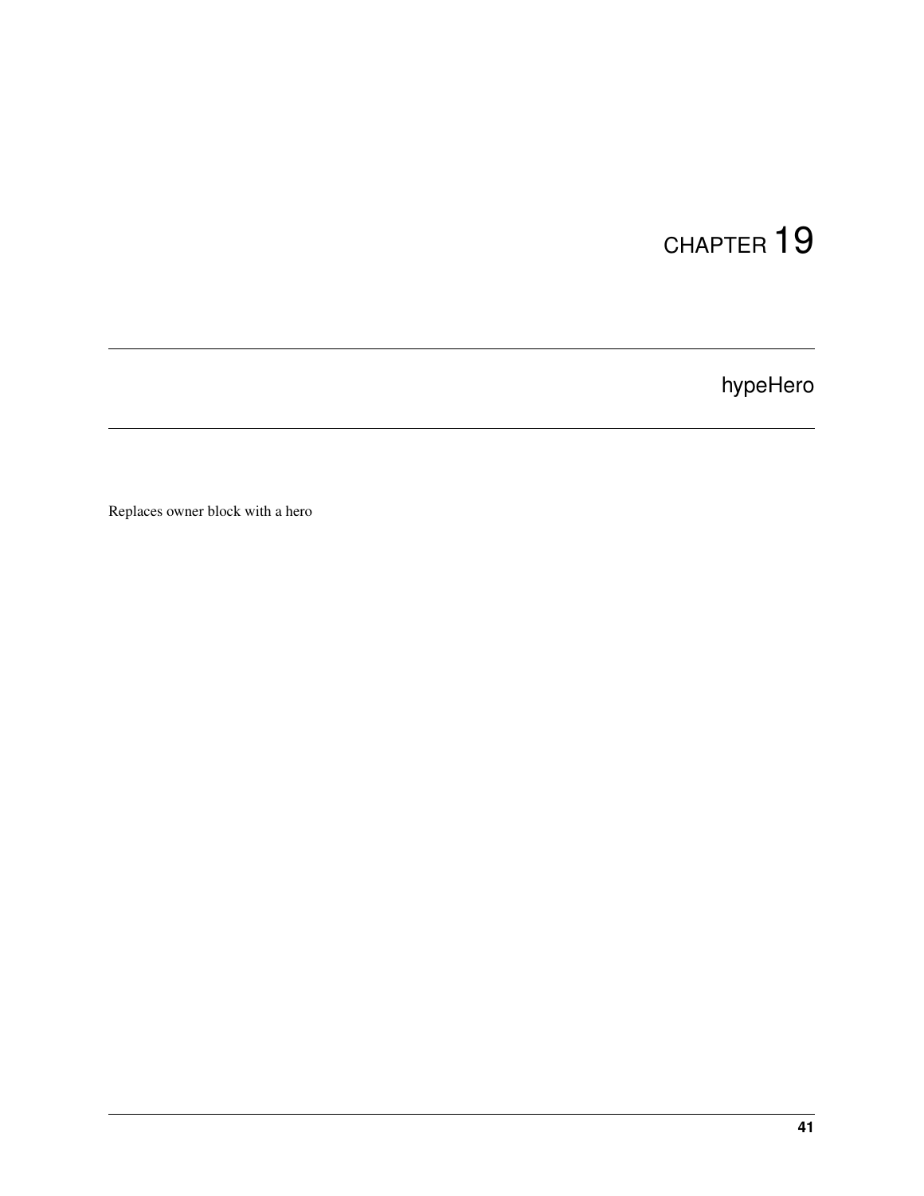# CHAPTER 19

## hypeHero

Replaces owner block with a hero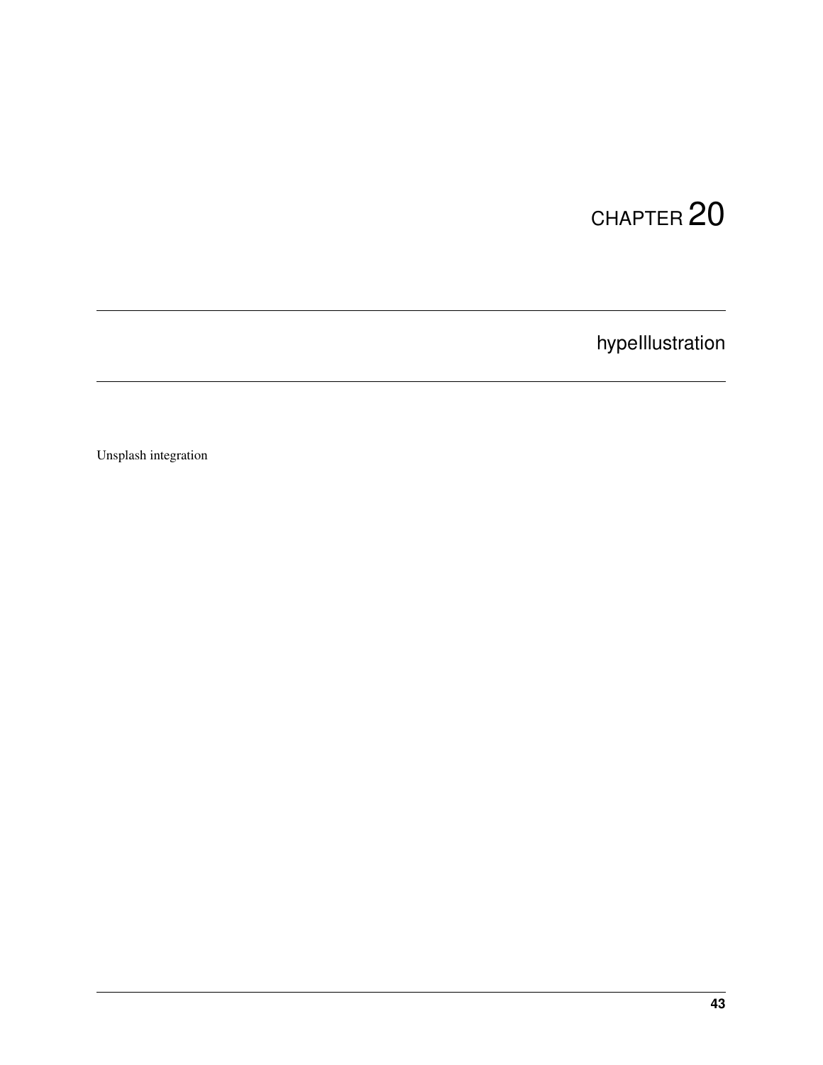# CHAPTER 20

## hypeIllustration

Unsplash integration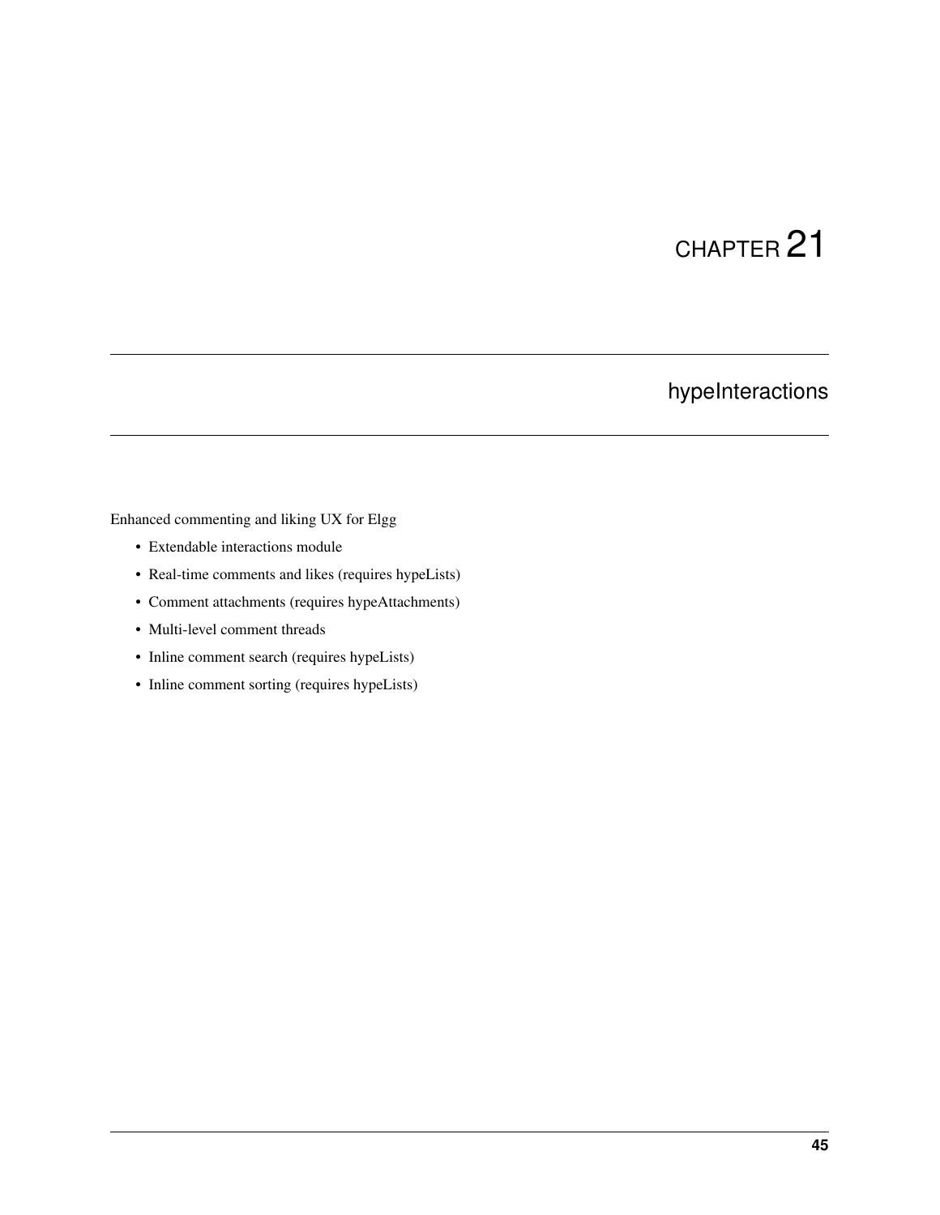# CHAPTER 21

## hypeInteractions

Enhanced commenting and liking UX for Elgg

- Extendable interactions module
- Real-time comments and likes (requires hypeLists)
- Comment attachments (requires hypeAttachments)
- Multi-level comment threads
- Inline comment search (requires hypeLists)
- Inline comment sorting (requires hypeLists)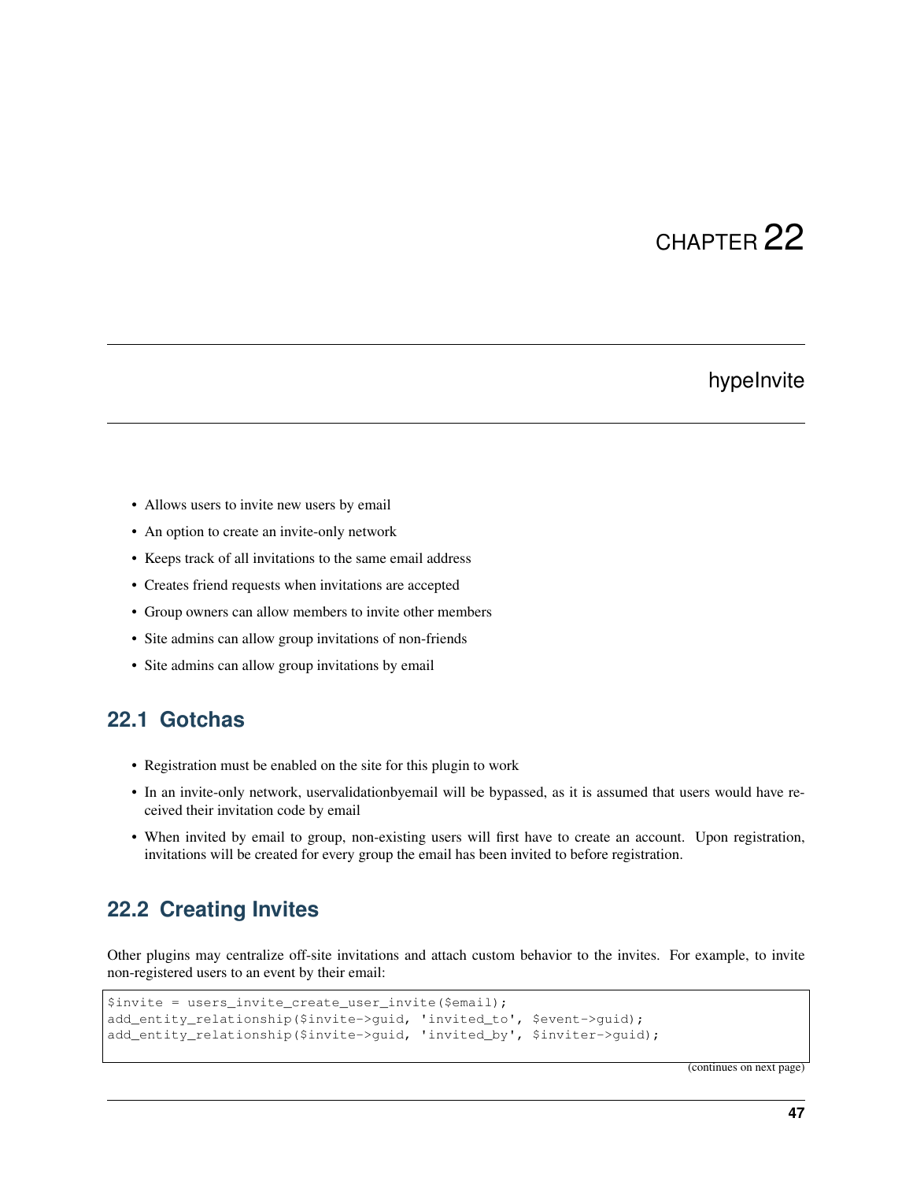# CHAPTER 22

# hypeInvite

- Allows users to invite new users by email
- An option to create an invite-only network
- Keeps track of all invitations to the same email address
- Creates friend requests when invitations are accepted
- Group owners can allow members to invite other members
- Site admins can allow group invitations of non-friends
- Site admins can allow group invitations by email

## 22.1 Gotchas

- Registration must be enabled on the site for this plugin to work
- In an invite-only network, uservalidationbyemail will be bypassed, as it is assumed that users would have received their invitation code by email
- When invited by email to group, non-existing users will first have to create an account. Upon registration, invitations will be created for every group the email has been invited to before registration.

## 22.2 Creating Invites

Other plugins may centralize off-site invitations and attach custom behavior to the invites. For example, to invite non-registered users to an event by their email:

```
$invite = users_invite_create_user_invite($email);
add_entity_relationship($invite->guid, 'invited_to', $event->guid);
add_entity_relationship($invite->guid, 'invited_by', $inviter->guid);
```

(continues on next page)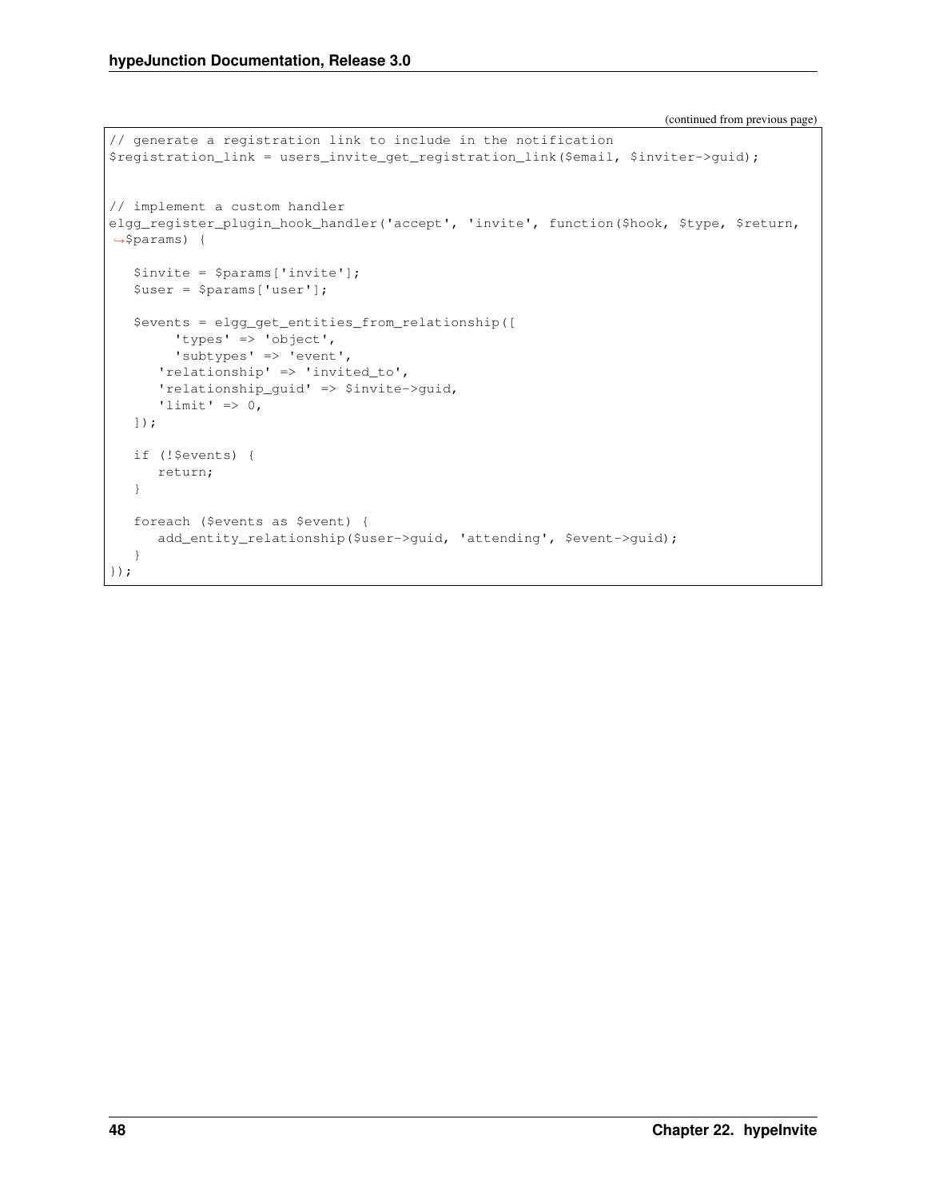(continued from previous page)

```
// generate a registration link to include in the notification
$registration_link = users_invite_get_registration_link($email, $inviter->guid);


// implement a custom handler
elgg_register_plugin_hook_handler('accept', 'invite', function($hook, $type, $return,
→$params) {

   $invite = $params['invite'];
   $user = $params['user'];

   $events = elgg_get_entities_from_relationship([
        'types' => 'object',
        'subtypes' => 'event',
      'relationship' => 'invited_to',
      'relationship_guid' => $invite->guid,
      'limit' => 0,
   ]);

   if (!$events) {
      return;
   }

   foreach ($events as $event) {
      add_entity_relationship($user->guid, 'attending', $event->guid);
   }
});
```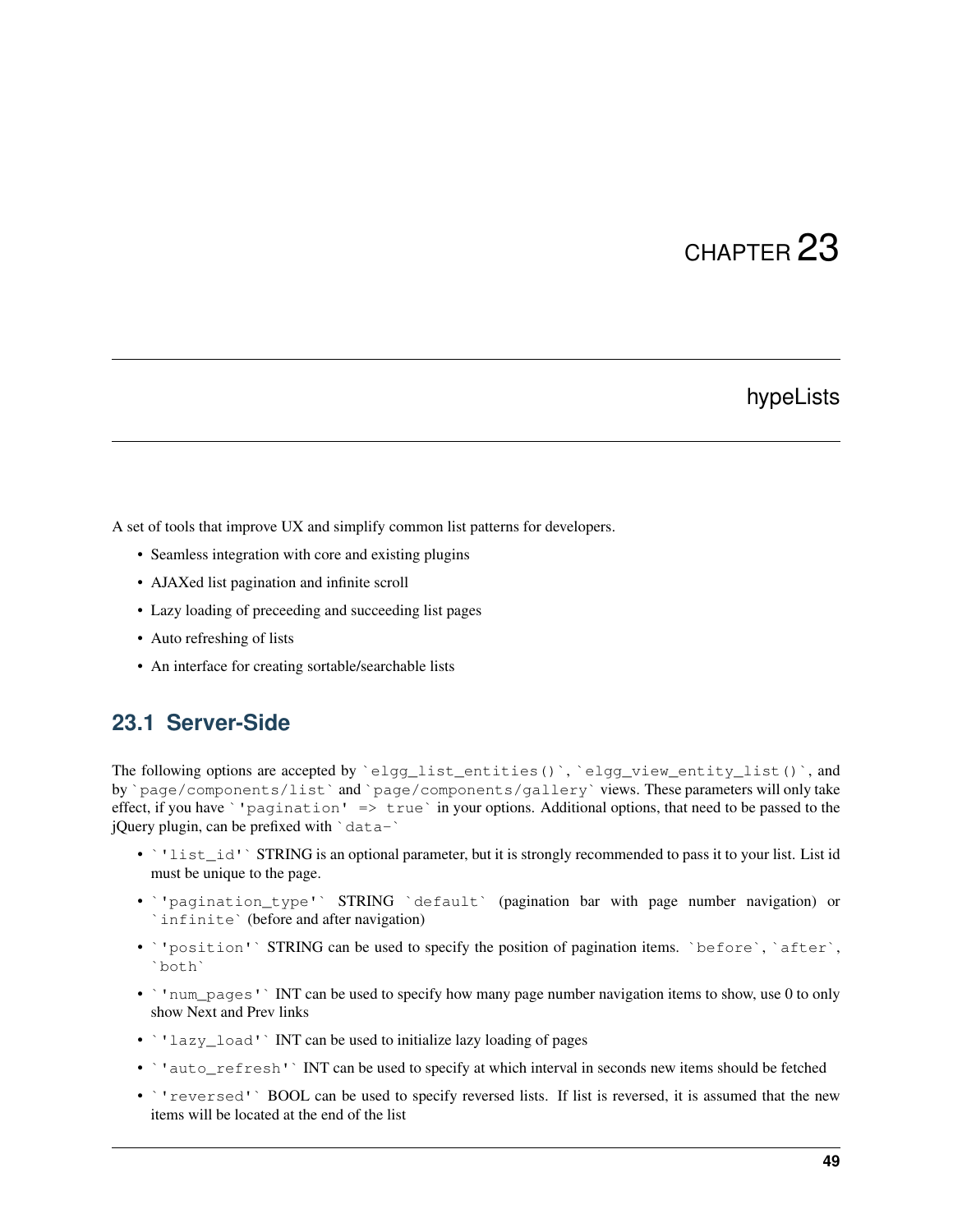# CHAPTER 23

## hypeLists

A set of tools that improve UX and simplify common list patterns for developers.

- Seamless integration with core and existing plugins
- AJAXed list pagination and infinite scroll
- Lazy loading of preceeding and succeeding list pages
- Auto refreshing of lists
- An interface for creating sortable/searchable lists

### 23.1 Server-Side

The following options are accepted by `` `elgg_list_entities()` ``, `` `elgg_view_entity_list()` ``, and by `` `page/components/list` `` and `` `page/components/gallery` `` views. These parameters will only take effect, if you have ``` ``'pagination' => true` ``` in your options. Additional options, that need to be passed to the jQuery plugin, can be prefixed with `` `data-` ``

- ``` ``'list_id'`` ``` STRING is an optional parameter, but it is strongly recommended to pass it to your list. List id must be unique to the page.
- ``` ``'pagination_type'`` ``` STRING `` `default` `` (pagination bar with page number navigation) or `` `infinite` `` (before and after navigation)
- ``` ``'position'`` ``` STRING can be used to specify the position of pagination items. `` `before` ``, `` `after` ``, `` `both` ``
- ``` ``'num_pages'`` ``` INT can be used to specify how many page number navigation items to show, use 0 to only show Next and Prev links
- ``` ``'lazy_load'`` ``` INT can be used to initialize lazy loading of pages
- ``` ``'auto_refresh'`` ``` INT can be used to specify at which interval in seconds new items should be fetched
- ``` ``'reversed'`` ``` BOOL can be used to specify reversed lists. If list is reversed, it is assumed that the new items will be located at the end of the list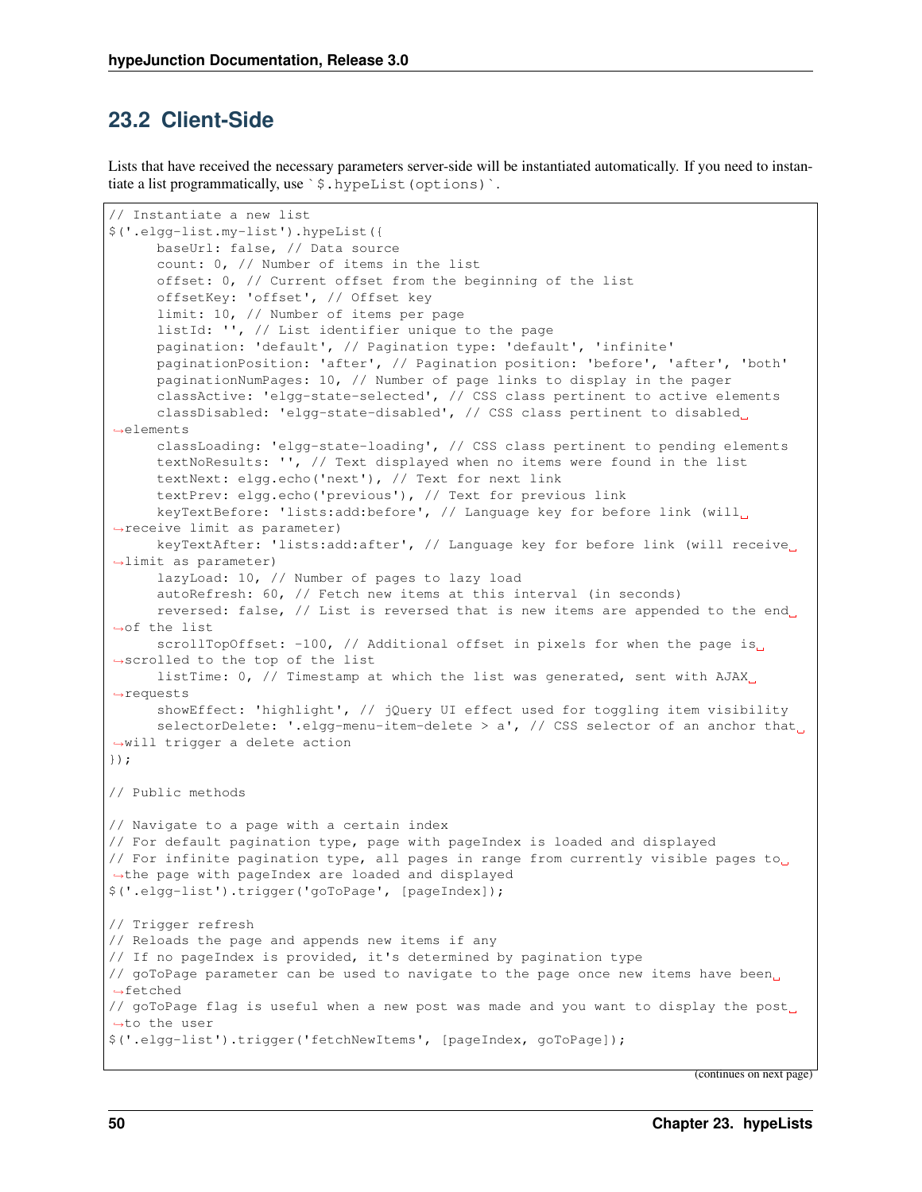## 23.2 Client-Side

Lists that have received the necessary parameters server-side will be instantiated automatically. If you need to instantiate a list programmatically, use `$.hypeList(options)`.

```
// Instantiate a new list
$('.elgg-list.my-list').hypeList({
      baseUrl: false, // Data source
      count: 0, // Number of items in the list
      offset: 0, // Current offset from the beginning of the list
      offsetKey: 'offset', // Offset key
      limit: 10, // Number of items per page
      listId: '', // List identifier unique to the page
      pagination: 'default', // Pagination type: 'default', 'infinite'
      paginationPosition: 'after', // Pagination position: 'before', 'after', 'both'
      paginationNumPages: 10, // Number of page links to display in the pager
      classActive: 'elgg-state-selected', // CSS class pertinent to active elements
      classDisabled: 'elgg-state-disabled', // CSS class pertinent to disabled elements
      classLoading: 'elgg-state-loading', // CSS class pertinent to pending elements
      textNoResults: '', // Text displayed when no items were found in the list
      textNext: elgg.echo('next'), // Text for next link
      textPrev: elgg.echo('previous'), // Text for previous link
      keyTextBefore: 'lists:add:before', // Language key for before link (will receive limit as parameter)
      keyTextAfter: 'lists:add:after', // Language key for before link (will receive limit as parameter)
      lazyLoad: 10, // Number of pages to lazy load
      autoRefresh: 60, // Fetch new items at this interval (in seconds)
      reversed: false, // List is reversed that is new items are appended to the end of the list
      scrollTopOffset: -100, // Additional offset in pixels for when the page is scrolled to the top of the list
      listTime: 0, // Timestamp at which the list was generated, sent with AJAX requests
      showEffect: 'highlight', // jQuery UI effect used for toggling item visibility
      selectorDelete: '.elgg-menu-item-delete > a', // CSS selector of an anchor that will trigger a delete action
});

// Public methods

// Navigate to a page with a certain index
// For default pagination type, page with pageIndex is loaded and displayed
// For infinite pagination type, all pages in range from currently visible pages to the page with pageIndex are loaded and displayed
$('.elgg-list').trigger('goToPage', [pageIndex]);

// Trigger refresh
// Reloads the page and appends new items if any
// If no pageIndex is provided, it's determined by pagination type
// goToPage parameter can be used to navigate to the page once new items have been fetched
// goToPage flag is useful when a new post was made and you want to display the post to the user
$('.elgg-list').trigger('fetchNewItems', [pageIndex, goToPage]);
```

(continues on next page)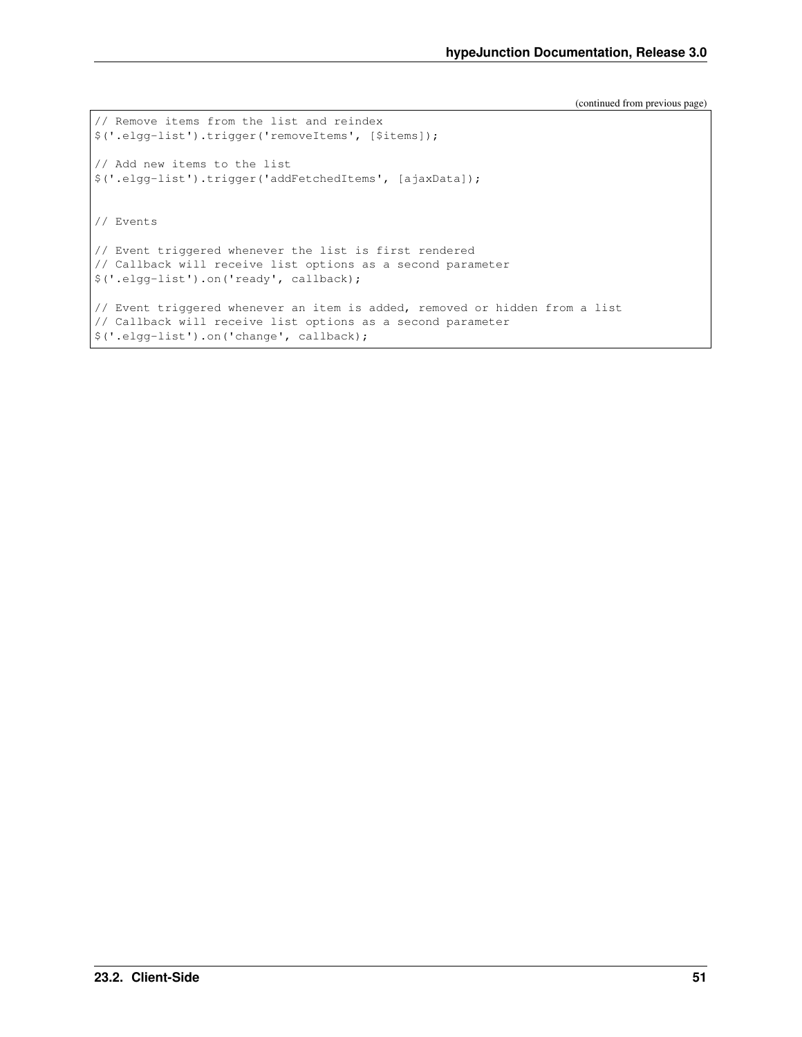(continued from previous page)

```
// Remove items from the list and reindex
$('.elgg-list').trigger('removeItems', [$items]);

// Add new items to the list
$('.elgg-list').trigger('addFetchedItems', [ajaxData]);


// Events

// Event triggered whenever the list is first rendered
// Callback will receive list options as a second parameter
$('.elgg-list').on('ready', callback);

// Event triggered whenever an item is added, removed or hidden from a list
// Callback will receive list options as a second parameter
$('.elgg-list').on('change', callback);
```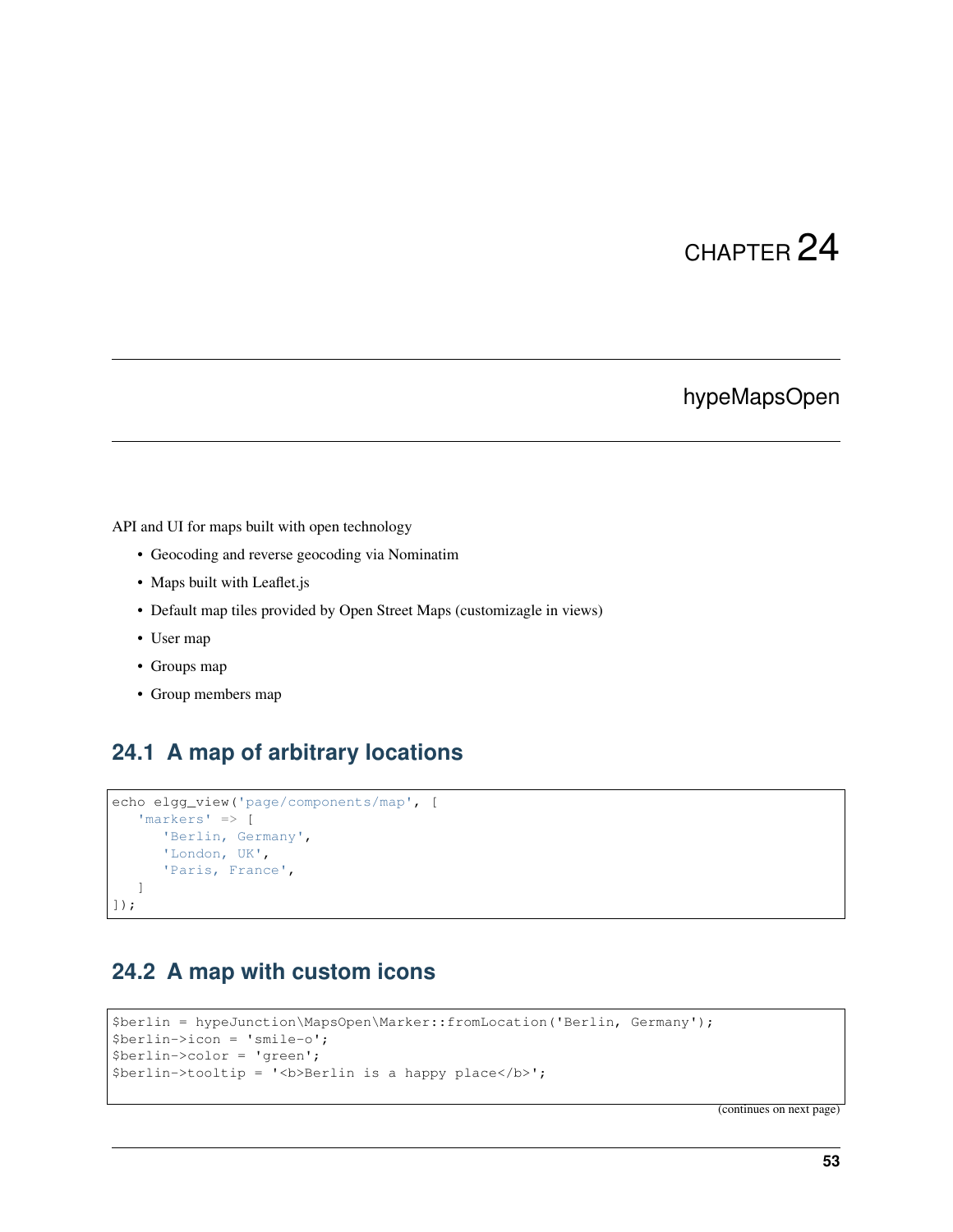# CHAPTER 24

# hypeMapsOpen

API and UI for maps built with open technology

- Geocoding and reverse geocoding via Nominatim
- Maps built with Leaflet.js
- Default map tiles provided by Open Street Maps (customizagle in views)
- User map
- Groups map
- Group members map

## 24.1 A map of arbitrary locations

```
echo elgg_view('page/components/map', [
   'markers' => [
      'Berlin, Germany',
      'London, UK',
      'Paris, France',
   ]
]);
```

## 24.2 A map with custom icons

```
$berlin = hypeJunction\MapsOpen\Marker::fromLocation('Berlin, Germany');
$berlin->icon = 'smile-o';
$berlin->color = 'green';
$berlin->tooltip = '<b>Berlin is a happy place</b>';

```

(continues on next page)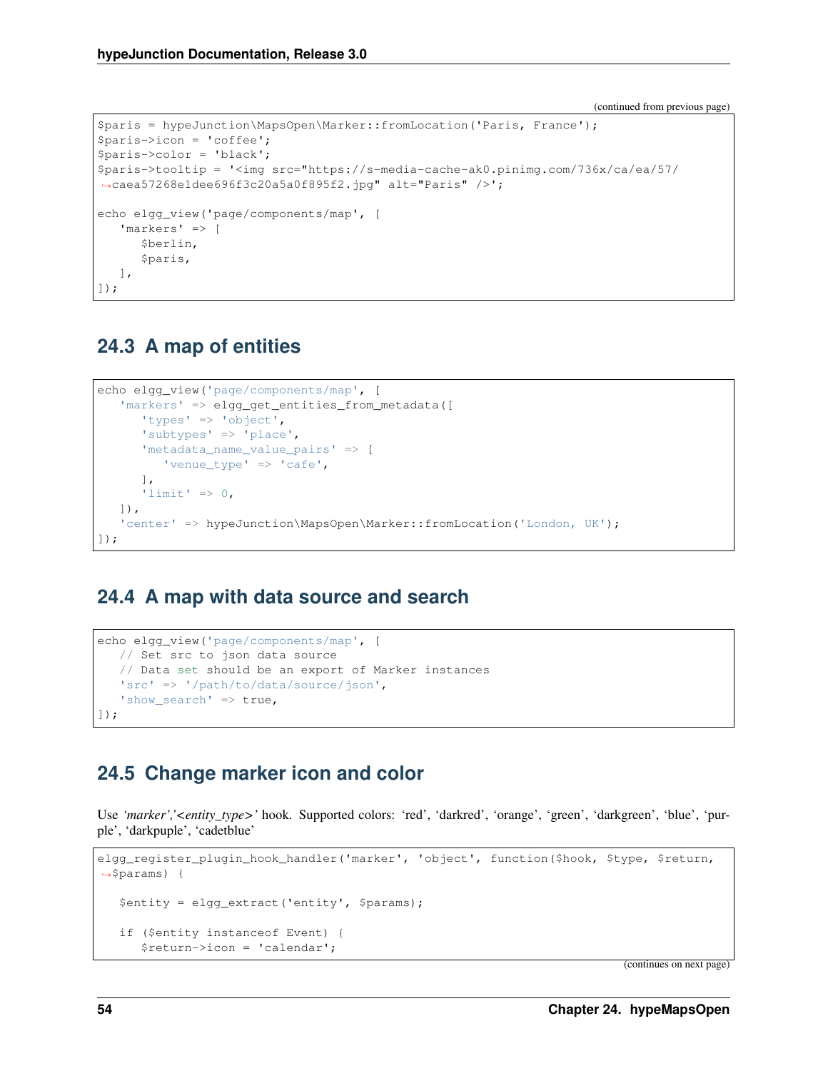```
$paris = hypeJunction\MapsOpen\Marker::fromLocation('Paris, France');
$paris->icon = 'coffee';
$paris->color = 'black';
$paris->tooltip = '<img src="https://s-media-cache-ak0.pinimg.com/736x/ca/ea/57/caea57268e1dee696f3c20a5a0f895f2.jpg" alt="Paris" />';

echo elgg_view('page/components/map', [
   'markers' => [
      $berlin,
      $paris,
   ],
]);
```

## 24.3 A map of entities

```
echo elgg_view('page/components/map', [
   'markers' => elgg_get_entities_from_metadata([
      'types' => 'object',
      'subtypes' => 'place',
      'metadata_name_value_pairs' => [
         'venue_type' => 'cafe',
      ],
      'limit' => 0,
   ]),
   'center' => hypeJunction\MapsOpen\Marker::fromLocation('London, UK');
]);
```

## 24.4 A map with data source and search

```
echo elgg_view('page/components/map', [
   // Set src to json data source
   // Data set should be an export of Marker instances
   'src' => '/path/to/data/source/json',
   'show_search' => true,
]);
```

## 24.5 Change marker icon and color

Use *'marker','<entity_type>'* hook. Supported colors: 'red', 'darkred', 'orange', 'green', 'darkgreen', 'blue', 'purple', 'darkpuple', 'cadetblue'

```
elgg_register_plugin_hook_handler('marker', 'object', function($hook, $type, $return, $params) {

   $entity = elgg_extract('entity', $params);

   if ($entity instanceof Event) {
      $return->icon = 'calendar';
```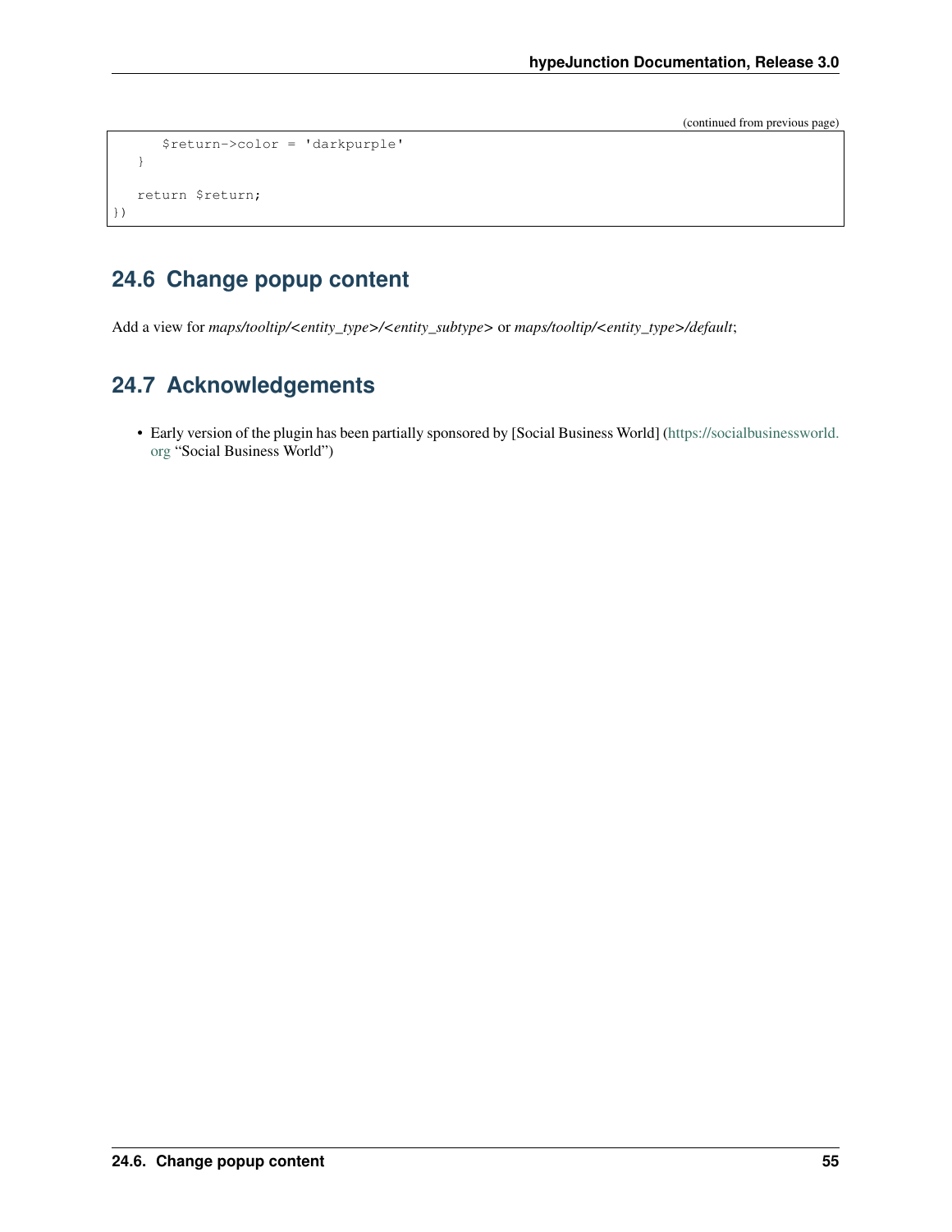(continued from previous page)

```
        $return->color = 'darkpurple'
    }

    return $return;
})
```

## 24.6 Change popup content

Add a view for *maps/tooltip/<entity_type>/<entity_subtype>* or *maps/tooltip/<entity_type>/default*;

## 24.7 Acknowledgements

- Early version of the plugin has been partially sponsored by [Social Business World] (https://socialbusinessworld.org "Social Business World")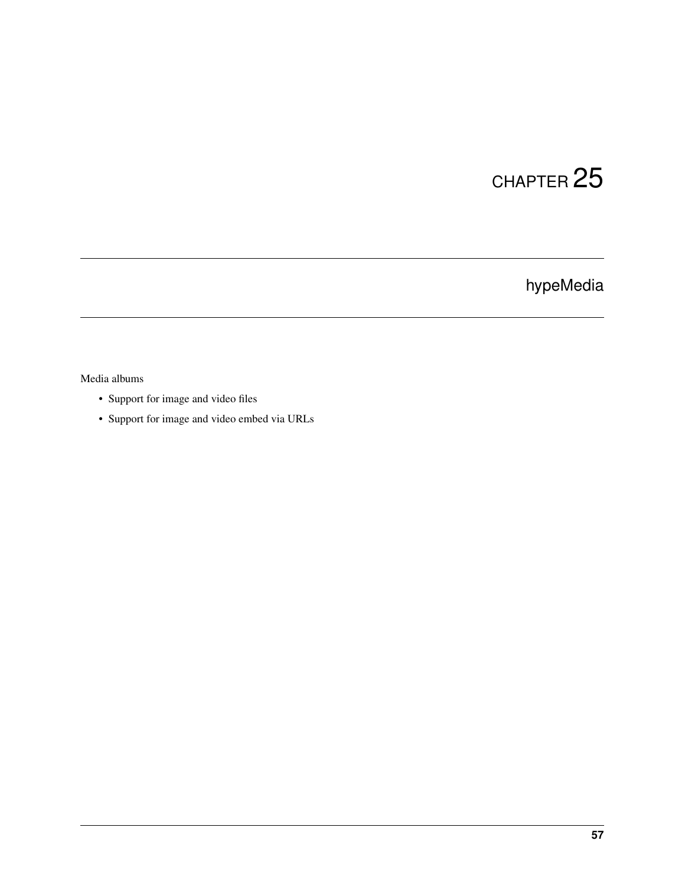# CHAPTER 25

## hypeMedia

Media albums

- Support for image and video files
- Support for image and video embed via URLs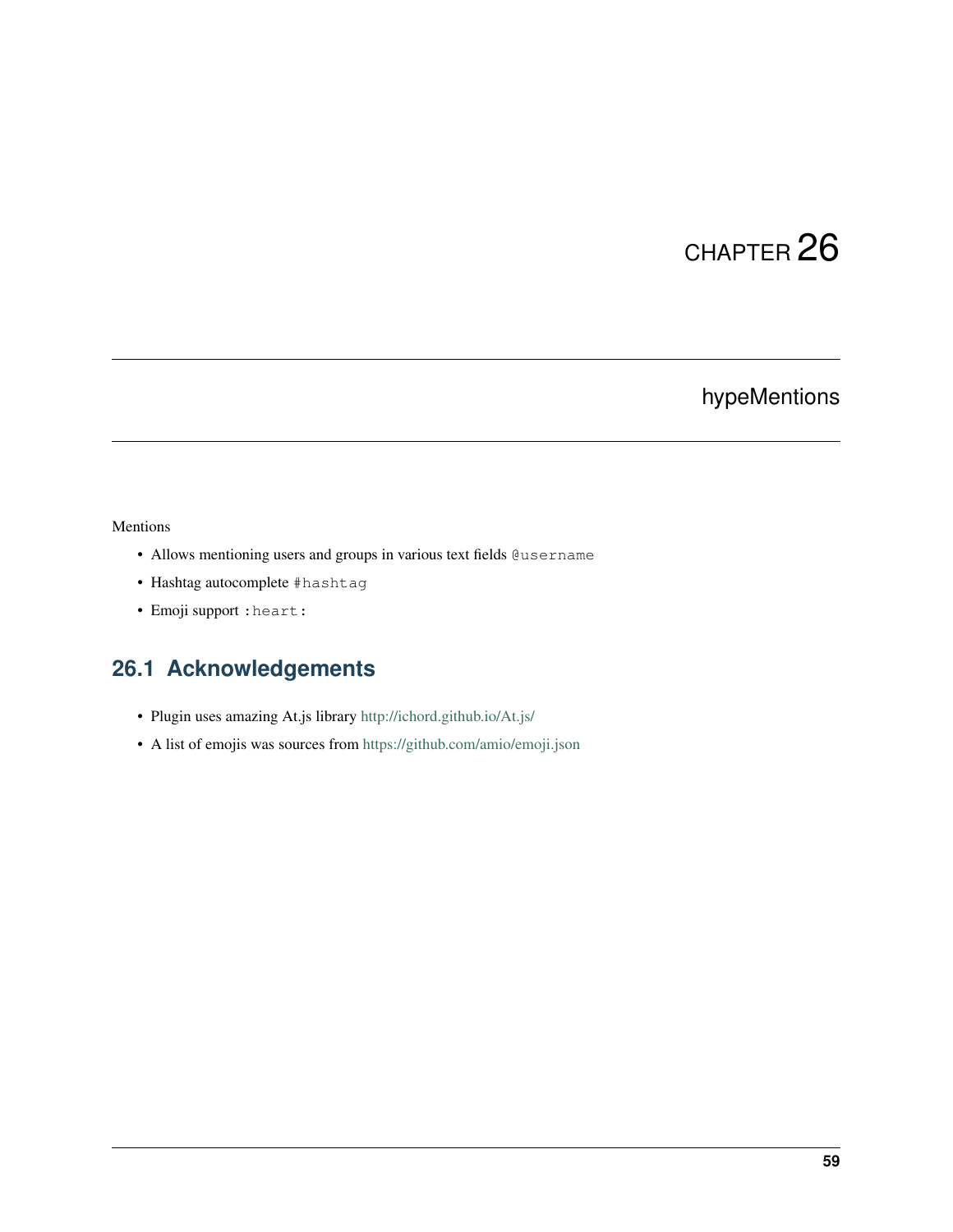# CHAPTER 26

# hypeMentions

Mentions

- Allows mentioning users and groups in various text fields `@username`
- Hashtag autocomplete `#hashtag`
- Emoji support `:heart:`

## 26.1 Acknowledgements

- Plugin uses amazing At.js library http://ichord.github.io/At.js/
- A list of emojis was sources from https://github.com/amio/emoji.json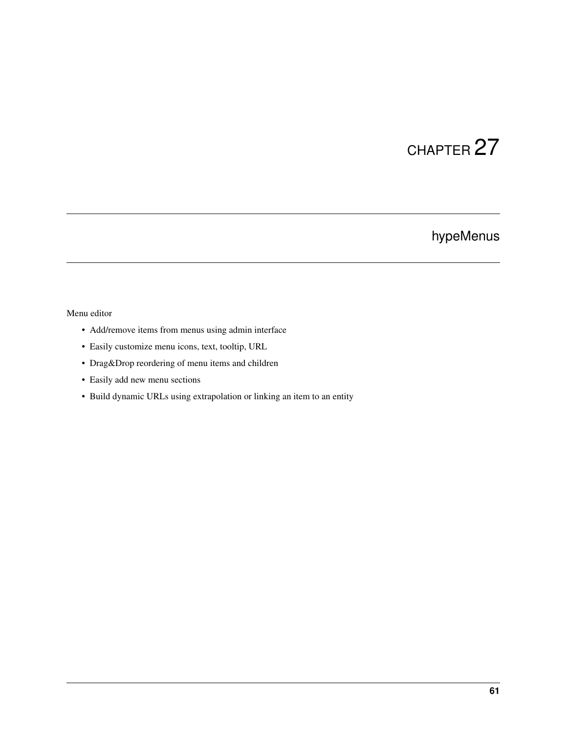# CHAPTER 27

## hypeMenus

Menu editor

- Add/remove items from menus using admin interface
- Easily customize menu icons, text, tooltip, URL
- Drag&Drop reordering of menu items and children
- Easily add new menu sections
- Build dynamic URLs using extrapolation or linking an item to an entity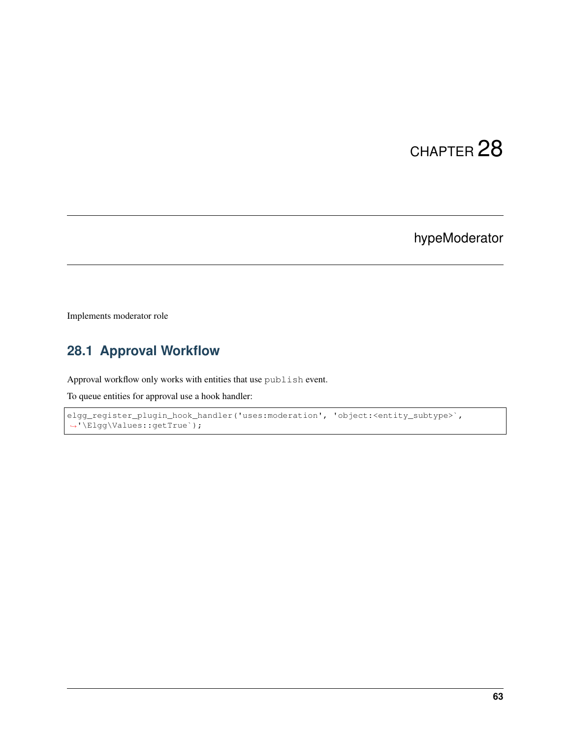# CHAPTER 28

# hypeModerator

Implements moderator role

## 28.1 Approval Workflow

Approval workflow only works with entities that use `publish` event.

To queue entities for approval use a hook handler:

```
elgg_register_plugin_hook_handler('uses:moderation', 'object:<entity_subtype>`,
'\Elgg\Values::getTrue`);
```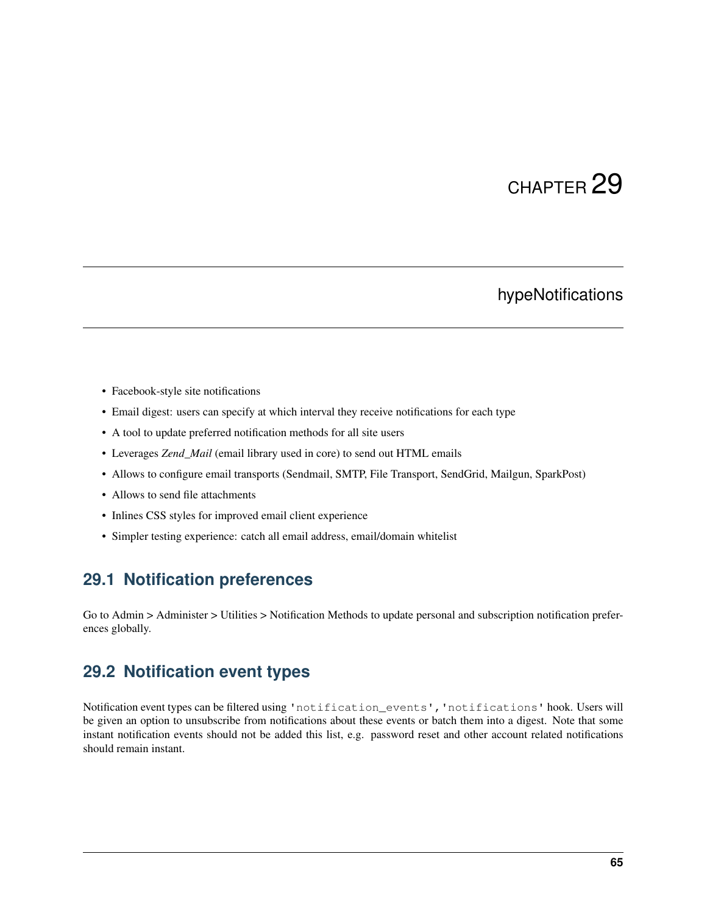# CHAPTER 29

# hypeNotifications

- Facebook-style site notifications
- Email digest: users can specify at which interval they receive notifications for each type
- A tool to update preferred notification methods for all site users
- Leverages *Zend_Mail* (email library used in core) to send out HTML emails
- Allows to configure email transports (Sendmail, SMTP, File Transport, SendGrid, Mailgun, SparkPost)
- Allows to send file attachments
- Inlines CSS styles for improved email client experience
- Simpler testing experience: catch all email address, email/domain whitelist

## 29.1 Notification preferences

Go to Admin > Administer > Utilities > Notification Methods to update personal and subscription notification preferences globally.

## 29.2 Notification event types

Notification event types can be filtered using `'notification_events','notifications'` hook. Users will be given an option to unsubscribe from notifications about these events or batch them into a digest. Note that some instant notification events should not be added this list, e.g. password reset and other account related notifications should remain instant.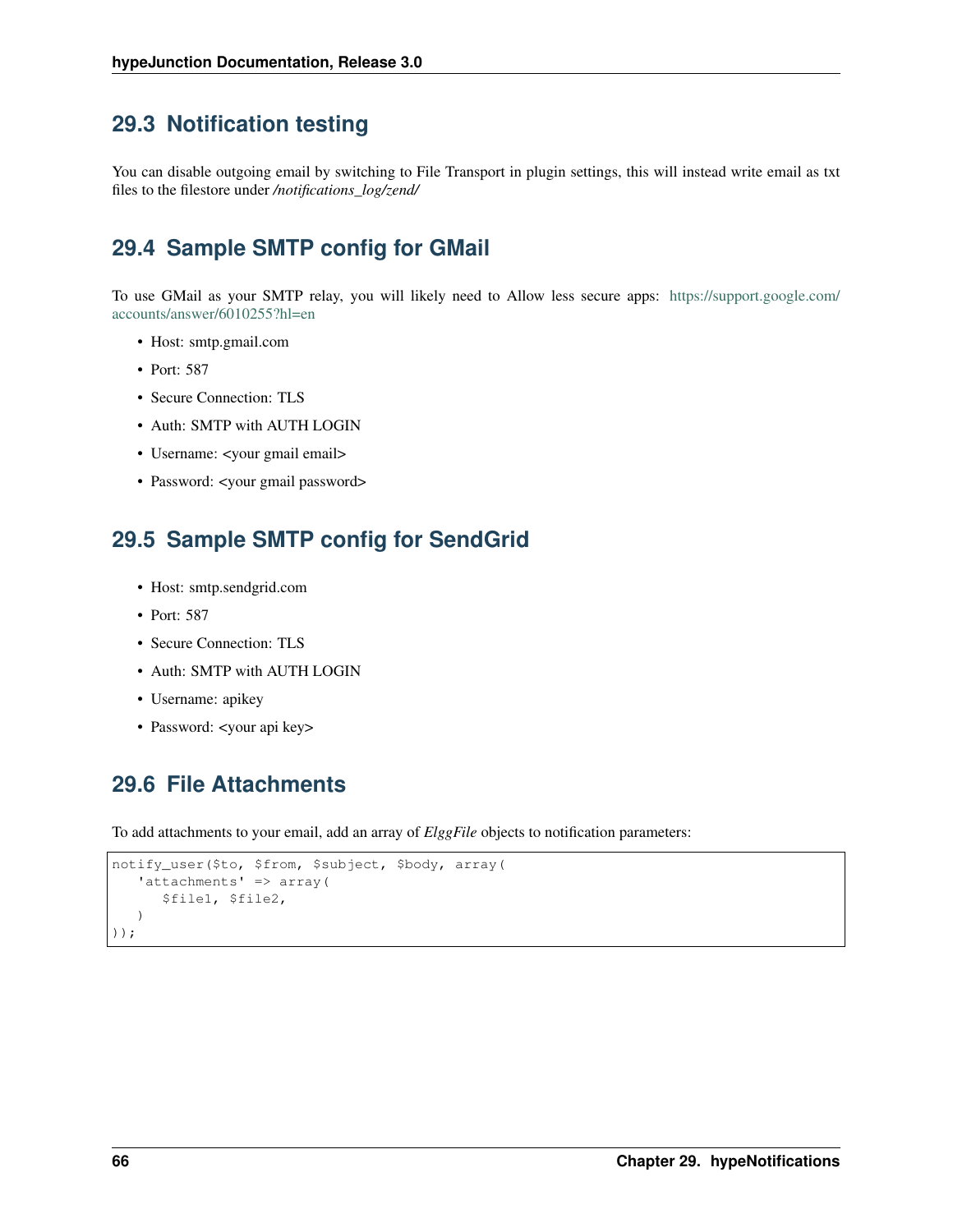## 29.3 Notification testing

You can disable outgoing email by switching to File Transport in plugin settings, this will instead write email as txt files to the filestore under */notifications_log/zend/*

## 29.4 Sample SMTP config for GMail

To use GMail as your SMTP relay, you will likely need to Allow less secure apps: https://support.google.com/accounts/answer/6010255?hl=en

- Host: smtp.gmail.com
- Port: 587
- Secure Connection: TLS
- Auth: SMTP with AUTH LOGIN
- Username: <your gmail email>
- Password: <your gmail password>

## 29.5 Sample SMTP config for SendGrid

- Host: smtp.sendgrid.com
- Port: 587
- Secure Connection: TLS
- Auth: SMTP with AUTH LOGIN
- Username: apikey
- Password: <your api key>

## 29.6 File Attachments

To add attachments to your email, add an array of *ElggFile* objects to notification parameters:

```
notify_user($to, $from, $subject, $body, array(
   'attachments' => array(
      $file1, $file2,
   )
));
```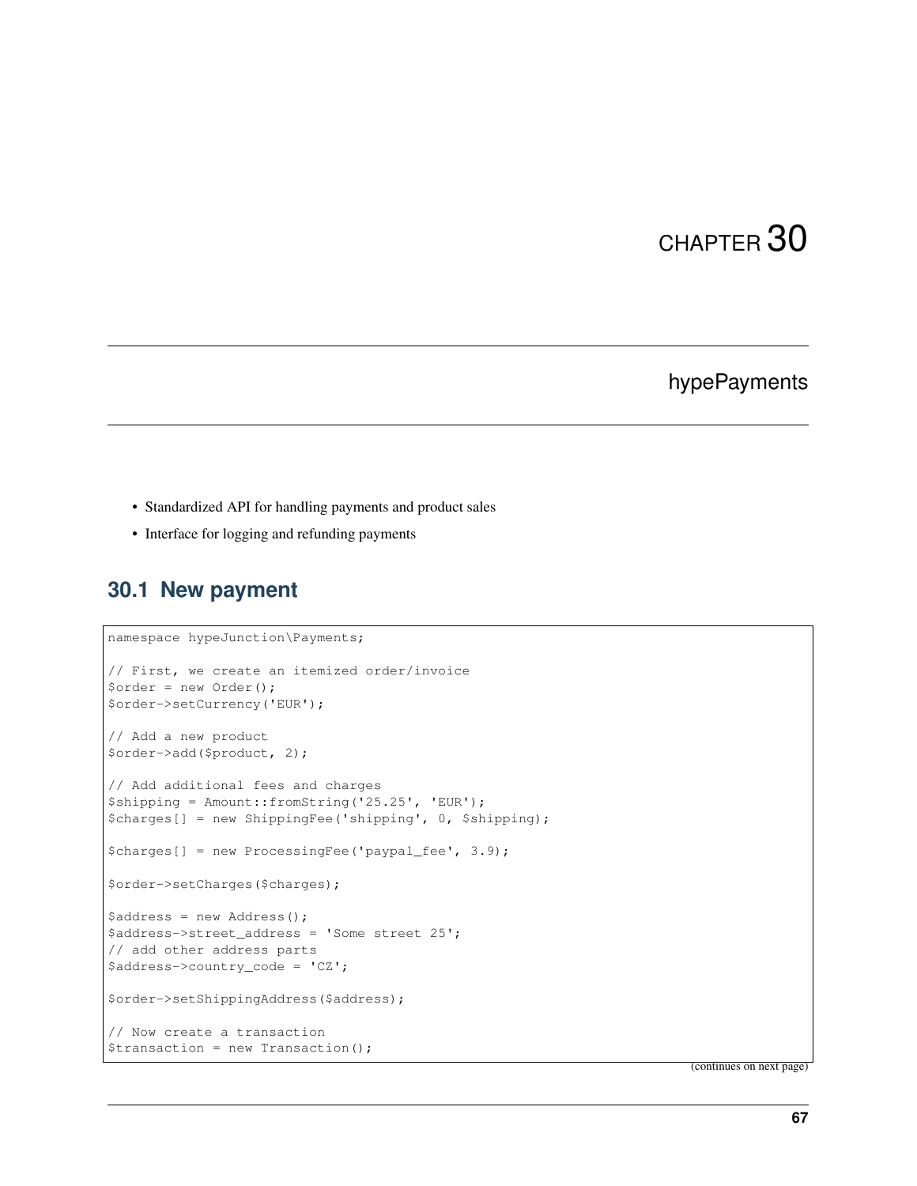# CHAPTER 30

## hypePayments

- Standardized API for handling payments and product sales
- Interface for logging and refunding payments

### 30.1 New payment

```
namespace hypeJunction\Payments;

// First, we create an itemized order/invoice
$order = new Order();
$order->setCurrency('EUR');

// Add a new product
$order->add($product, 2);

// Add additional fees and charges
$shipping = Amount::fromString('25.25', 'EUR');
$charges[] = new ShippingFee('shipping', 0, $shipping);

$charges[] = new ProcessingFee('paypal_fee', 3.9);

$order->setCharges($charges);

$address = new Address();
$address->street_address = 'Some street 25';
// add other address parts
$address->country_code = 'CZ';

$order->setShippingAddress($address);

// Now create a transaction
$transaction = new Transaction();
```

(continues on next page)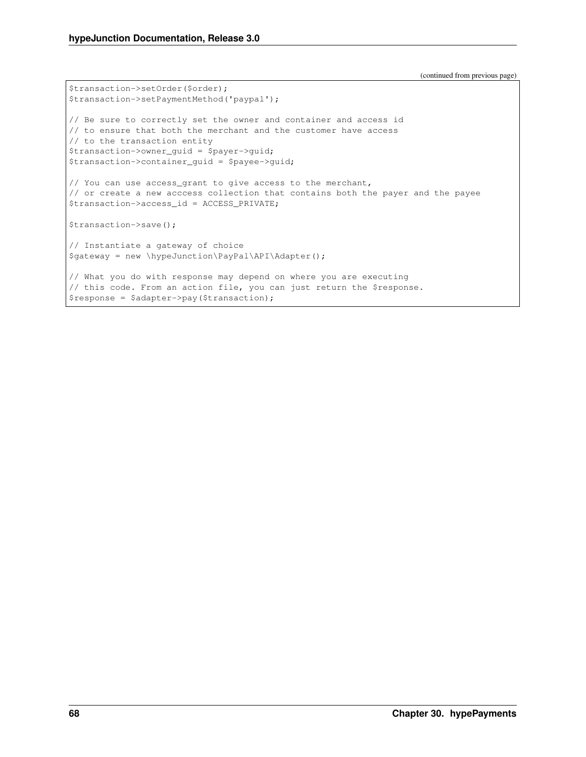(continued from previous page)

```
$transaction->setOrder($order);
$transaction->setPaymentMethod('paypal');

// Be sure to correctly set the owner and container and access id
// to ensure that both the merchant and the customer have access
// to the transaction entity
$transaction->owner_guid = $payer->guid;
$transaction->container_guid = $payee->guid;

// You can use access_grant to give access to the merchant,
// or create a new acccess collection that contains both the payer and the payee
$transaction->access_id = ACCESS_PRIVATE;

$transaction->save();

// Instantiate a gateway of choice
$gateway = new \hypeJunction\PayPal\API\Adapter();

// What you do with response may depend on where you are executing
// this code. From an action file, you can just return the $response.
$response = $adapter->pay($transaction);
```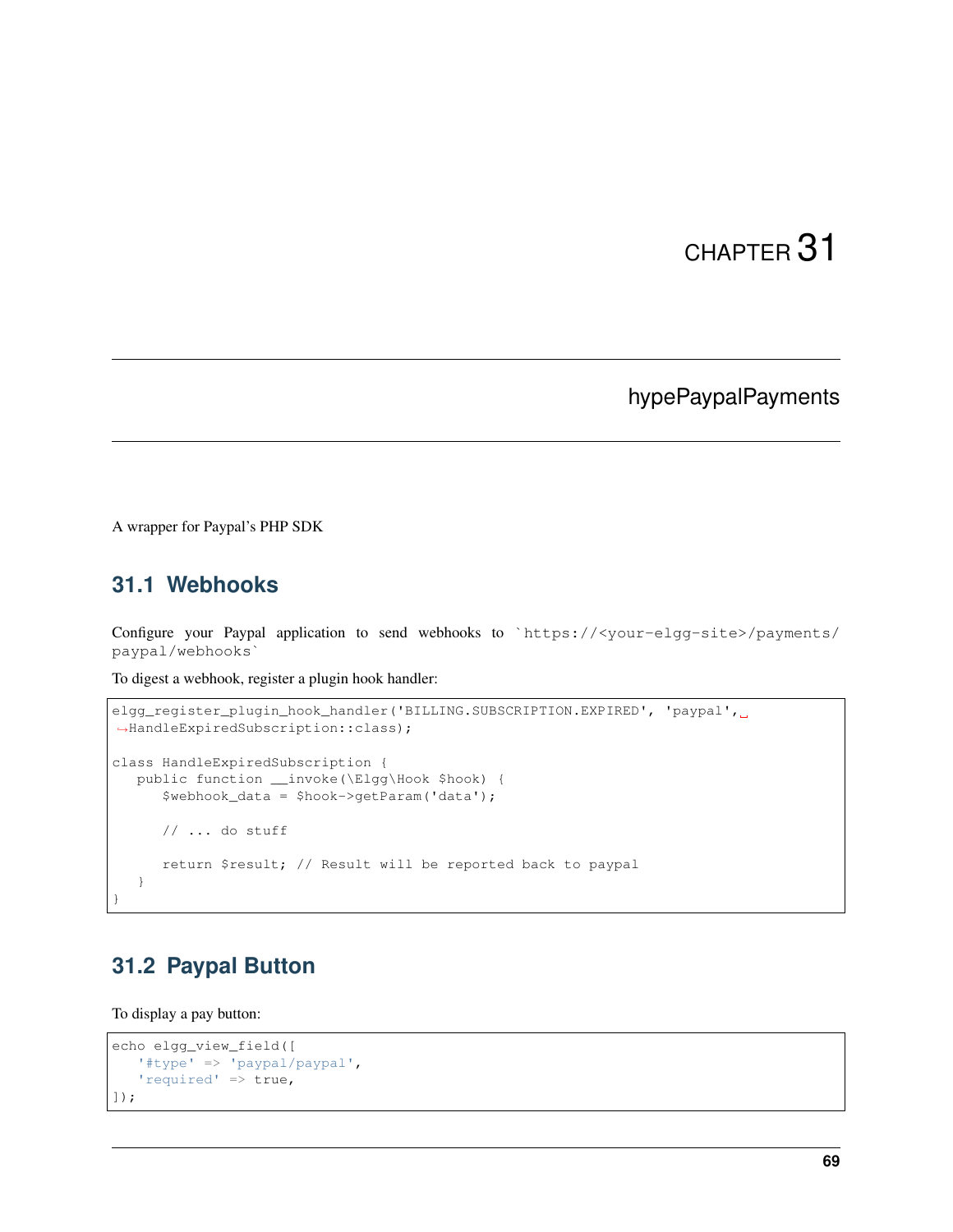# CHAPTER 31

## hypePaypalPayments

A wrapper for Paypal's PHP SDK

### 31.1 Webhooks

Configure your Paypal application to send webhooks to `https://<your-elgg-site>/payments/paypal/webhooks`

To digest a webhook, register a plugin hook handler:

```
elgg_register_plugin_hook_handler('BILLING.SUBSCRIPTION.EXPIRED', 'paypal', HandleExpiredSubscription::class);

class HandleExpiredSubscription {
   public function __invoke(\Elgg\Hook $hook) {
      $webhook_data = $hook->getParam('data');

      // ... do stuff

      return $result; // Result will be reported back to paypal
   }
}
```

### 31.2 Paypal Button

To display a pay button:

```
echo elgg_view_field([
   '#type' => 'paypal/paypal',
   'required' => true,
]);
```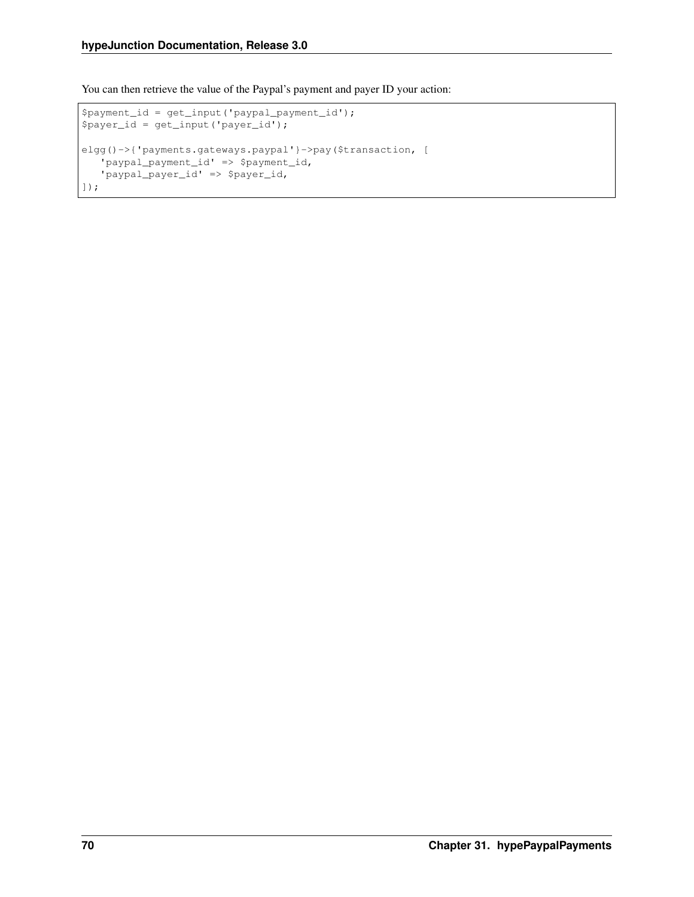You can then retrieve the value of the Paypal's payment and payer ID your action:

```
$payment_id = get_input('paypal_payment_id');
$payer_id = get_input('payer_id');

elgg()->{'payments.gateways.paypal'}->pay($transaction, [
   'paypal_payment_id' => $payment_id,
   'paypal_payer_id' => $payer_id,
]);
```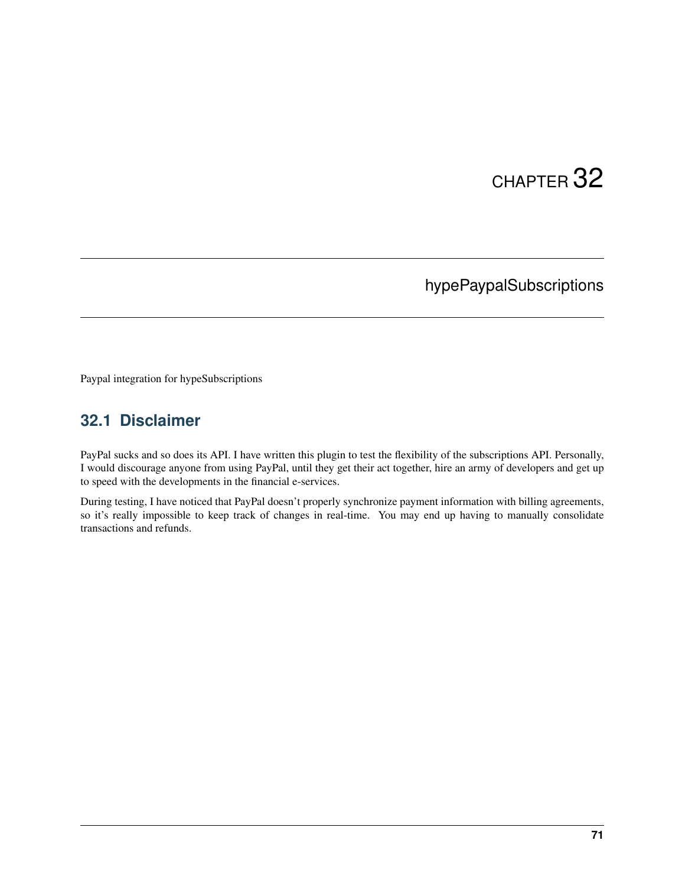# CHAPTER 32

# hypePaypalSubscriptions

Paypal integration for hypeSubscriptions

## 32.1 Disclaimer

PayPal sucks and so does its API. I have written this plugin to test the flexibility of the subscriptions API. Personally, I would discourage anyone from using PayPal, until they get their act together, hire an army of developers and get up to speed with the developments in the financial e-services.

During testing, I have noticed that PayPal doesn't properly synchronize payment information with billing agreements, so it's really impossible to keep track of changes in real-time. You may end up having to manually consolidate transactions and refunds.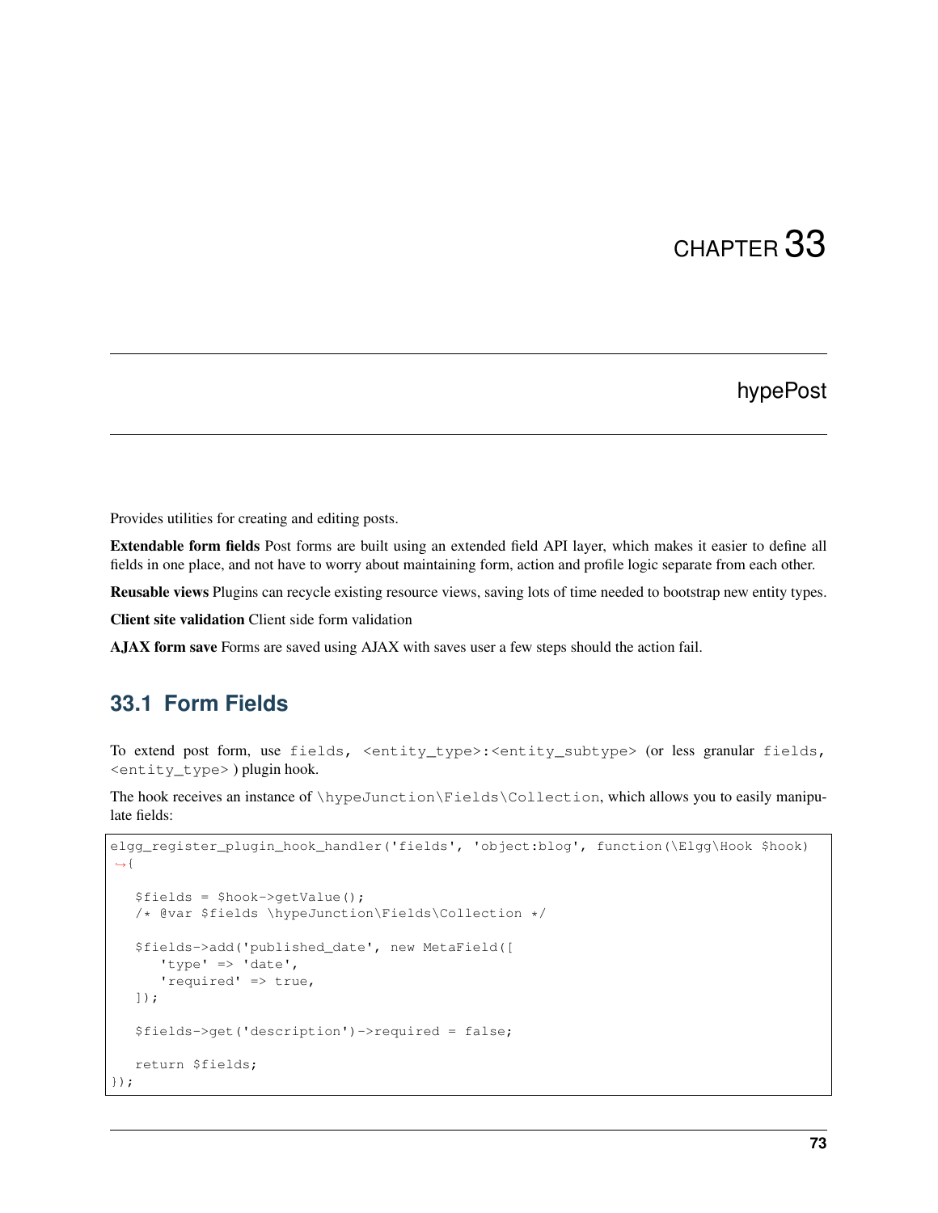# CHAPTER 33

## hypePost

Provides utilities for creating and editing posts.

**Extendable form fields** Post forms are built using an extended field API layer, which makes it easier to define all fields in one place, and not have to worry about maintaining form, action and profile logic separate from each other.

**Reusable views** Plugins can recycle existing resource views, saving lots of time needed to bootstrap new entity types.

**Client site validation** Client side form validation

**AJAX form save** Forms are saved using AJAX with saves user a few steps should the action fail.

## 33.1 Form Fields

To extend post form, use `fields, <entity_type>:<entity_subtype>` (or less granular `fields, <entity_type>`) plugin hook.

The hook receives an instance of `\hypeJunction\Fields\Collection`, which allows you to easily manipulate fields:

```
elgg_register_plugin_hook_handler('fields', 'object:blog', function(\Elgg\Hook $hook)
{

   $fields = $hook->getValue();
   /* @var $fields \hypeJunction\Fields\Collection */

   $fields->add('published_date', new MetaField([
      'type' => 'date',
      'required' => true,
   ]);

   $fields->get('description')->required = false;

   return $fields;
});
```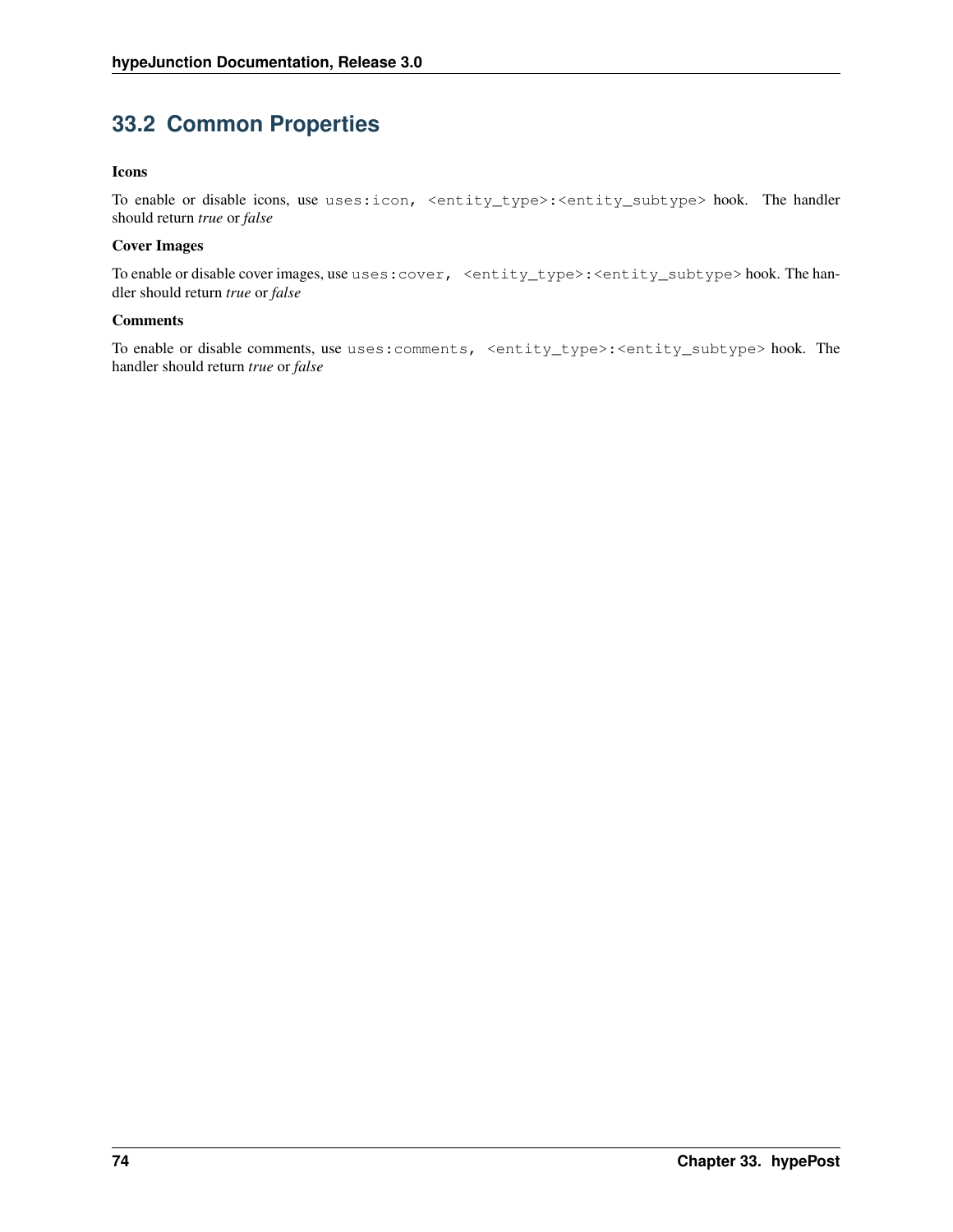## 33.2 Common Properties

**Icons**

To enable or disable icons, use `uses:icon, <entity_type>:<entity_subtype>` hook. The handler should return *true* or *false*

**Cover Images**

To enable or disable cover images, use `uses:cover, <entity_type>:<entity_subtype>` hook. The handler should return *true* or *false*

**Comments**

To enable or disable comments, use `uses:comments, <entity_type>:<entity_subtype>` hook. The handler should return *true* or *false*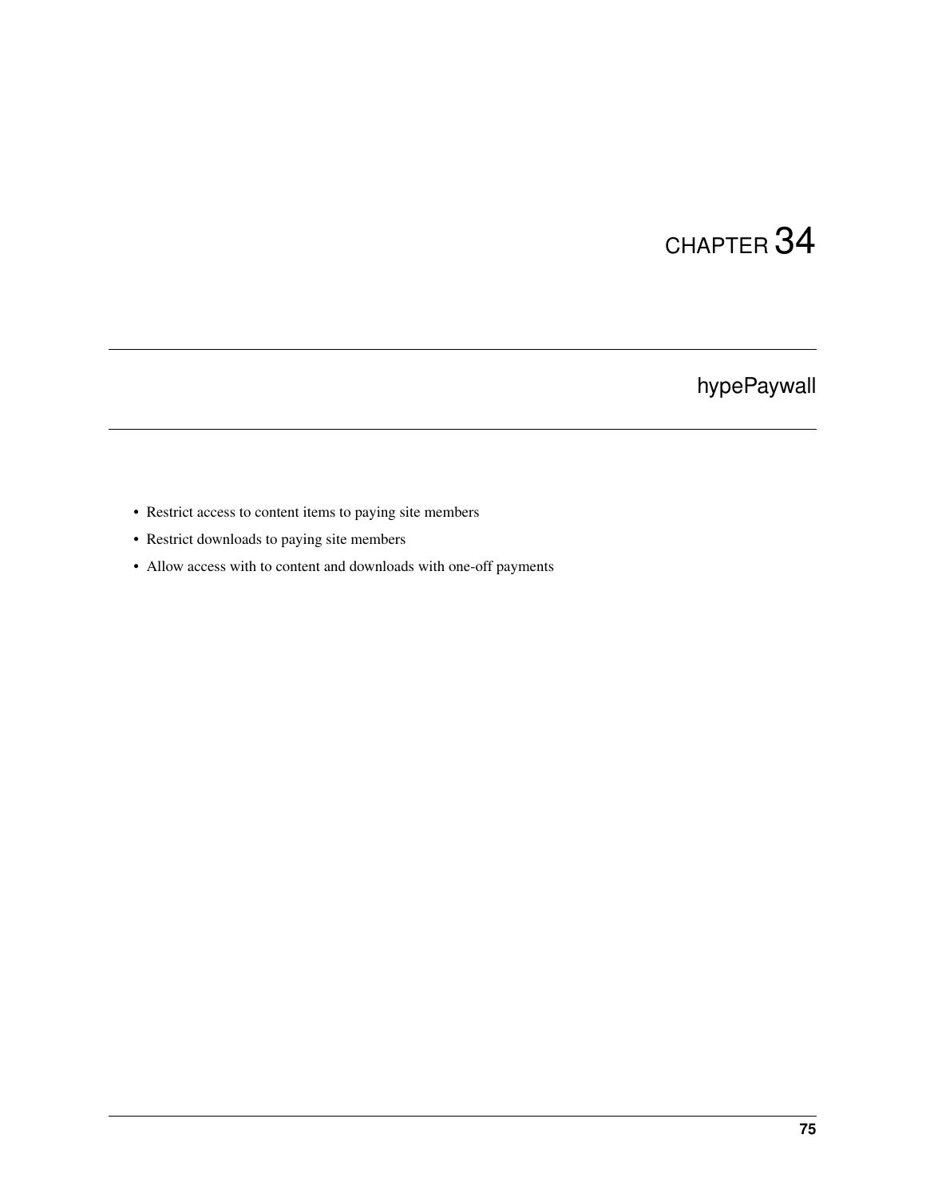# CHAPTER 34

## hypePaywall

- Restrict access to content items to paying site members
- Restrict downloads to paying site members
- Allow access with to content and downloads with one-off payments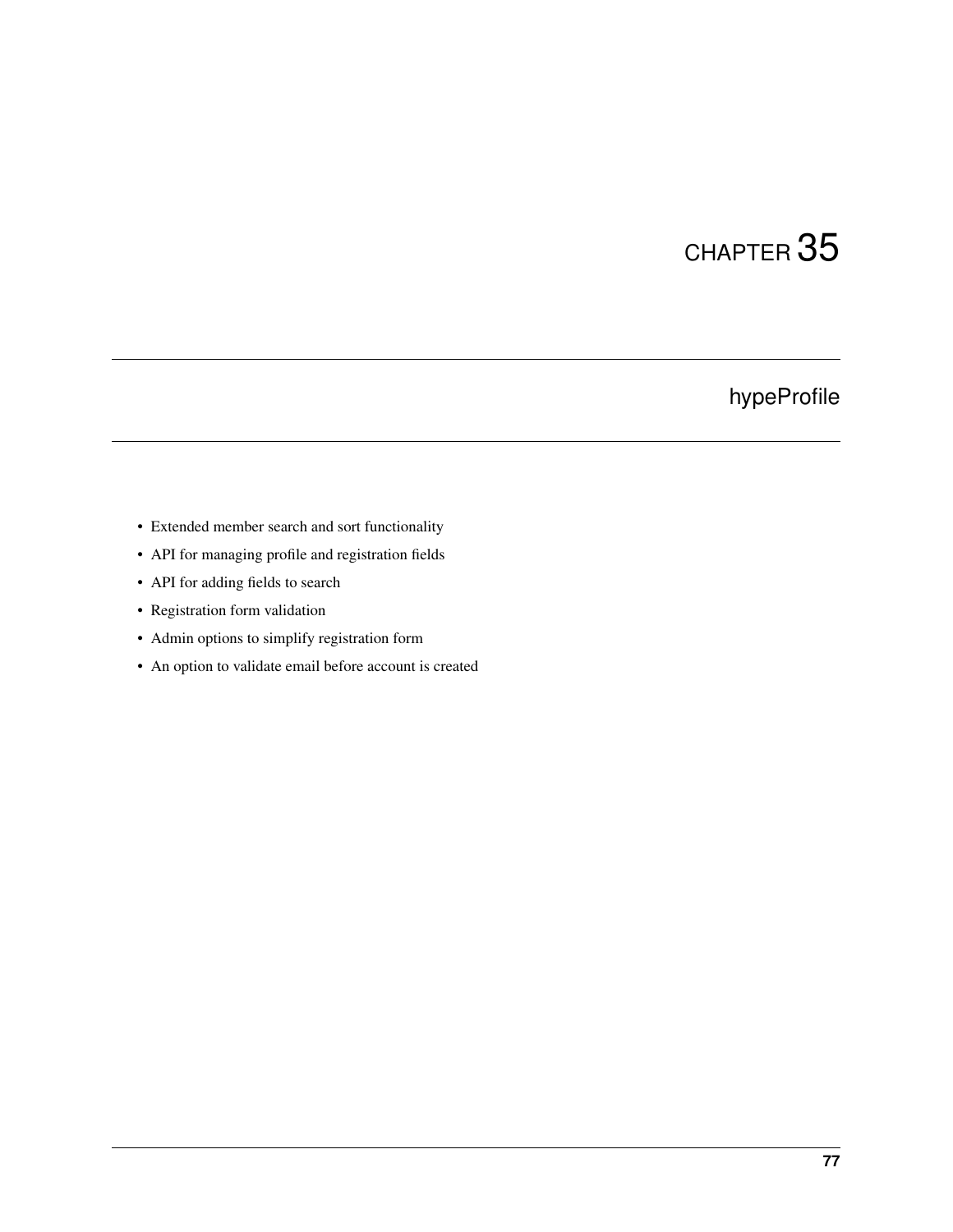# CHAPTER 35

## hypeProfile

- Extended member search and sort functionality
- API for managing profile and registration fields
- API for adding fields to search
- Registration form validation
- Admin options to simplify registration form
- An option to validate email before account is created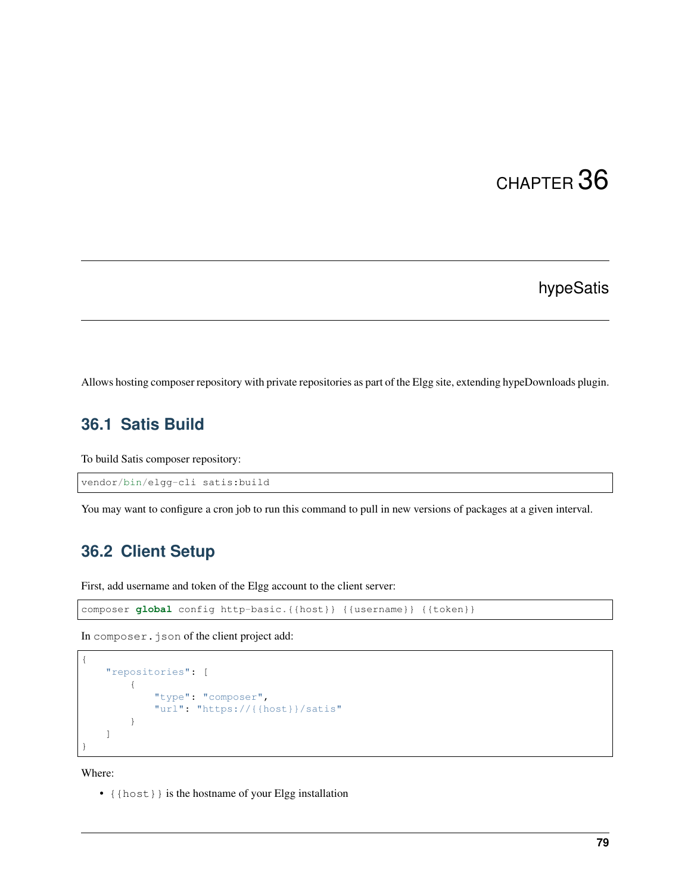# CHAPTER 36

## hypeSatis

Allows hosting composer repository with private repositories as part of the Elgg site, extending hypeDownloads plugin.

## 36.1 Satis Build

To build Satis composer repository:

```
vendor/bin/elgg-cli satis:build
```

You may want to configure a cron job to run this command to pull in new versions of packages at a given interval.

## 36.2 Client Setup

First, add username and token of the Elgg account to the client server:

```
composer global config http-basic.{{host}} {{username}} {{token}}
```

In `composer.json` of the client project add:

```
{
    "repositories": [
        {
            "type": "composer",
            "url": "https://{{host}}/satis"
        }
    ]
}
```

Where:

- `{{host}}` is the hostname of your Elgg installation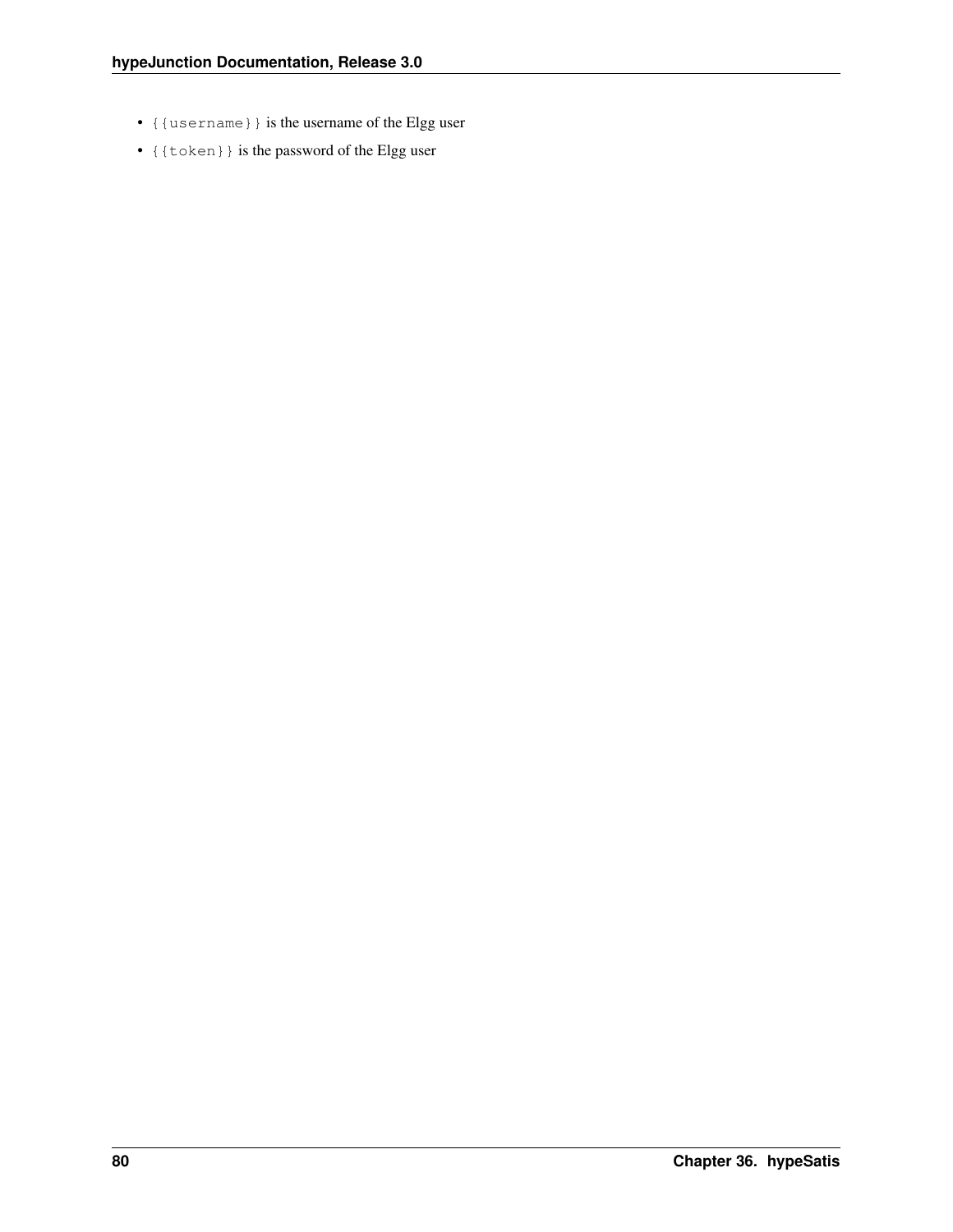- `{{username}}` is the username of the Elgg user
- `{{token}}` is the password of the Elgg user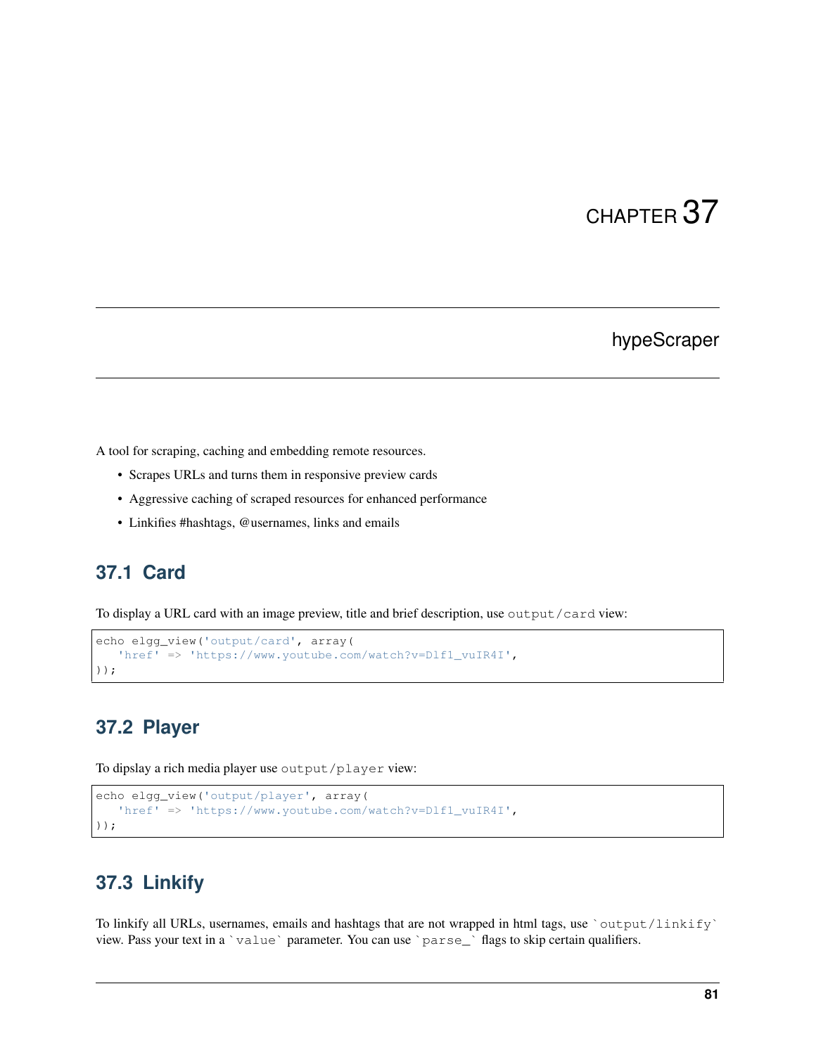# CHAPTER 37

# hypeScraper

A tool for scraping, caching and embedding remote resources.

- Scrapes URLs and turns them in responsive preview cards
- Aggressive caching of scraped resources for enhanced performance
- Linkifies #hashtags, @usernames, links and emails

## 37.1 Card

To display a URL card with an image preview, title and brief description, use `output/card` view:

```
echo elgg_view('output/card', array(
   'href' => 'https://www.youtube.com/watch?v=Dlf1_vuIR4I',
));
```

## 37.2 Player

To dipslay a rich media player use `output/player` view:

```
echo elgg_view('output/player', array(
   'href' => 'https://www.youtube.com/watch?v=Dlf1_vuIR4I',
));
```

## 37.3 Linkify

To linkify all URLs, usernames, emails and hashtags that are not wrapped in html tags, use `` `output/linkify` `` view. Pass your text in a `` `value` `` parameter. You can use `` `parse_` `` flags to skip certain qualifiers.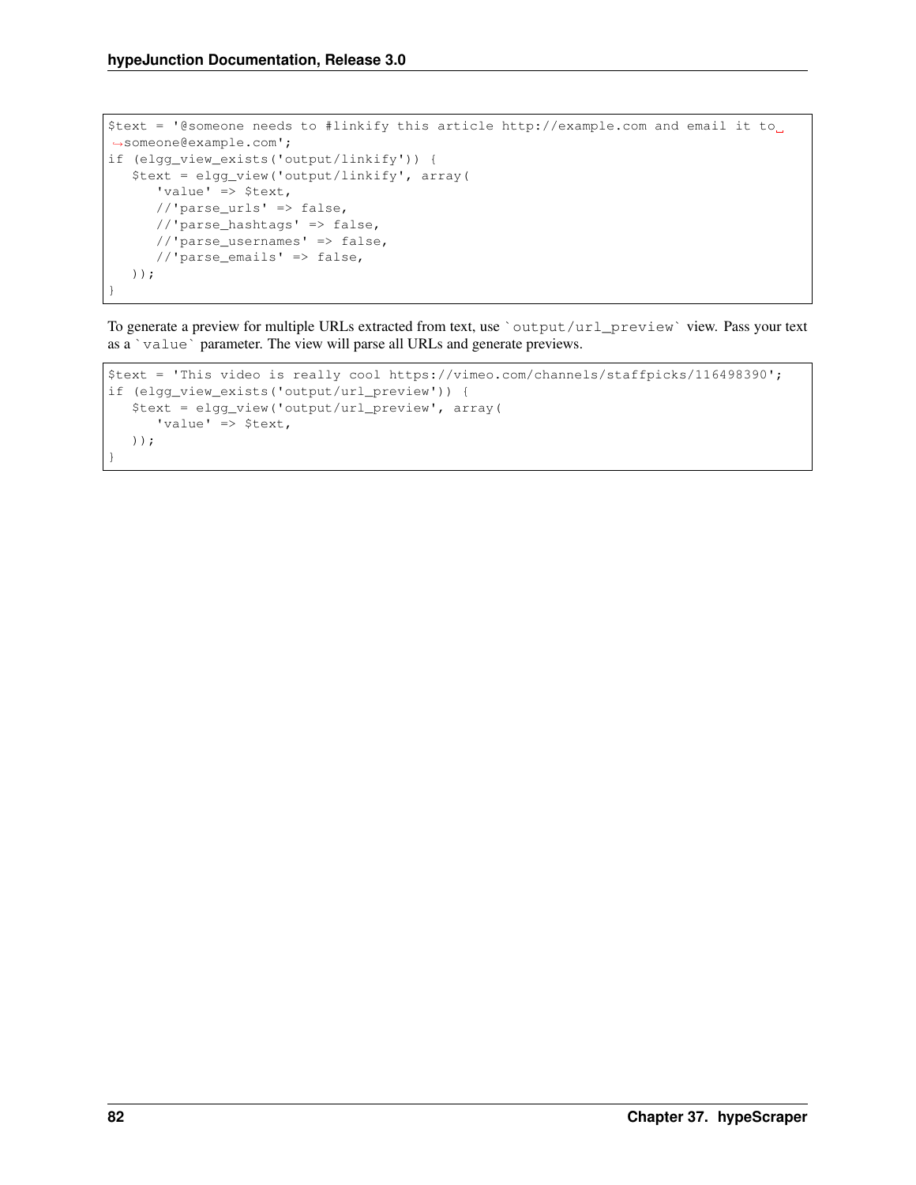```php
$text = '@someone needs to #linkify this article http://example.com and email it to someone@example.com';
if (elgg_view_exists('output/linkify')) {
   $text = elgg_view('output/linkify', array(
      'value' => $text,
      //'parse_urls' => false,
      //'parse_hashtags' => false,
      //'parse_usernames' => false,
      //'parse_emails' => false,
   ));
}
```

To generate a preview for multiple URLs extracted from text, use `output/url_preview` view. Pass your text as a `value` parameter. The view will parse all URLs and generate previews.

```php
$text = 'This video is really cool https://vimeo.com/channels/staffpicks/116498390';
if (elgg_view_exists('output/url_preview')) {
   $text = elgg_view('output/url_preview', array(
      'value' => $text,
   ));
}
```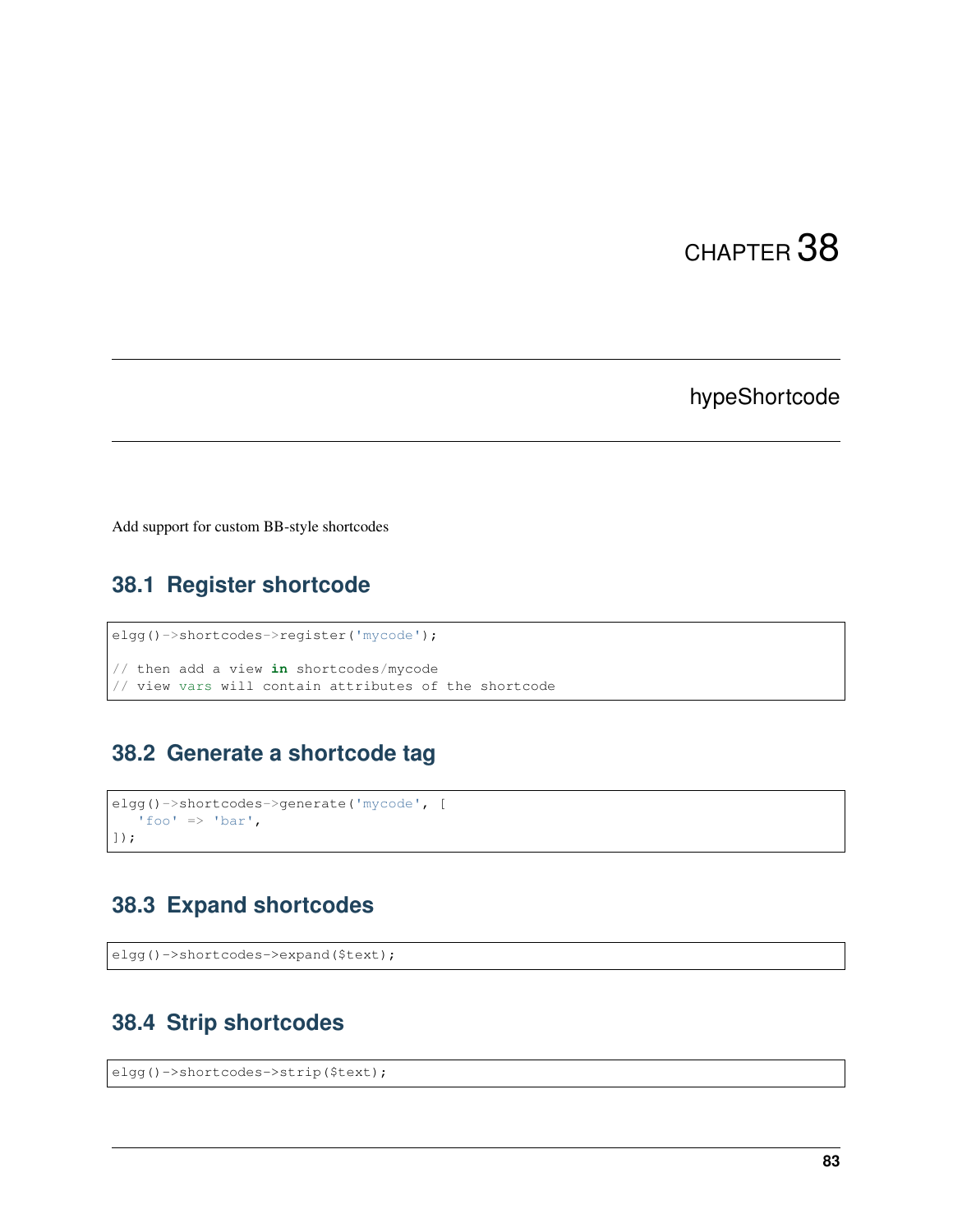# CHAPTER 38

## hypeShortcode

Add support for custom BB-style shortcodes

### 38.1 Register shortcode

```
elgg()->shortcodes->register('mycode');

// then add a view in shortcodes/mycode
// view vars will contain attributes of the shortcode
```

### 38.2 Generate a shortcode tag

```
elgg()->shortcodes->generate('mycode', [
    'foo' => 'bar',
]);
```

### 38.3 Expand shortcodes

```
elgg()->shortcodes->expand($text);
```

### 38.4 Strip shortcodes

```
elgg()->shortcodes->strip($text);
```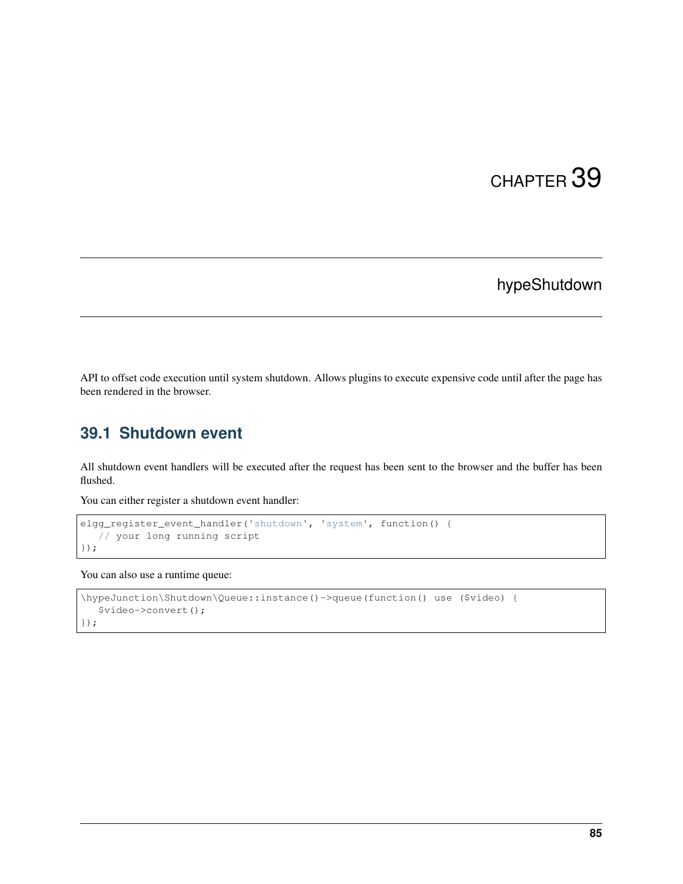# CHAPTER 39

## hypeShutdown

API to offset code execution until system shutdown. Allows plugins to execute expensive code until after the page has been rendered in the browser.

### 39.1 Shutdown event

All shutdown event handlers will be executed after the request has been sent to the browser and the buffer has been flushed.

You can either register a shutdown event handler:

```
elgg_register_event_handler('shutdown', 'system', function() {
   // your long running script
});
```

You can also use a runtime queue:

```
\hypeJunction\Shutdown\Queue::instance()->queue(function() use ($video) {
   $video->convert();
});
```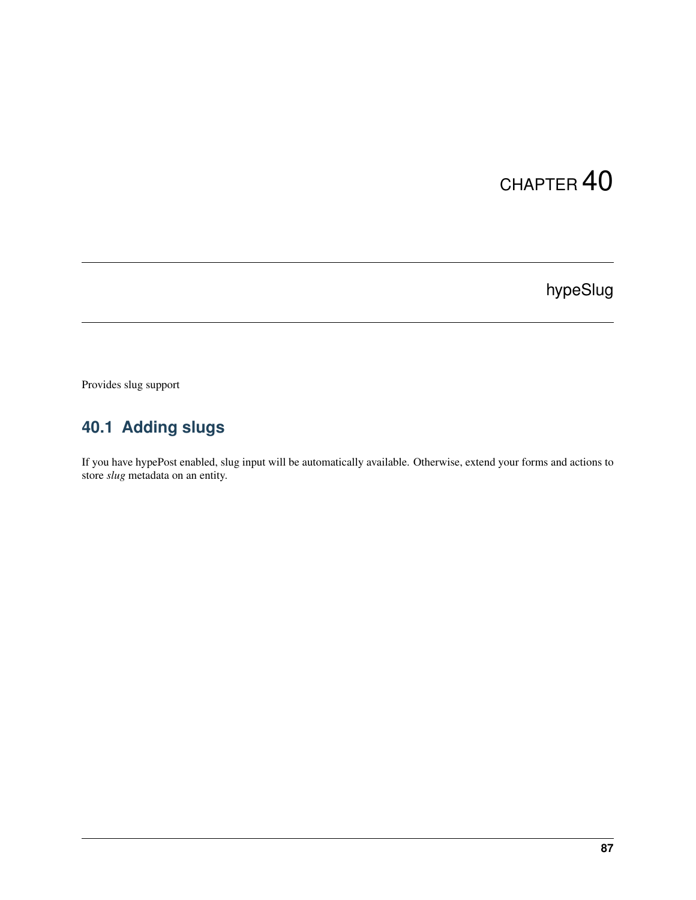# CHAPTER 40

# hypeSlug

Provides slug support

## 40.1 Adding slugs

If you have hypePost enabled, slug input will be automatically available. Otherwise, extend your forms and actions to store *slug* metadata on an entity.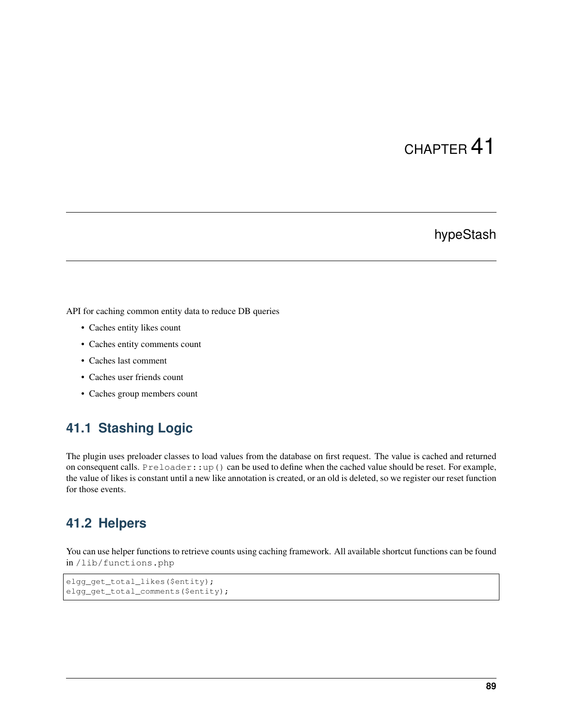# CHAPTER 41

# hypeStash

API for caching common entity data to reduce DB queries

- Caches entity likes count
- Caches entity comments count
- Caches last comment
- Caches user friends count
- Caches group members count

## 41.1 Stashing Logic

The plugin uses preloader classes to load values from the database on first request. The value is cached and returned on consequent calls. `Preloader::up()` can be used to define when the cached value should be reset. For example, the value of likes is constant until a new like annotation is created, or an old is deleted, so we register our reset function for those events.

## 41.2 Helpers

You can use helper functions to retrieve counts using caching framework. All available shortcut functions can be found in `/lib/functions.php`

```
elgg_get_total_likes($entity);
elgg_get_total_comments($entity);
```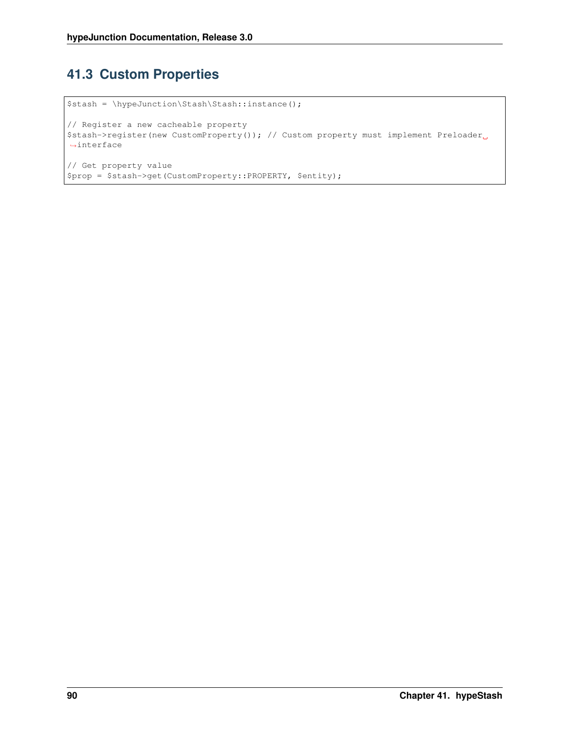## 41.3 Custom Properties

```
$stash = \hypeJunction\Stash\Stash::instance();

// Register a new cacheable property
$stash->register(new CustomProperty()); // Custom property must implement Preloader interface

// Get property value
$prop = $stash->get(CustomProperty::PROPERTY, $entity);
```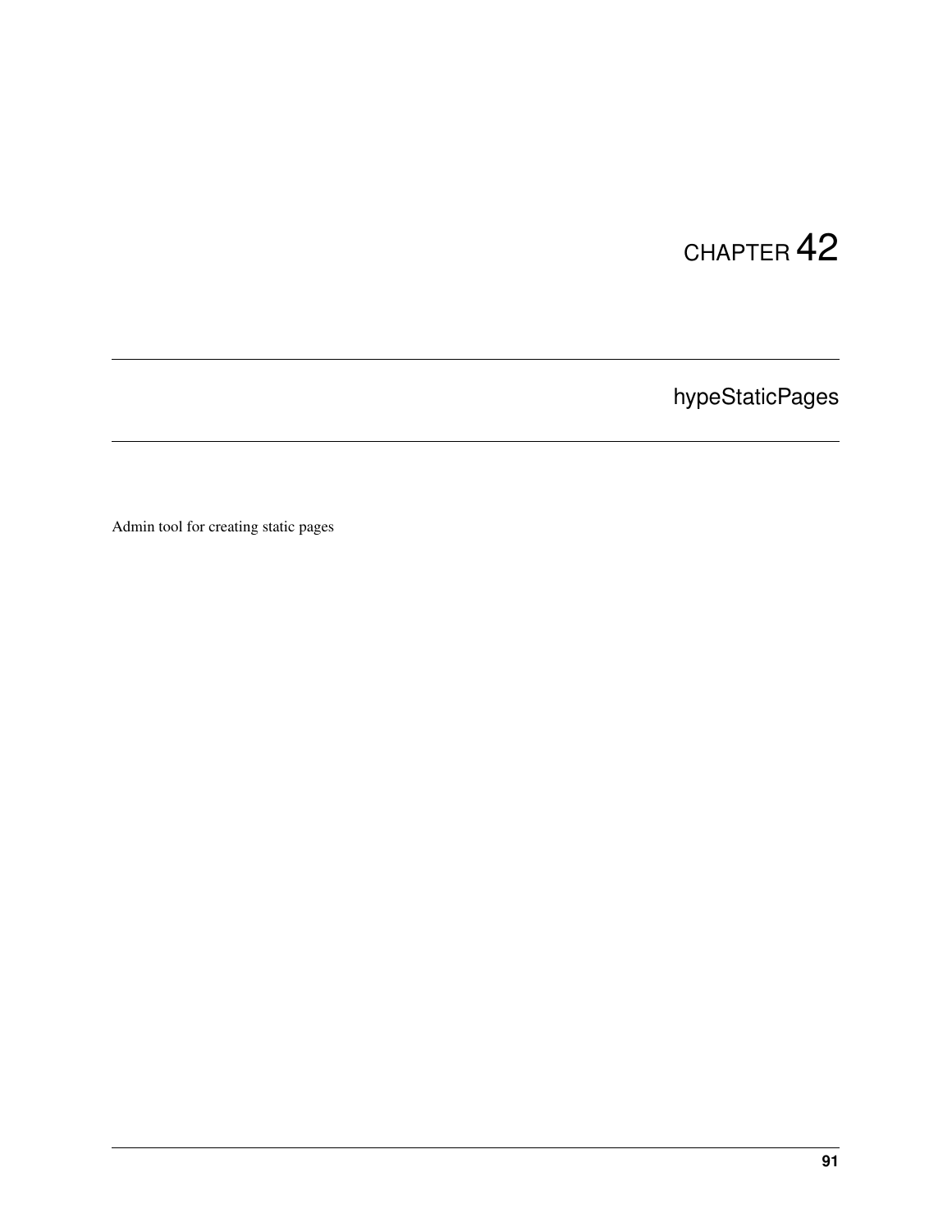# CHAPTER 42

## hypeStaticPages

Admin tool for creating static pages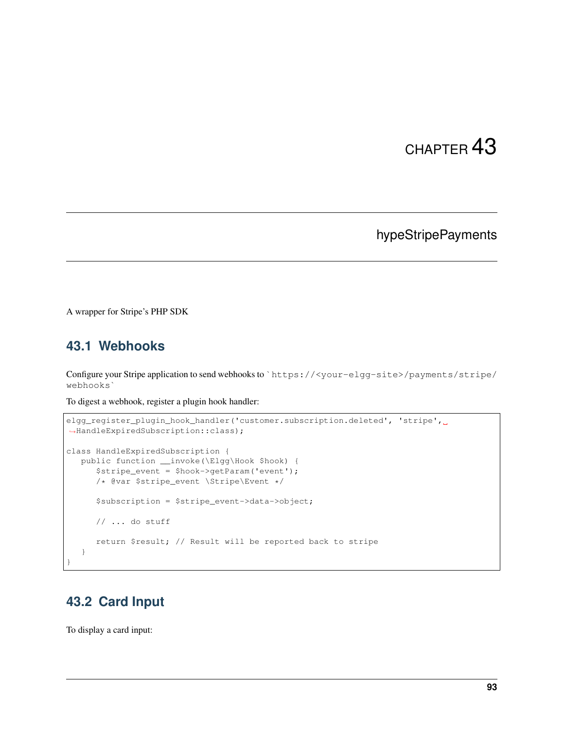# CHAPTER 43

# hypeStripePayments

A wrapper for Stripe's PHP SDK

## 43.1 Webhooks

Configure your Stripe application to send webhooks to `https://<your-elgg-site>/payments/stripe/webhooks`

To digest a webhook, register a plugin hook handler:

```
elgg_register_plugin_hook_handler('customer.subscription.deleted', 'stripe', HandleExpiredSubscription::class);

class HandleExpiredSubscription {
   public function __invoke(\Elgg\Hook $hook) {
      $stripe_event = $hook->getParam('event');
      /* @var $stripe_event \Stripe\Event */

      $subscription = $stripe_event->data->object;

      // ... do stuff

      return $result; // Result will be reported back to stripe
   }
}
```

## 43.2 Card Input

To display a card input: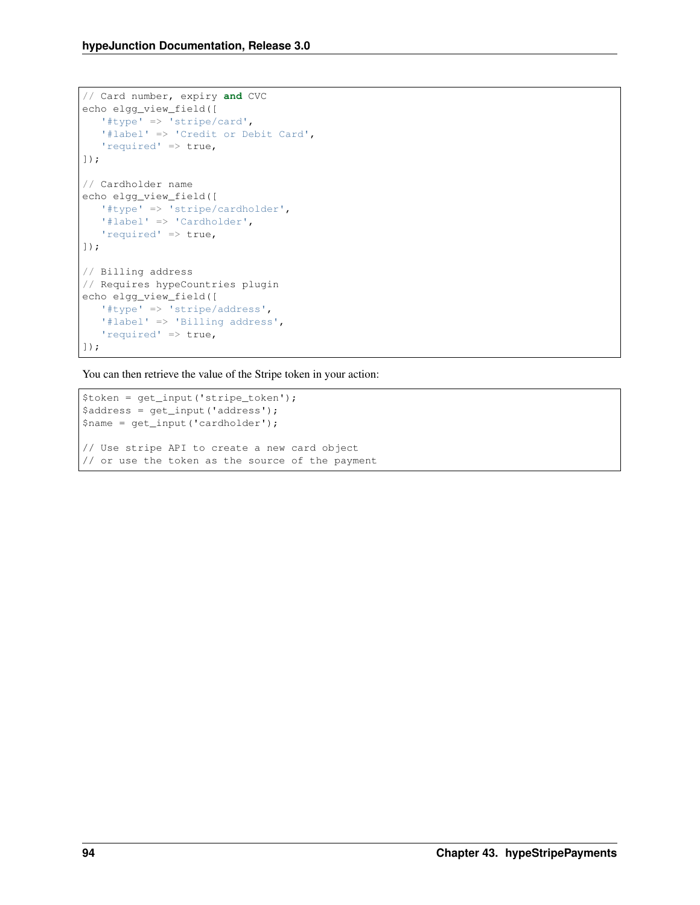```
// Card number, expiry and CVC
echo elgg_view_field([
   '#type' => 'stripe/card',
   '#label' => 'Credit or Debit Card',
   'required' => true,
]);

// Cardholder name
echo elgg_view_field([
   '#type' => 'stripe/cardholder',
   '#label' => 'Cardholder',
   'required' => true,
]);

// Billing address
// Requires hypeCountries plugin
echo elgg_view_field([
   '#type' => 'stripe/address',
   '#label' => 'Billing address',
   'required' => true,
]);
```

You can then retrieve the value of the Stripe token in your action:

```
$token = get_input('stripe_token');
$address = get_input('address');
$name = get_input('cardholder');

// Use stripe API to create a new card object
// or use the token as the source of the payment
```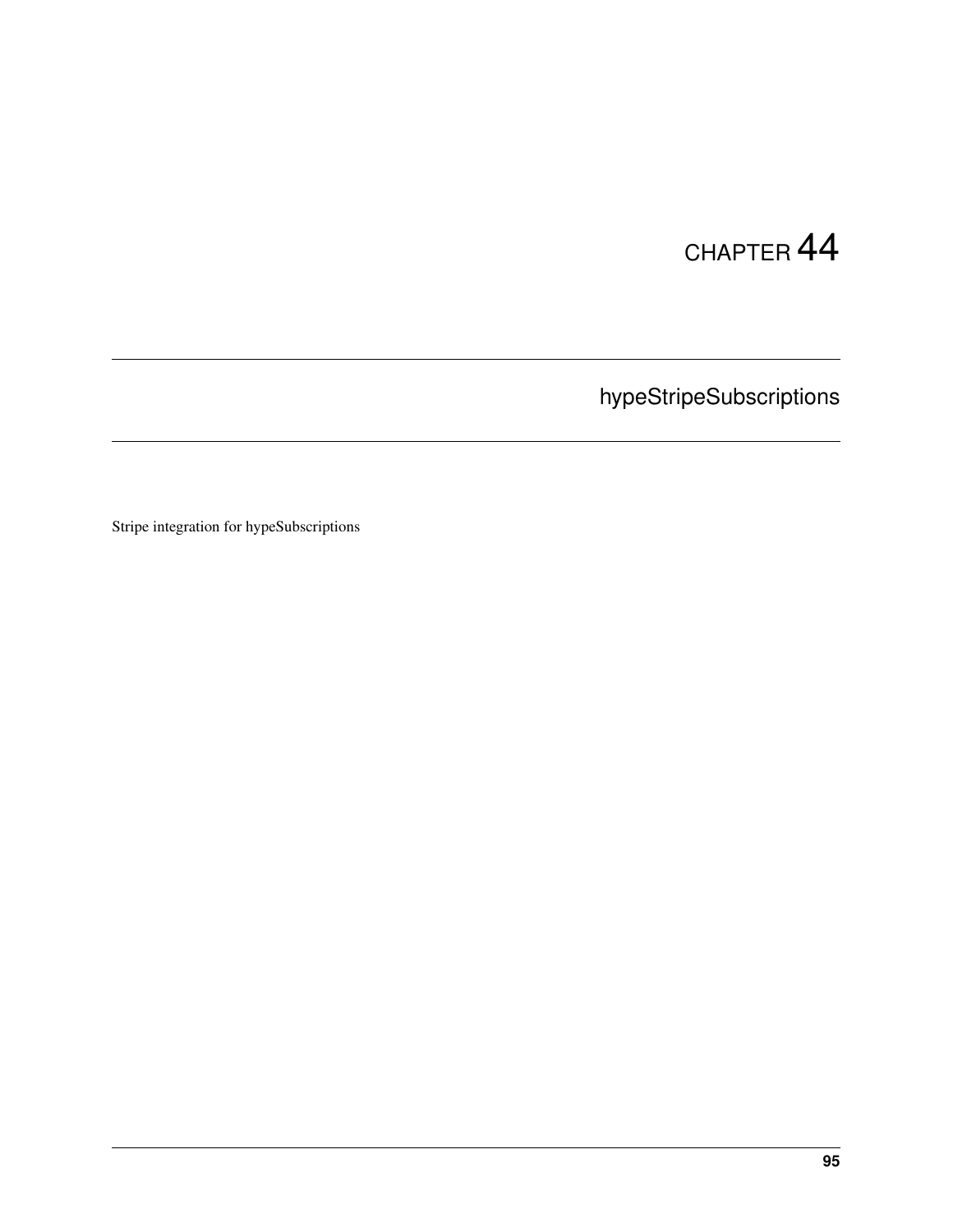# CHAPTER 44

## hypeStripeSubscriptions

Stripe integration for hypeSubscriptions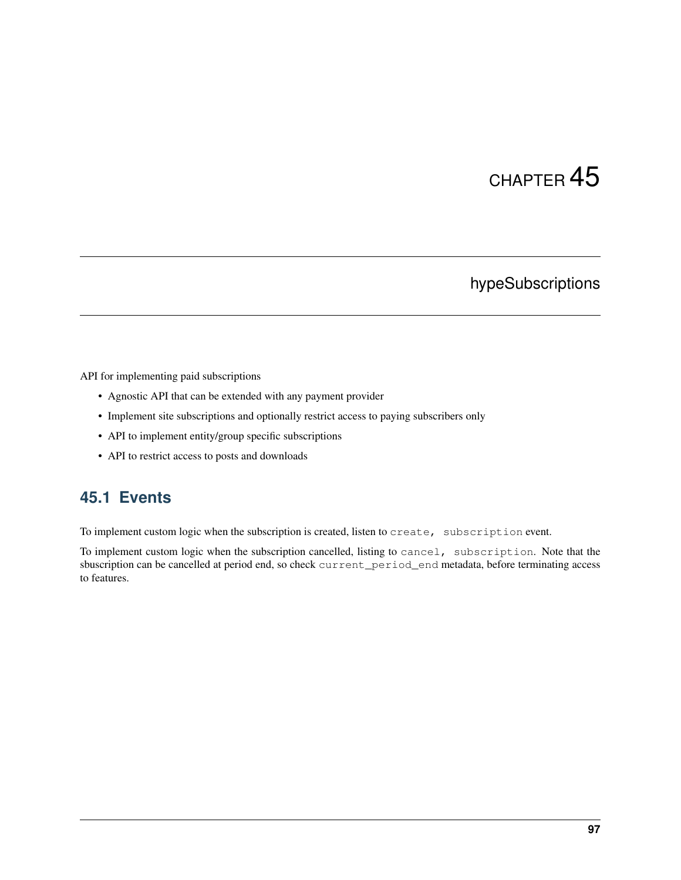# CHAPTER 45

## hypeSubscriptions

API for implementing paid subscriptions

- Agnostic API that can be extended with any payment provider
- Implement site subscriptions and optionally restrict access to paying subscribers only
- API to implement entity/group specific subscriptions
- API to restrict access to posts and downloads

### 45.1 Events

To implement custom logic when the subscription is created, listen to `create, subscription` event.

To implement custom logic when the subscription cancelled, listing to `cancel, subscription`. Note that the sbuscription can be cancelled at period end, so check `current_period_end` metadata, before terminating access to features.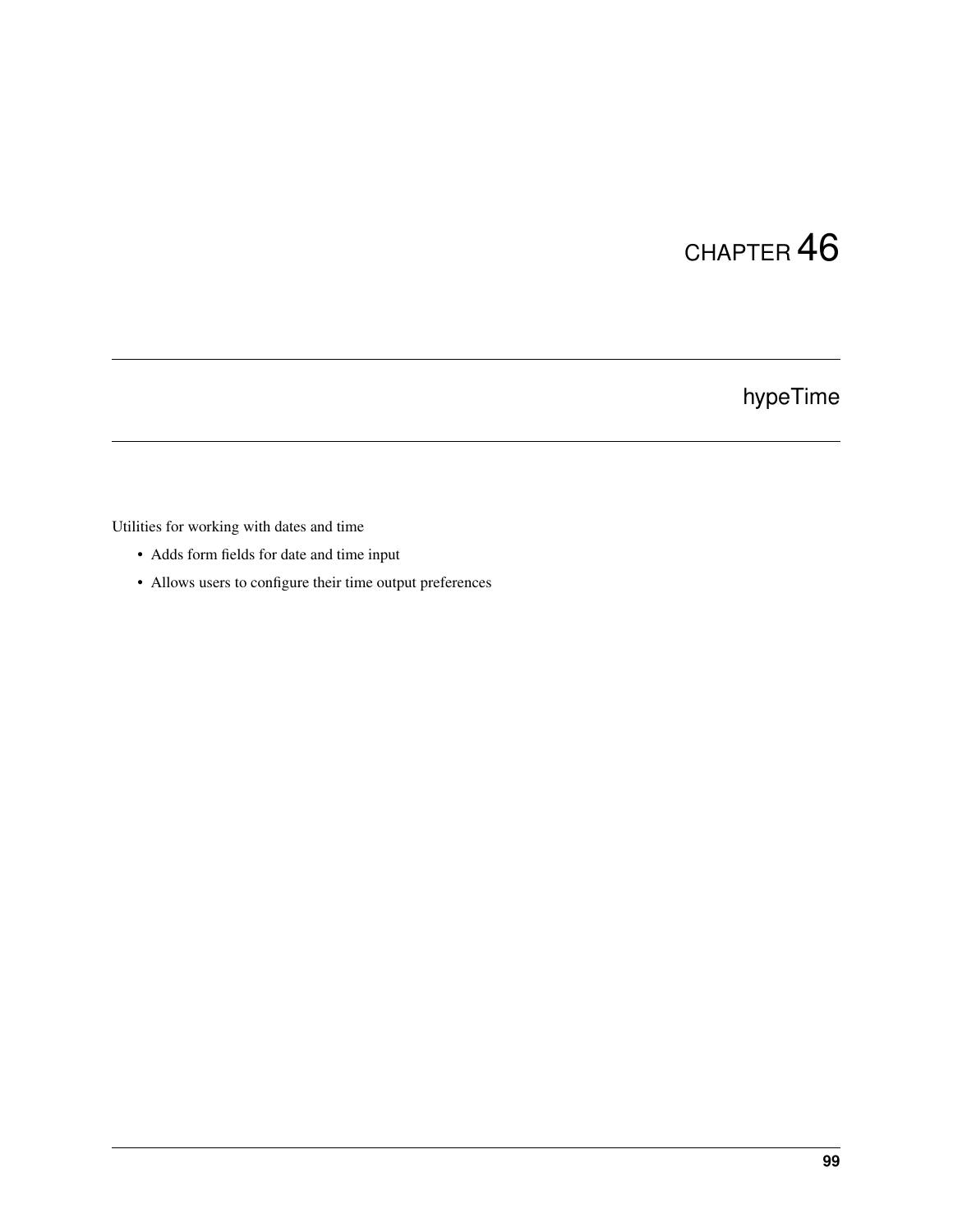# CHAPTER 46

## hypeTime

Utilities for working with dates and time

- Adds form fields for date and time input
- Allows users to configure their time output preferences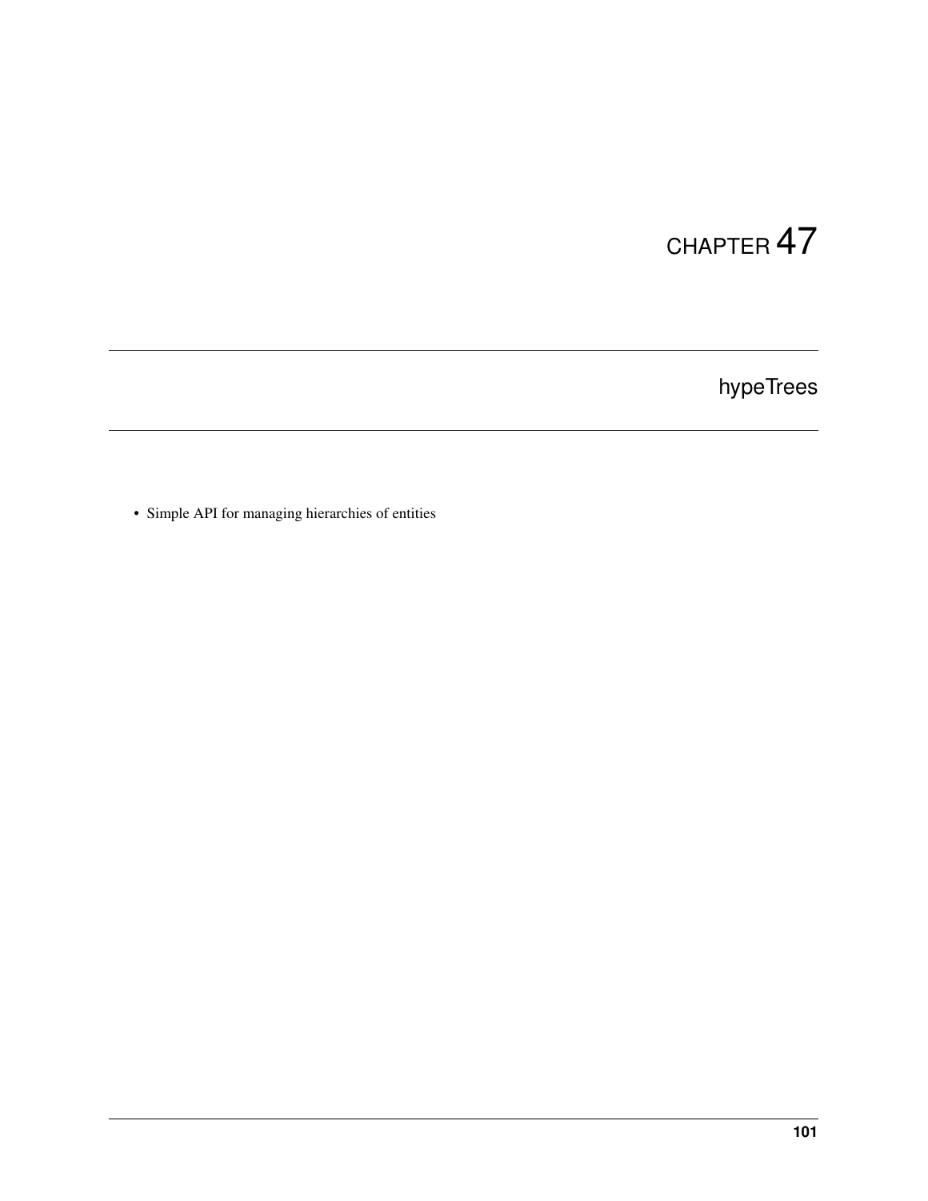# CHAPTER 47

## hypeTrees

- Simple API for managing hierarchies of entities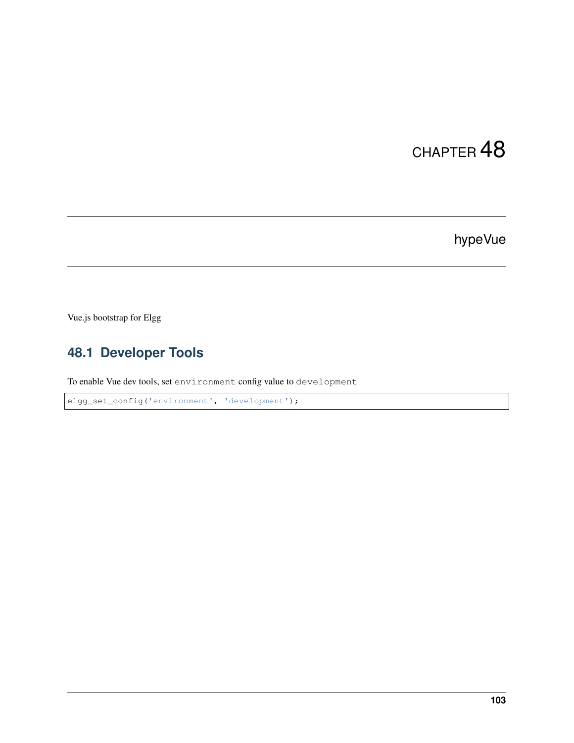# CHAPTER 48

# hypeVue

Vue.js bootstrap for Elgg

## 48.1 Developer Tools

To enable Vue dev tools, set `environment` config value to `development`

```
elgg_set_config('environment', 'development');
```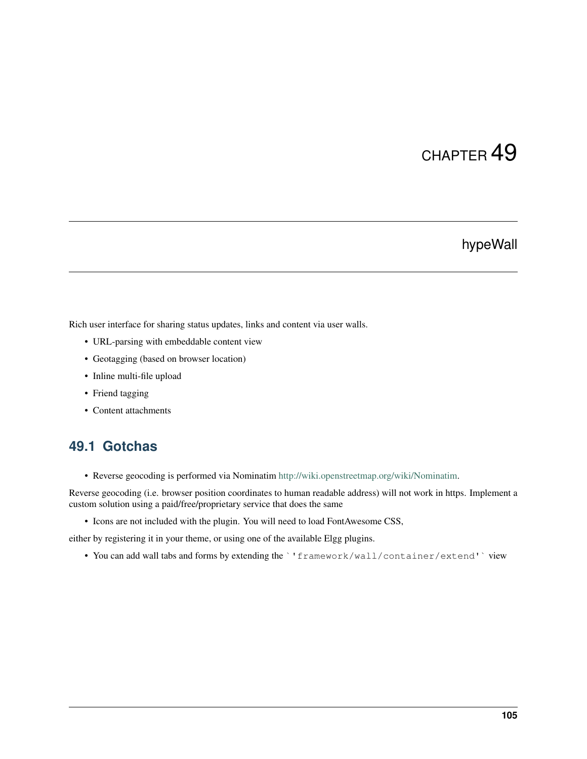# CHAPTER 49

## hypeWall

Rich user interface for sharing status updates, links and content via user walls.

- URL-parsing with embeddable content view
- Geotagging (based on browser location)
- Inline multi-file upload
- Friend tagging
- Content attachments

### 49.1 Gotchas

- Reverse geocoding is performed via Nominatim http://wiki.openstreetmap.org/wiki/Nominatim.

Reverse geocoding (i.e. browser position coordinates to human readable address) will not work in https. Implement a custom solution using a paid/free/proprietary service that does the same

- Icons are not included with the plugin. You will need to load FontAwesome CSS,

either by registering it in your theme, or using one of the available Elgg plugins.

- You can add wall tabs and forms by extending the `` `'framework/wall/container/extend'` `` view